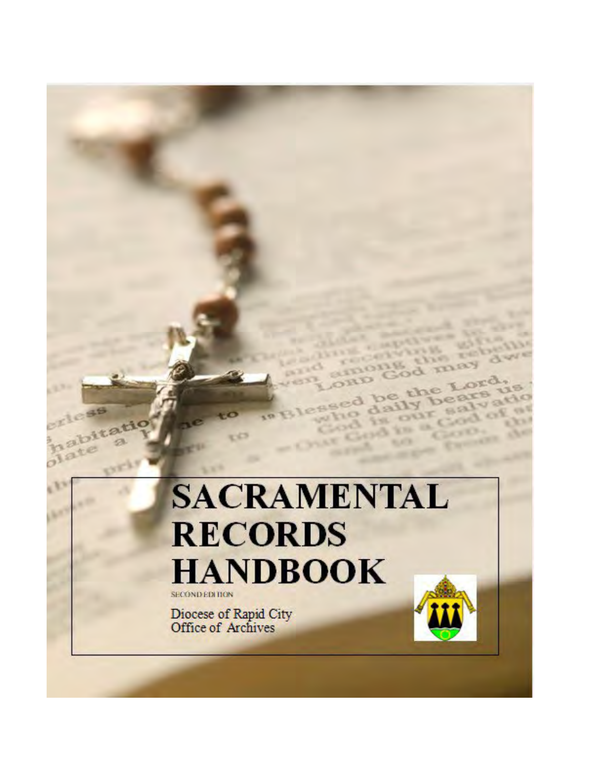# SACRAMENTAL RECORDS HANDBOOK

SECOND EDITION

Diocese of Rapid City
Office of Archives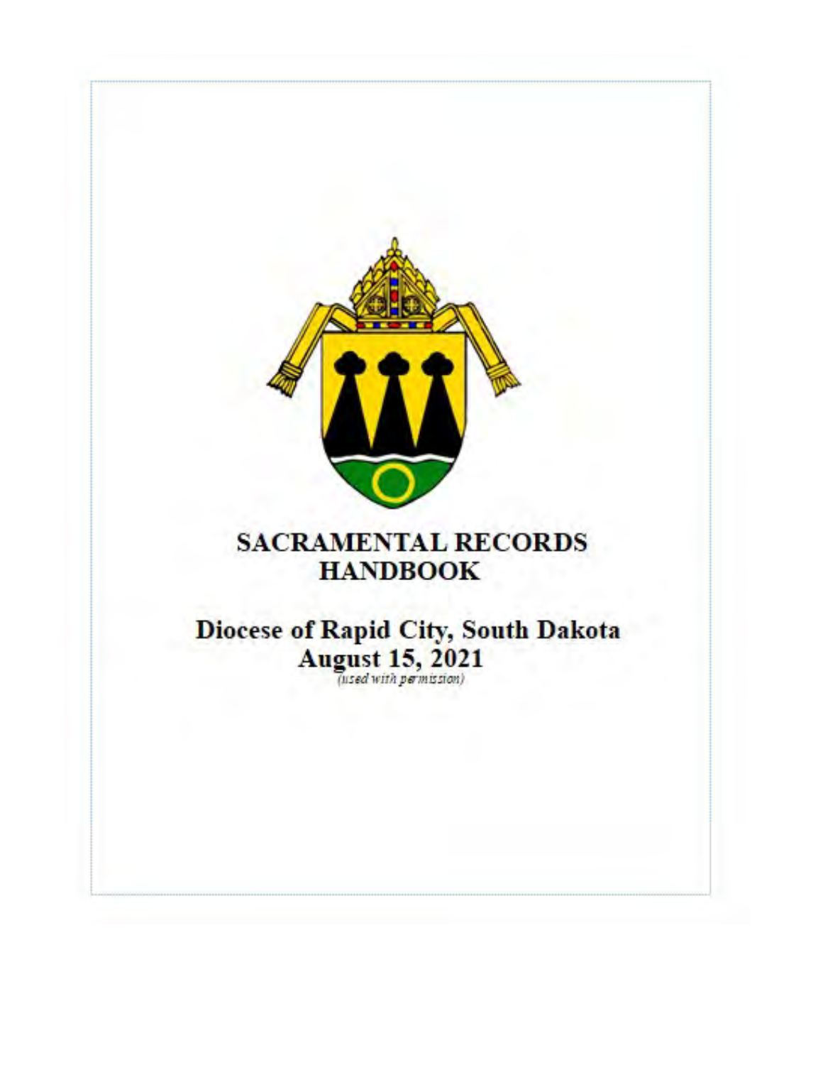# SACRAMENTAL RECORDS HANDBOOK

## Diocese of Rapid City, South Dakota
## August 15, 2021

*(used with permission)*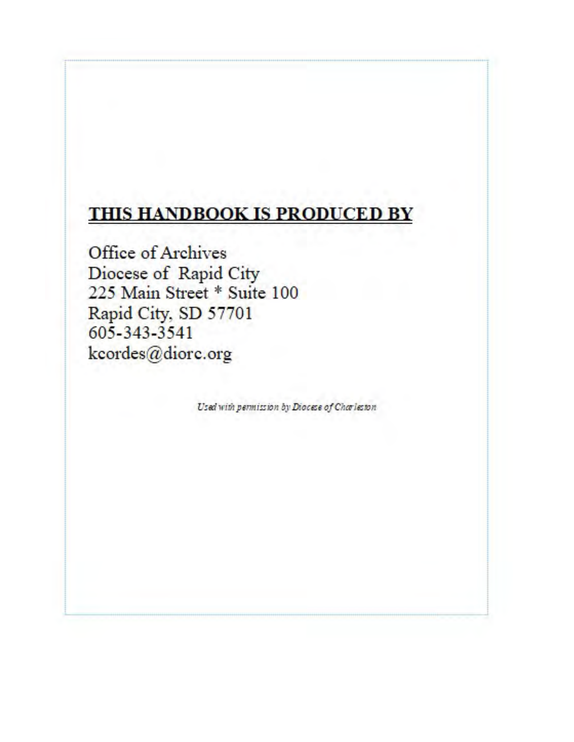## THIS HANDBOOK IS PRODUCED BY

Office of Archives
Diocese of Rapid City
225 Main Street * Suite 100
Rapid City, SD 57701
605-343-3541
kcordes@diorc.org

*Used with permission by Diocese of Charleston*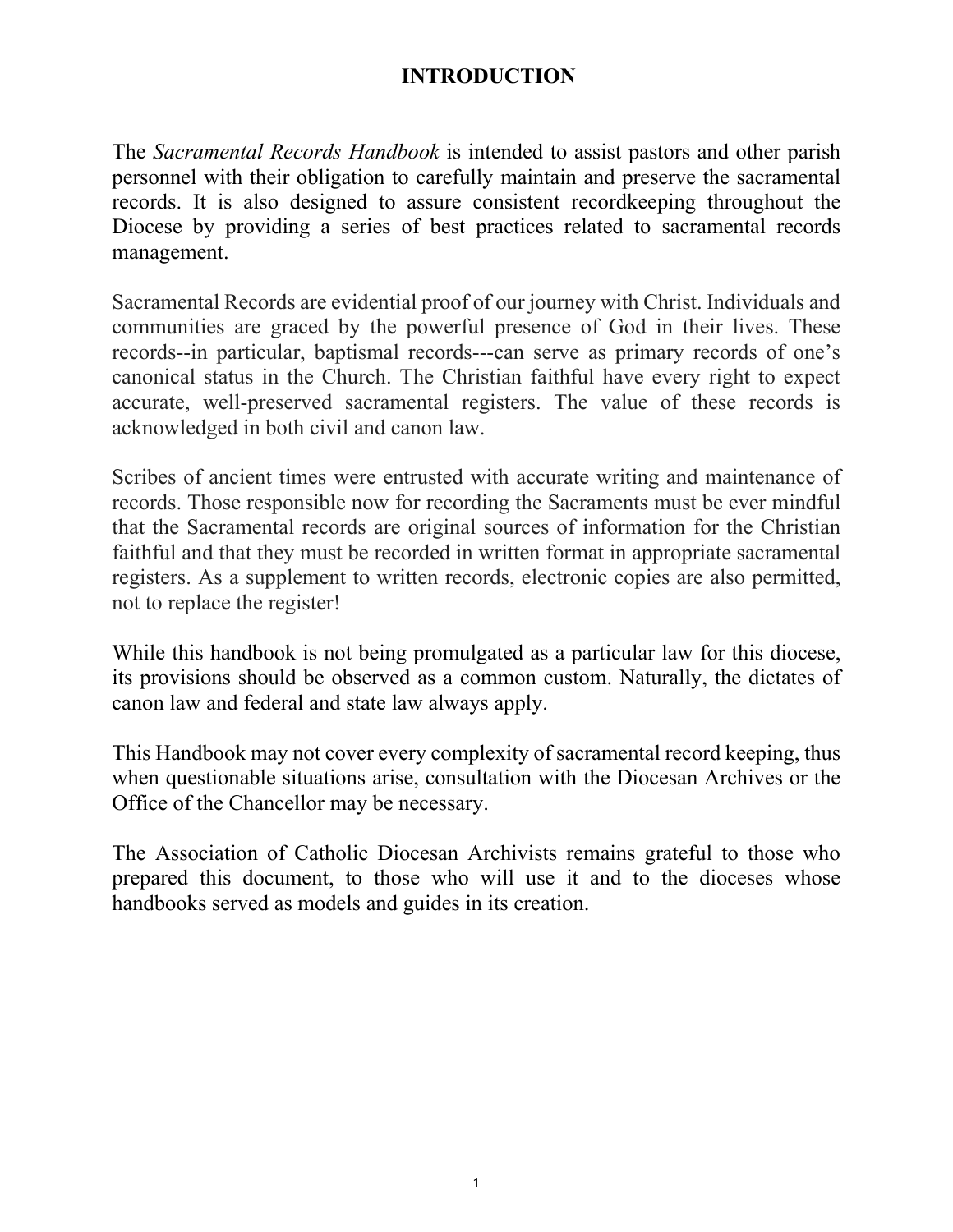# INTRODUCTION

The *Sacramental Records Handbook* is intended to assist pastors and other parish personnel with their obligation to carefully maintain and preserve the sacramental records. It is also designed to assure consistent recordkeeping throughout the Diocese by providing a series of best practices related to sacramental records management.

Sacramental Records are evidential proof of our journey with Christ. Individuals and communities are graced by the powerful presence of God in their lives. These records--in particular, baptismal records---can serve as primary records of one's canonical status in the Church. The Christian faithful have every right to expect accurate, well-preserved sacramental registers. The value of these records is acknowledged in both civil and canon law.

Scribes of ancient times were entrusted with accurate writing and maintenance of records. Those responsible now for recording the Sacraments must be ever mindful that the Sacramental records are original sources of information for the Christian faithful and that they must be recorded in written format in appropriate sacramental registers. As a supplement to written records, electronic copies are also permitted, not to replace the register!

While this handbook is not being promulgated as a particular law for this diocese, its provisions should be observed as a common custom. Naturally, the dictates of canon law and federal and state law always apply.

This Handbook may not cover every complexity of sacramental record keeping, thus when questionable situations arise, consultation with the Diocesan Archives or the Office of the Chancellor may be necessary.

The Association of Catholic Diocesan Archivists remains grateful to those who prepared this document, to those who will use it and to the dioceses whose handbooks served as models and guides in its creation.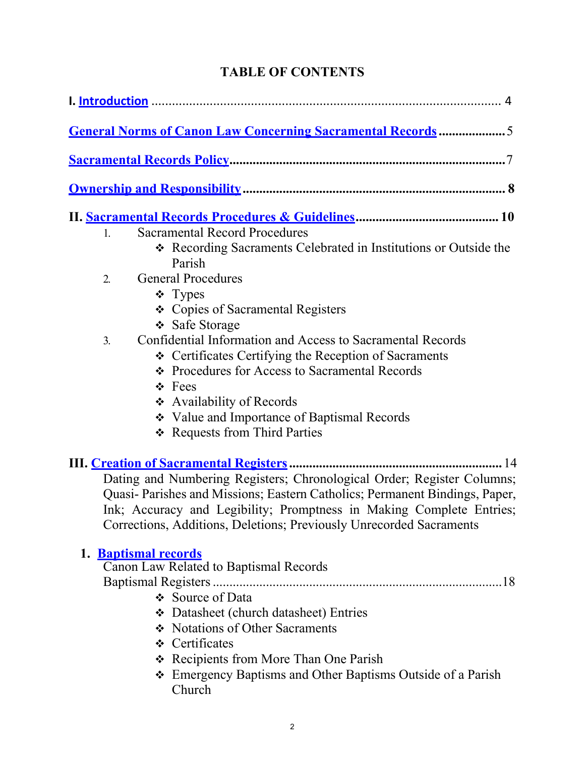# TABLE OF CONTENTS

**I. Introduction** .......................................................................................... 4

**General Norms of Canon Law Concerning Sacramental Records** .................... 5

**Sacramental Records Policy** ................................................................................. 7

**Ownership and Responsibility** ............................................................................. 8

**II. Sacramental Records Procedures & Guidelines** ........................................... 10

1. Sacramental Record Procedures
   - ❖ Recording Sacraments Celebrated in Institutions or Outside the Parish
2. General Procedures
   - ❖ Types
   - ❖ Copies of Sacramental Registers
   - ❖ Safe Storage
3. Confidential Information and Access to Sacramental Records
   - ❖ Certificates Certifying the Reception of Sacraments
   - ❖ Procedures for Access to Sacramental Records
   - ❖ Fees
   - ❖ Availability of Records
   - ❖ Value and Importance of Baptismal Records
   - ❖ Requests from Third Parties

**III. Creation of Sacramental Registers** ................................................................ 14

Dating and Numbering Registers; Chronological Order; Register Columns; Quasi- Parishes and Missions; Eastern Catholics; Permanent Bindings, Paper, Ink; Accuracy and Legibility; Promptness in Making Complete Entries; Corrections, Additions, Deletions; Previously Unrecorded Sacraments

**1. Baptismal records**

Canon Law Related to Baptismal Records

Baptismal Registers ............................................................................................ 18

- ❖ Source of Data
- ❖ Datasheet (church datasheet) Entries
- ❖ Notations of Other Sacraments
- ❖ Certificates
- ❖ Recipients from More Than One Parish
- ❖ Emergency Baptisms and Other Baptisms Outside of a Parish Church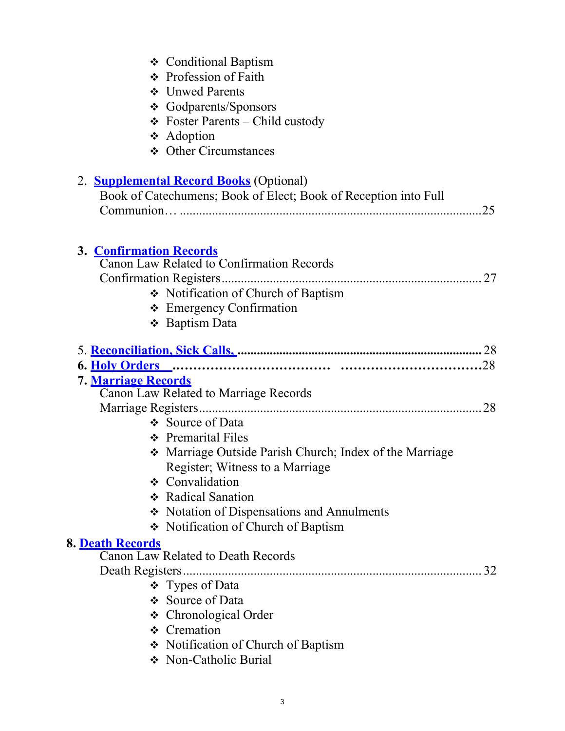- Conditional Baptism
- Profession of Faith
- Unwed Parents
- Godparents/Sponsors
- Foster Parents – Child custody
- Adoption
- Other Circumstances

2. **Supplemental Record Books** (Optional)
   Book of Catechumens; Book of Elect; Book of Reception into Full Communion… ........................................................................................25

3. **Confirmation Records**
   Canon Law Related to Confirmation Records
   Confirmation Registers ............................................................................... 27
   - Notification of Church of Baptism
   - Emergency Confirmation
   - Baptism Data

5. **Reconciliation, Sick Calls,** ........................................................................... 28

6. **Holy Orders** ..................................... .................................28

7. **Marriage Records**
   Canon Law Related to Marriage Records
   Marriage Registers ...................................................................................... 28
   - Source of Data
   - Premarital Files
   - Marriage Outside Parish Church; Index of the Marriage Register; Witness to a Marriage
   - Convalidation
   - Radical Sanation
   - Notation of Dispensations and Annulments
   - Notification of Church of Baptism

8. **Death Records**
   Canon Law Related to Death Records
   Death Registers ........................................................................................... 32
   - Types of Data
   - Source of Data
   - Chronological Order
   - Cremation
   - Notification of Church of Baptism
   - Non-Catholic Burial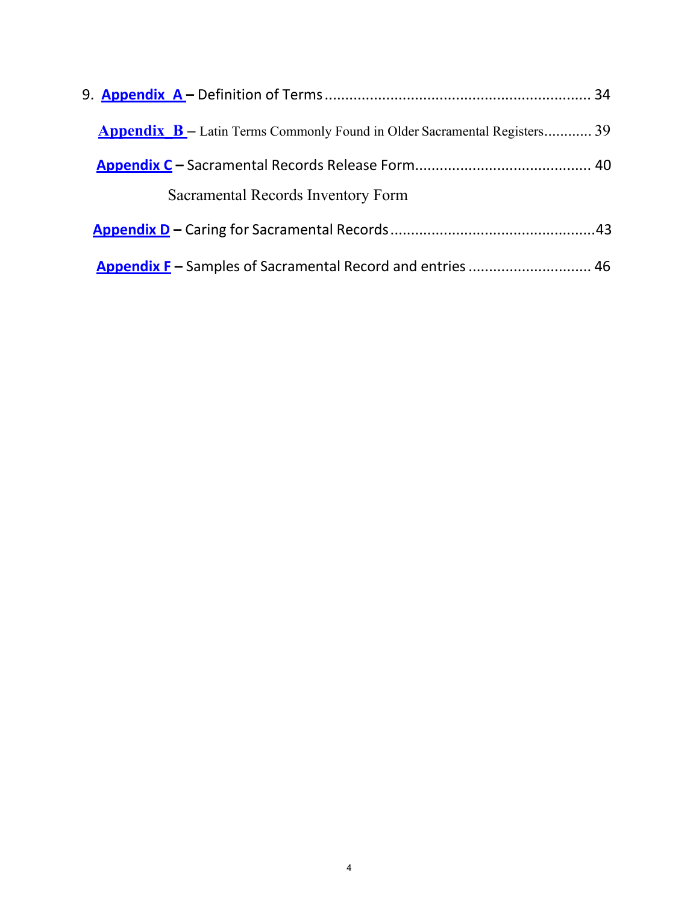9. **Appendix A** – Definition of Terms ............................................................... 34

**Appendix B** – Latin Terms Commonly Found in Older Sacramental Registers............ 39

**Appendix C** – Sacramental Records Release Form.......................................... 40

Sacramental Records Inventory Form

**Appendix D** – Caring for Sacramental Records.................................................43

**Appendix F** – Samples of Sacramental Record and entries ............................. 46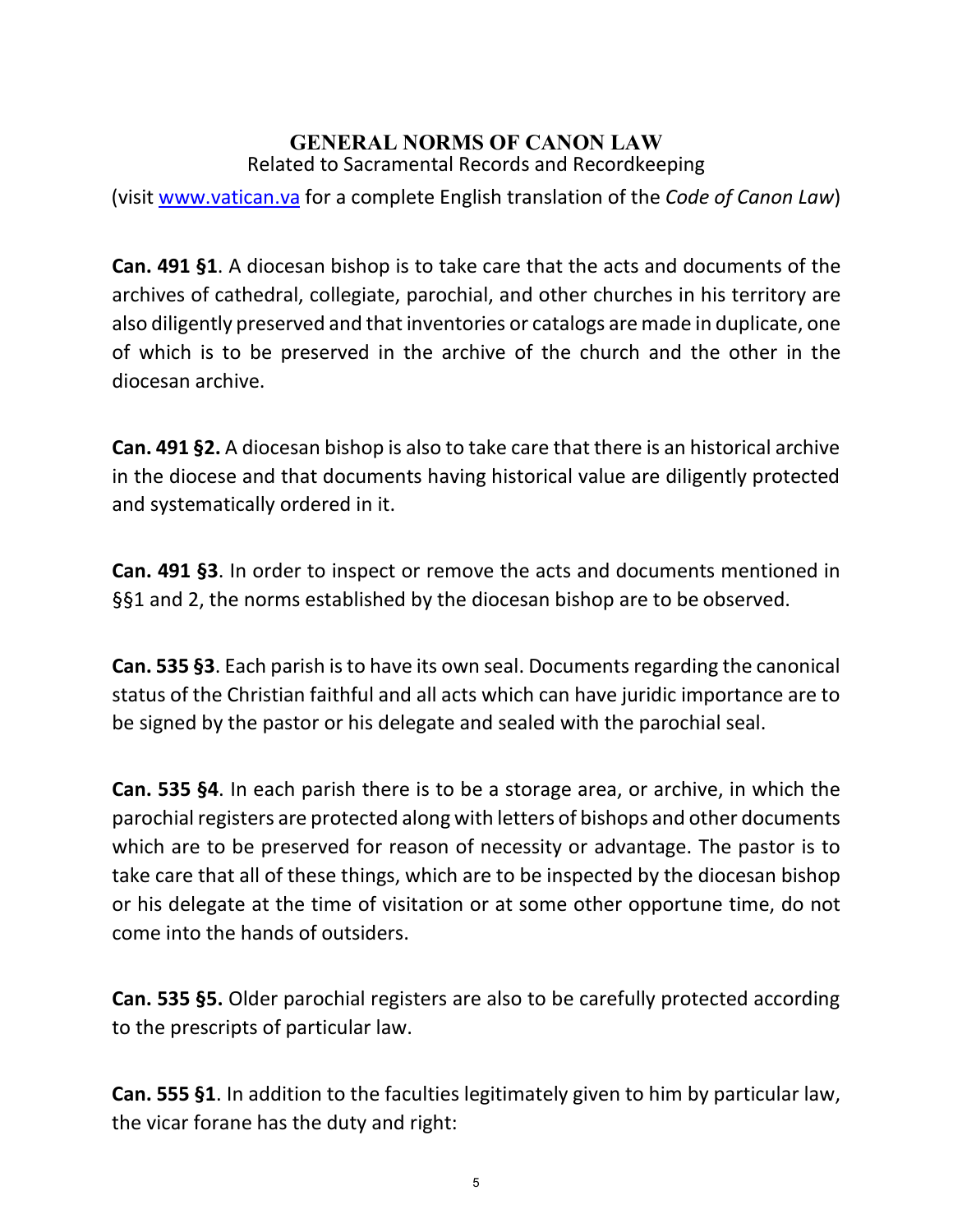# GENERAL NORMS OF CANON LAW

Related to Sacramental Records and Recordkeeping

(visit [www.vatican.va](http://www.vatican.va) for a complete English translation of the *Code of Canon Law*)

**Can. 491 §1**. A diocesan bishop is to take care that the acts and documents of the archives of cathedral, collegiate, parochial, and other churches in his territory are also diligently preserved and that inventories or catalogs are made in duplicate, one of which is to be preserved in the archive of the church and the other in the diocesan archive.

**Can. 491 §2.** A diocesan bishop is also to take care that there is an historical archive in the diocese and that documents having historical value are diligently protected and systematically ordered in it.

**Can. 491 §3**. In order to inspect or remove the acts and documents mentioned in §§1 and 2, the norms established by the diocesan bishop are to be observed.

**Can. 535 §3**. Each parish is to have its own seal. Documents regarding the canonical status of the Christian faithful and all acts which can have juridic importance are to be signed by the pastor or his delegate and sealed with the parochial seal.

**Can. 535 §4**. In each parish there is to be a storage area, or archive, in which the parochial registers are protected along with letters of bishops and other documents which are to be preserved for reason of necessity or advantage. The pastor is to take care that all of these things, which are to be inspected by the diocesan bishop or his delegate at the time of visitation or at some other opportune time, do not come into the hands of outsiders.

**Can. 535 §5.** Older parochial registers are also to be carefully protected according to the prescripts of particular law.

**Can. 555 §1**. In addition to the faculties legitimately given to him by particular law, the vicar forane has the duty and right: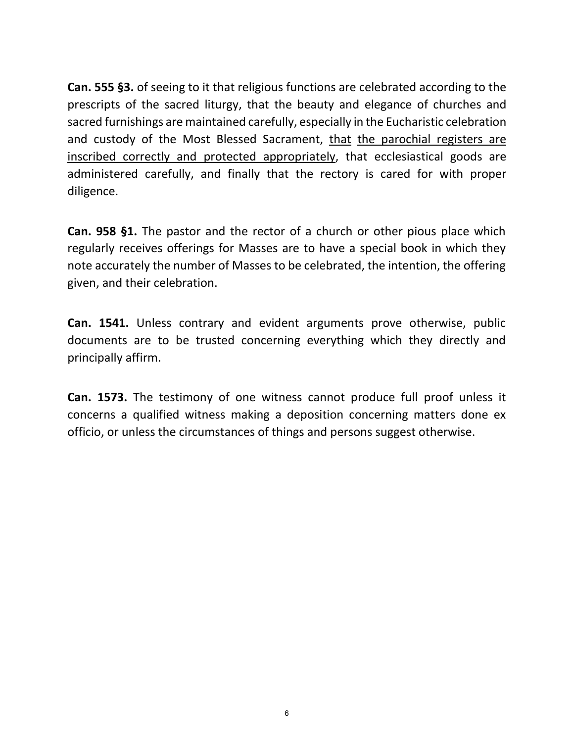**Can. 555 §3.** of seeing to it that religious functions are celebrated according to the prescripts of the sacred liturgy, that the beauty and elegance of churches and sacred furnishings are maintained carefully, especially in the Eucharistic celebration and custody of the Most Blessed Sacrament, <u>that the parochial registers are inscribed correctly and protected appropriately</u>, that ecclesiastical goods are administered carefully, and finally that the rectory is cared for with proper diligence.

**Can. 958 §1.** The pastor and the rector of a church or other pious place which regularly receives offerings for Masses are to have a special book in which they note accurately the number of Masses to be celebrated, the intention, the offering given, and their celebration.

**Can. 1541.** Unless contrary and evident arguments prove otherwise, public documents are to be trusted concerning everything which they directly and principally affirm.

**Can. 1573.** The testimony of one witness cannot produce full proof unless it concerns a qualified witness making a deposition concerning matters done ex officio, or unless the circumstances of things and persons suggest otherwise.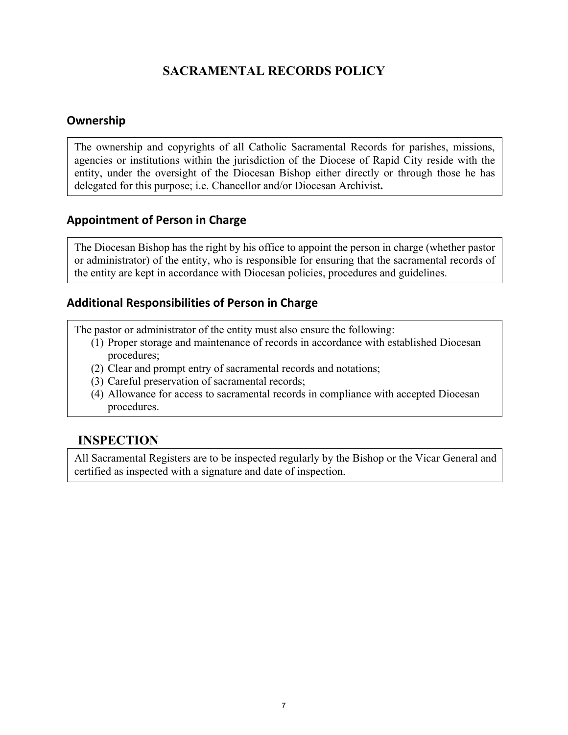# SACRAMENTAL RECORDS POLICY

## Ownership

The ownership and copyrights of all Catholic Sacramental Records for parishes, missions, agencies or institutions within the jurisdiction of the Diocese of Rapid City reside with the entity, under the oversight of the Diocesan Bishop either directly or through those he has delegated for this purpose; i.e. Chancellor and/or Diocesan Archivist**.**

## Appointment of Person in Charge

The Diocesan Bishop has the right by his office to appoint the person in charge (whether pastor or administrator) of the entity, who is responsible for ensuring that the sacramental records of the entity are kept in accordance with Diocesan policies, procedures and guidelines.

## Additional Responsibilities of Person in Charge

The pastor or administrator of the entity must also ensure the following:

1. Proper storage and maintenance of records in accordance with established Diocesan procedures;
2. Clear and prompt entry of sacramental records and notations;
3. Careful preservation of sacramental records;
4. Allowance for access to sacramental records in compliance with accepted Diocesan procedures.

## INSPECTION

All Sacramental Registers are to be inspected regularly by the Bishop or the Vicar General and certified as inspected with a signature and date of inspection.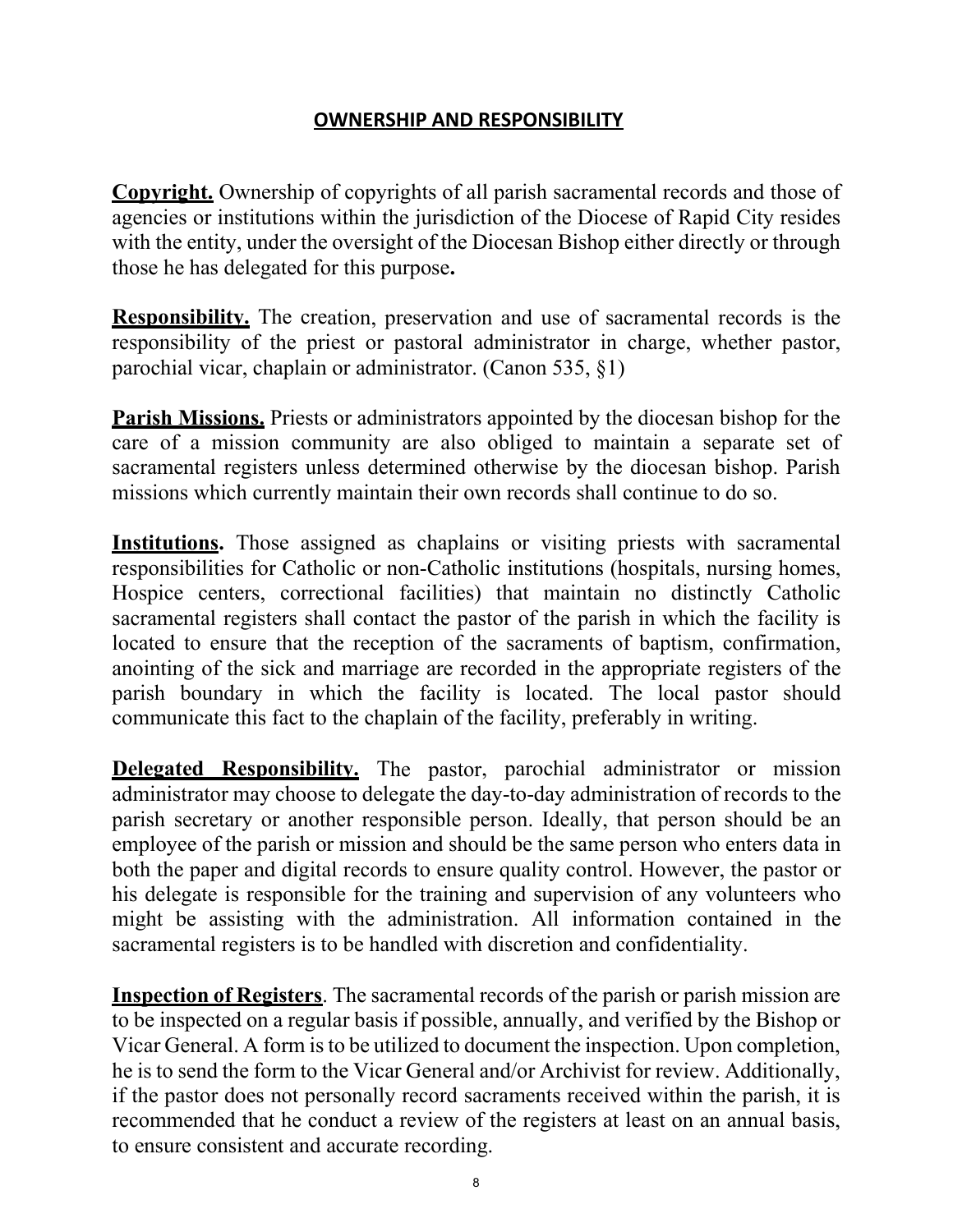## OWNERSHIP AND RESPONSIBILITY

**Copyright.** Ownership of copyrights of all parish sacramental records and those of agencies or institutions within the jurisdiction of the Diocese of Rapid City resides with the entity, under the oversight of the Diocesan Bishop either directly or through those he has delegated for this purpose**.**

**Responsibility.** The creation, preservation and use of sacramental records is the responsibility of the priest or pastoral administrator in charge, whether pastor, parochial vicar, chaplain or administrator. (Canon 535, §1)

**Parish Missions.** Priests or administrators appointed by the diocesan bishop for the care of a mission community are also obliged to maintain a separate set of sacramental registers unless determined otherwise by the diocesan bishop. Parish missions which currently maintain their own records shall continue to do so.

**Institutions.** Those assigned as chaplains or visiting priests with sacramental responsibilities for Catholic or non-Catholic institutions (hospitals, nursing homes, Hospice centers, correctional facilities) that maintain no distinctly Catholic sacramental registers shall contact the pastor of the parish in which the facility is located to ensure that the reception of the sacraments of baptism, confirmation, anointing of the sick and marriage are recorded in the appropriate registers of the parish boundary in which the facility is located. The local pastor should communicate this fact to the chaplain of the facility, preferably in writing.

**Delegated Responsibility.** The pastor, parochial administrator or mission administrator may choose to delegate the day-to-day administration of records to the parish secretary or another responsible person. Ideally, that person should be an employee of the parish or mission and should be the same person who enters data in both the paper and digital records to ensure quality control. However, the pastor or his delegate is responsible for the training and supervision of any volunteers who might be assisting with the administration. All information contained in the sacramental registers is to be handled with discretion and confidentiality.

**Inspection of Registers**. The sacramental records of the parish or parish mission are to be inspected on a regular basis if possible, annually, and verified by the Bishop or Vicar General. A form is to be utilized to document the inspection. Upon completion, he is to send the form to the Vicar General and/or Archivist for review. Additionally, if the pastor does not personally record sacraments received within the parish, it is recommended that he conduct a review of the registers at least on an annual basis, to ensure consistent and accurate recording.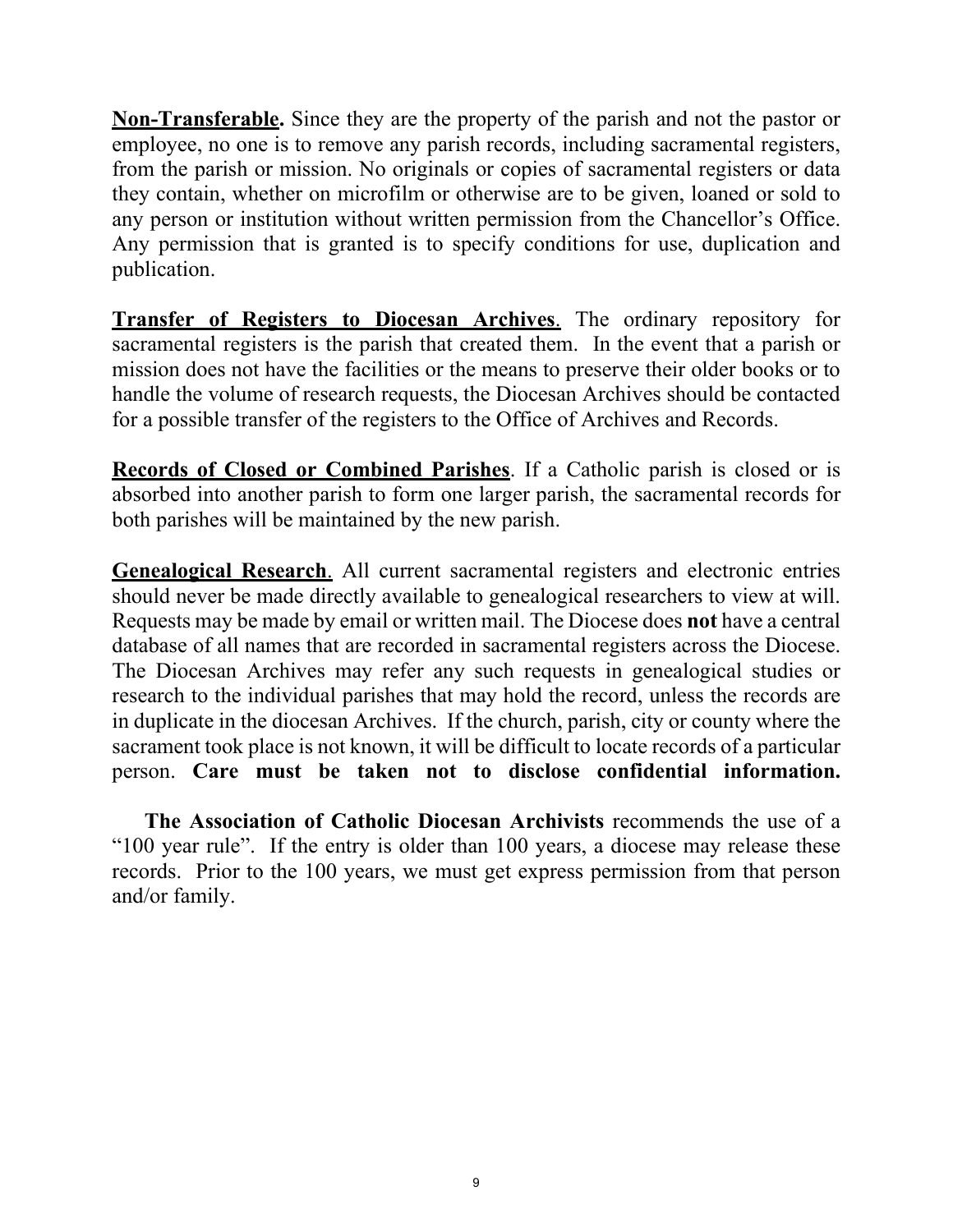**Non-Transferable.** Since they are the property of the parish and not the pastor or employee, no one is to remove any parish records, including sacramental registers, from the parish or mission. No originals or copies of sacramental registers or data they contain, whether on microfilm or otherwise are to be given, loaned or sold to any person or institution without written permission from the Chancellor's Office. Any permission that is granted is to specify conditions for use, duplication and publication.

**Transfer of Registers to Diocesan Archives**. The ordinary repository for sacramental registers is the parish that created them. In the event that a parish or mission does not have the facilities or the means to preserve their older books or to handle the volume of research requests, the Diocesan Archives should be contacted for a possible transfer of the registers to the Office of Archives and Records.

**Records of Closed or Combined Parishes**. If a Catholic parish is closed or is absorbed into another parish to form one larger parish, the sacramental records for both parishes will be maintained by the new parish.

**Genealogical Research**. All current sacramental registers and electronic entries should never be made directly available to genealogical researchers to view at will. Requests may be made by email or written mail. The Diocese does **not** have a central database of all names that are recorded in sacramental registers across the Diocese. The Diocesan Archives may refer any such requests in genealogical studies or research to the individual parishes that may hold the record, unless the records are in duplicate in the diocesan Archives. If the church, parish, city or county where the sacrament took place is not known, it will be difficult to locate records of a particular person. **Care must be taken not to disclose confidential information.**

**The Association of Catholic Diocesan Archivists** recommends the use of a "100 year rule". If the entry is older than 100 years, a diocese may release these records. Prior to the 100 years, we must get express permission from that person and/or family.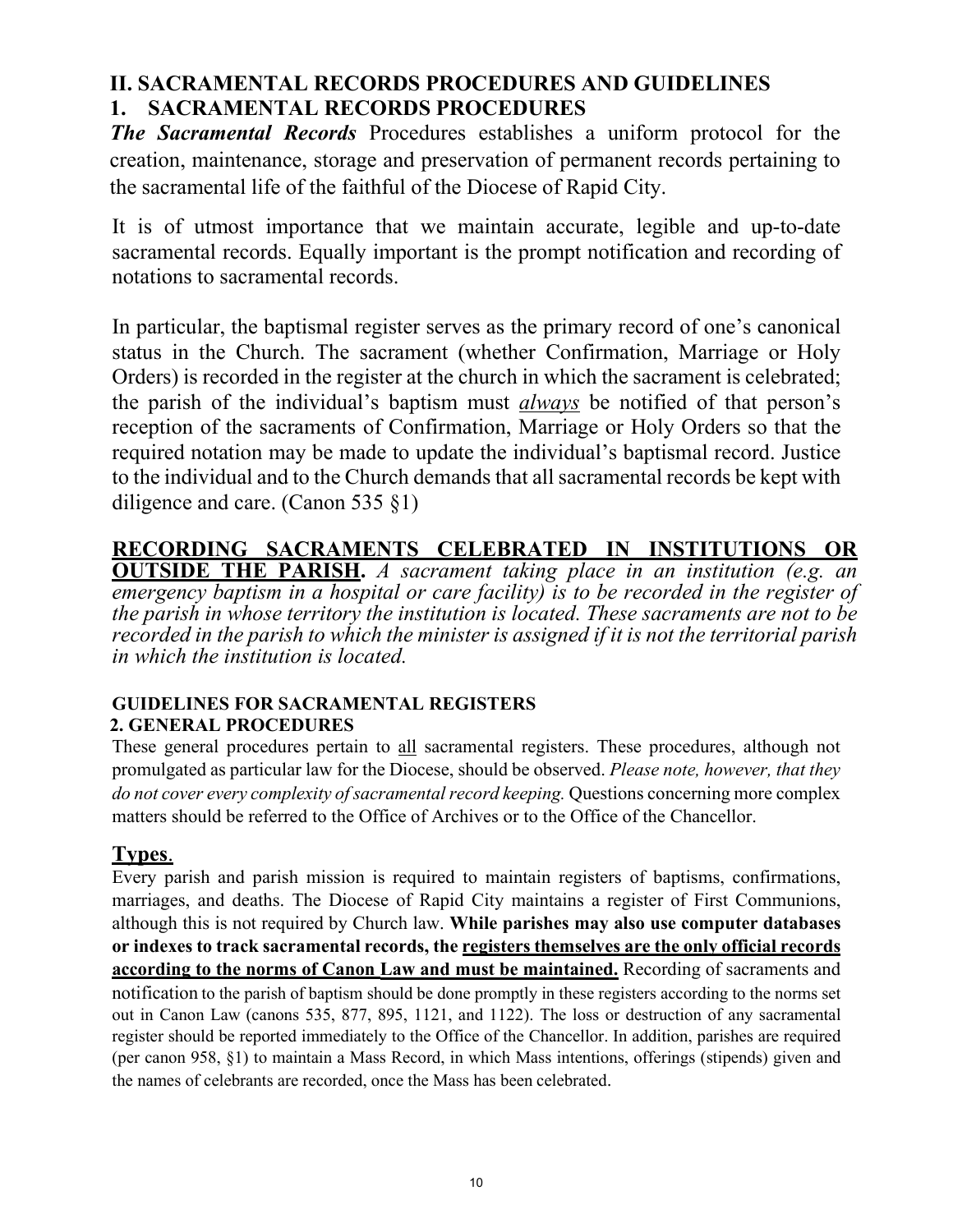## II. SACRAMENTAL RECORDS PROCEDURES AND GUIDELINES

## 1. SACRAMENTAL RECORDS PROCEDURES

***The Sacramental Records*** Procedures establishes a uniform protocol for the creation, maintenance, storage and preservation of permanent records pertaining to the sacramental life of the faithful of the Diocese of Rapid City.

It is of utmost importance that we maintain accurate, legible and up-to-date sacramental records. Equally important is the prompt notification and recording of notations to sacramental records.

In particular, the baptismal register serves as the primary record of one's canonical status in the Church. The sacrament (whether Confirmation, Marriage or Holy Orders) is recorded in the register at the church in which the sacrament is celebrated; the parish of the individual's baptism must *<u>always</u>* be notified of that person's reception of the sacraments of Confirmation, Marriage or Holy Orders so that the required notation may be made to update the individual's baptismal record. Justice to the individual and to the Church demands that all sacramental records be kept with diligence and care. (Canon 535 §1)

**<u>RECORDING SACRAMENTS CELEBRATED IN INSTITUTIONS OR OUTSIDE THE PARISH</u>.** *A sacrament taking place in an institution (e.g. an emergency baptism in a hospital or care facility) is to be recorded in the register of the parish in whose territory the institution is located. These sacraments are not to be recorded in the parish to which the minister is assigned if it is not the territorial parish in which the institution is located.*

### GUIDELINES FOR SACRAMENTAL REGISTERS

### 2. GENERAL PROCEDURES

These general procedures pertain to <u>all</u> sacramental registers. These procedures, although not promulgated as particular law for the Diocese, should be observed. *Please note, however, that they do not cover every complexity of sacramental record keeping.* Questions concerning more complex matters should be referred to the Office of Archives or to the Office of the Chancellor.

### <u>Types</u>.

Every parish and parish mission is required to maintain registers of baptisms, confirmations, marriages, and deaths. The Diocese of Rapid City maintains a register of First Communions, although this is not required by Church law. **While parishes may also use computer databases or indexes to track sacramental records, the <u>registers themselves are the only official records according to the norms of Canon Law and must be maintained</u>.** Recording of sacraments and notification to the parish of baptism should be done promptly in these registers according to the norms set out in Canon Law (canons 535, 877, 895, 1121, and 1122). The loss or destruction of any sacramental register should be reported immediately to the Office of the Chancellor. In addition, parishes are required (per canon 958, §1) to maintain a Mass Record, in which Mass intentions, offerings (stipends) given and the names of celebrants are recorded, once the Mass has been celebrated.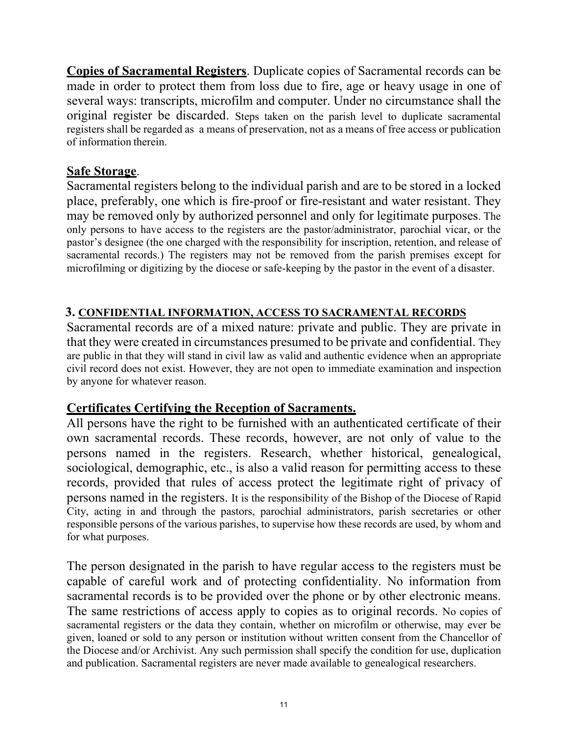**Copies of Sacramental Registers**. Duplicate copies of Sacramental records can be made in order to protect them from loss due to fire, age or heavy usage in one of several ways: transcripts, microfilm and computer. Under no circumstance shall the original register be discarded. Steps taken on the parish level to duplicate sacramental registers shall be regarded as a means of preservation, not as a means of free access or publication of information therein.

**Safe Storage**.

Sacramental registers belong to the individual parish and are to be stored in a locked place, preferably, one which is fire-proof or fire-resistant and water resistant. They may be removed only by authorized personnel and only for legitimate purposes. The only persons to have access to the registers are the pastor/administrator, parochial vicar, or the pastor's designee (the one charged with the responsibility for inscription, retention, and release of sacramental records.) The registers may not be removed from the parish premises except for microfilming or digitizing by the diocese or safe-keeping by the pastor in the event of a disaster.

## 3. CONFIDENTIAL INFORMATION, ACCESS TO SACRAMENTAL RECORDS

Sacramental records are of a mixed nature: private and public. They are private in that they were created in circumstances presumed to be private and confidential. They are public in that they will stand in civil law as valid and authentic evidence when an appropriate civil record does not exist. However, they are not open to immediate examination and inspection by anyone for whatever reason.

**Certificates Certifying the Reception of Sacraments.**

All persons have the right to be furnished with an authenticated certificate of their own sacramental records. These records, however, are not only of value to the persons named in the registers. Research, whether historical, genealogical, sociological, demographic, etc., is also a valid reason for permitting access to these records, provided that rules of access protect the legitimate right of privacy of persons named in the registers. It is the responsibility of the Bishop of the Diocese of Rapid City, acting in and through the pastors, parochial administrators, parish secretaries or other responsible persons of the various parishes, to supervise how these records are used, by whom and for what purposes.

The person designated in the parish to have regular access to the registers must be capable of careful work and of protecting confidentiality. No information from sacramental records is to be provided over the phone or by other electronic means. The same restrictions of access apply to copies as to original records. No copies of sacramental registers or the data they contain, whether on microfilm or otherwise, may ever be given, loaned or sold to any person or institution without written consent from the Chancellor of the Diocese and/or Archivist. Any such permission shall specify the condition for use, duplication and publication. Sacramental registers are never made available to genealogical researchers.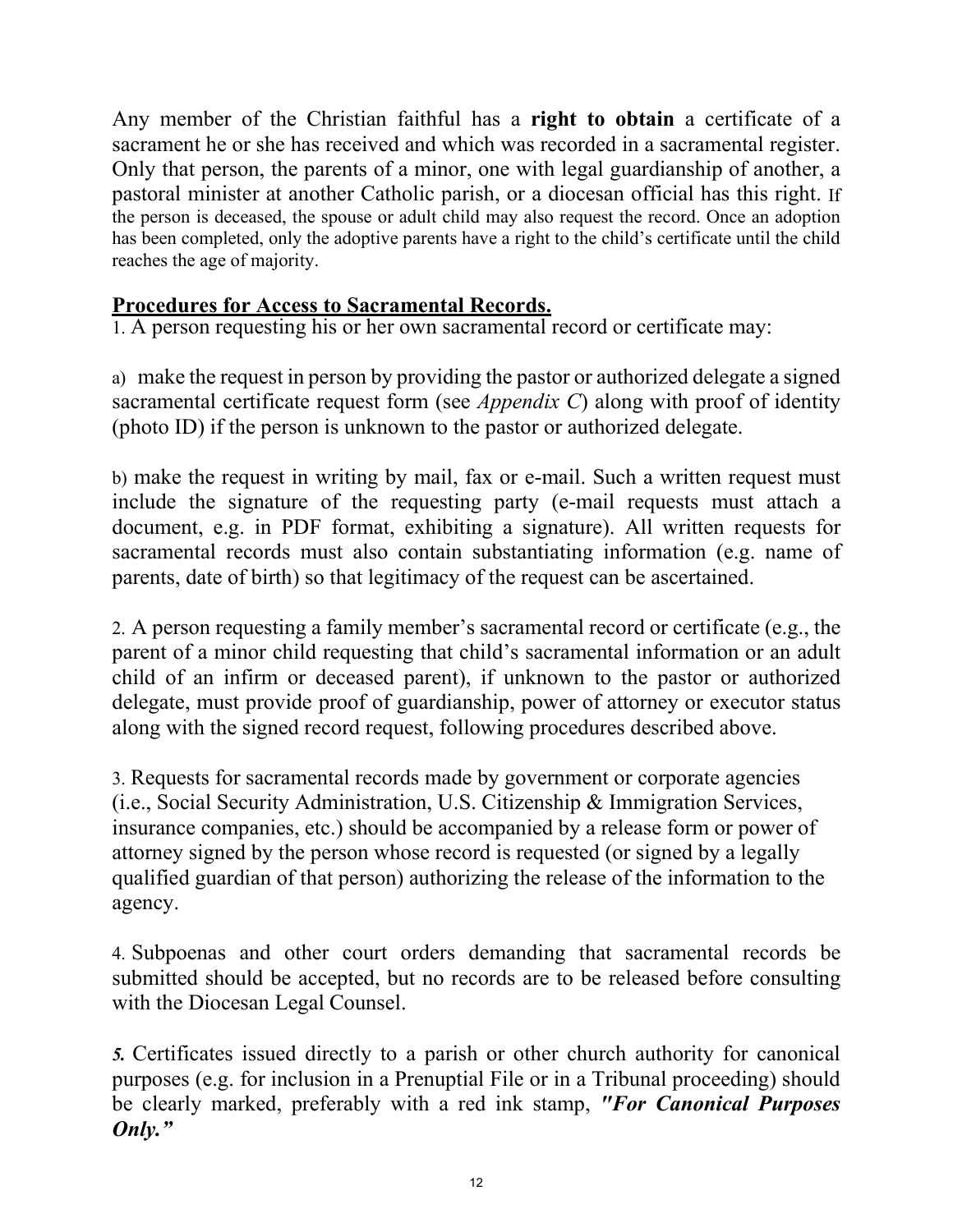Any member of the Christian faithful has a **right to obtain** a certificate of a sacrament he or she has received and which was recorded in a sacramental register. Only that person, the parents of a minor, one with legal guardianship of another, a pastoral minister at another Catholic parish, or a diocesan official has this right. If the person is deceased, the spouse or adult child may also request the record. Once an adoption has been completed, only the adoptive parents have a right to the child's certificate until the child reaches the age of majority.

<u>**Procedures for Access to Sacramental Records.**</u>

1. A person requesting his or her own sacramental record or certificate may:

a) make the request in person by providing the pastor or authorized delegate a signed sacramental certificate request form (see *Appendix C*) along with proof of identity (photo ID) if the person is unknown to the pastor or authorized delegate.

b) make the request in writing by mail, fax or e-mail. Such a written request must include the signature of the requesting party (e-mail requests must attach a document, e.g. in PDF format, exhibiting a signature). All written requests for sacramental records must also contain substantiating information (e.g. name of parents, date of birth) so that legitimacy of the request can be ascertained.

2. A person requesting a family member's sacramental record or certificate (e.g., the parent of a minor child requesting that child's sacramental information or an adult child of an infirm or deceased parent), if unknown to the pastor or authorized delegate, must provide proof of guardianship, power of attorney or executor status along with the signed record request, following procedures described above.

3. Requests for sacramental records made by government or corporate agencies (i.e., Social Security Administration, U.S. Citizenship & Immigration Services, insurance companies, etc.) should be accompanied by a release form or power of attorney signed by the person whose record is requested (or signed by a legally qualified guardian of that person) authorizing the release of the information to the agency.

4. Subpoenas and other court orders demanding that sacramental records be submitted should be accepted, but no records are to be released before consulting with the Diocesan Legal Counsel.

***5.*** Certificates issued directly to a parish or other church authority for canonical purposes (e.g. for inclusion in a Prenuptial File or in a Tribunal proceeding) should be clearly marked, preferably with a red ink stamp, ***"For Canonical Purposes Only."***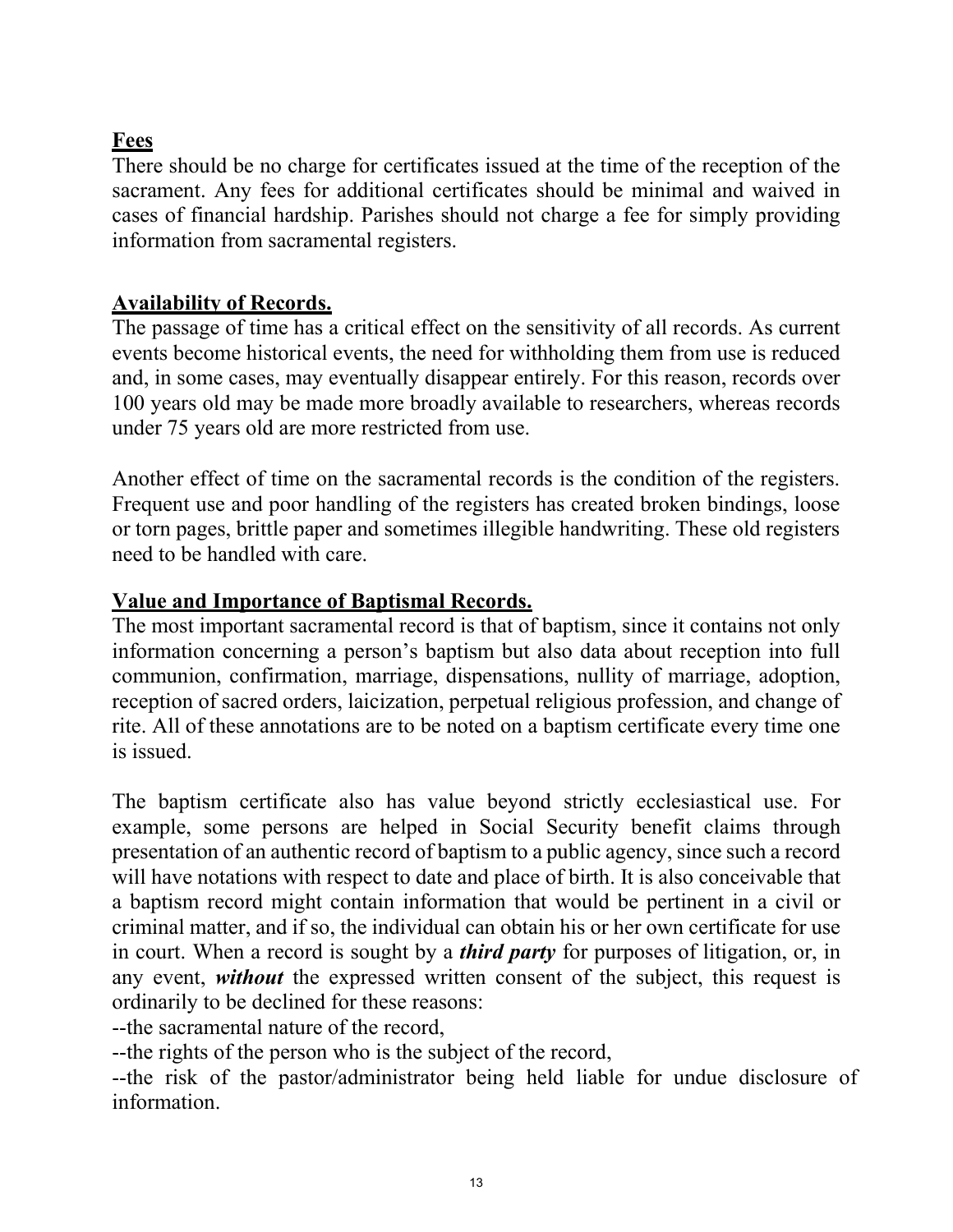**Fees**

There should be no charge for certificates issued at the time of the reception of the sacrament. Any fees for additional certificates should be minimal and waived in cases of financial hardship. Parishes should not charge a fee for simply providing information from sacramental registers.

**Availability of Records.**

The passage of time has a critical effect on the sensitivity of all records. As current events become historical events, the need for withholding them from use is reduced and, in some cases, may eventually disappear entirely. For this reason, records over 100 years old may be made more broadly available to researchers, whereas records under 75 years old are more restricted from use.

Another effect of time on the sacramental records is the condition of the registers. Frequent use and poor handling of the registers has created broken bindings, loose or torn pages, brittle paper and sometimes illegible handwriting. These old registers need to be handled with care.

**Value and Importance of Baptismal Records.**

The most important sacramental record is that of baptism, since it contains not only information concerning a person's baptism but also data about reception into full communion, confirmation, marriage, dispensations, nullity of marriage, adoption, reception of sacred orders, laicization, perpetual religious profession, and change of rite. All of these annotations are to be noted on a baptism certificate every time one is issued.

The baptism certificate also has value beyond strictly ecclesiastical use. For example, some persons are helped in Social Security benefit claims through presentation of an authentic record of baptism to a public agency, since such a record will have notations with respect to date and place of birth. It is also conceivable that a baptism record might contain information that would be pertinent in a civil or criminal matter, and if so, the individual can obtain his or her own certificate for use in court. When a record is sought by a ***third party*** for purposes of litigation, or, in any event, ***without*** the expressed written consent of the subject, this request is ordinarily to be declined for these reasons:

--the sacramental nature of the record,

--the rights of the person who is the subject of the record,

--the risk of the pastor/administrator being held liable for undue disclosure of information.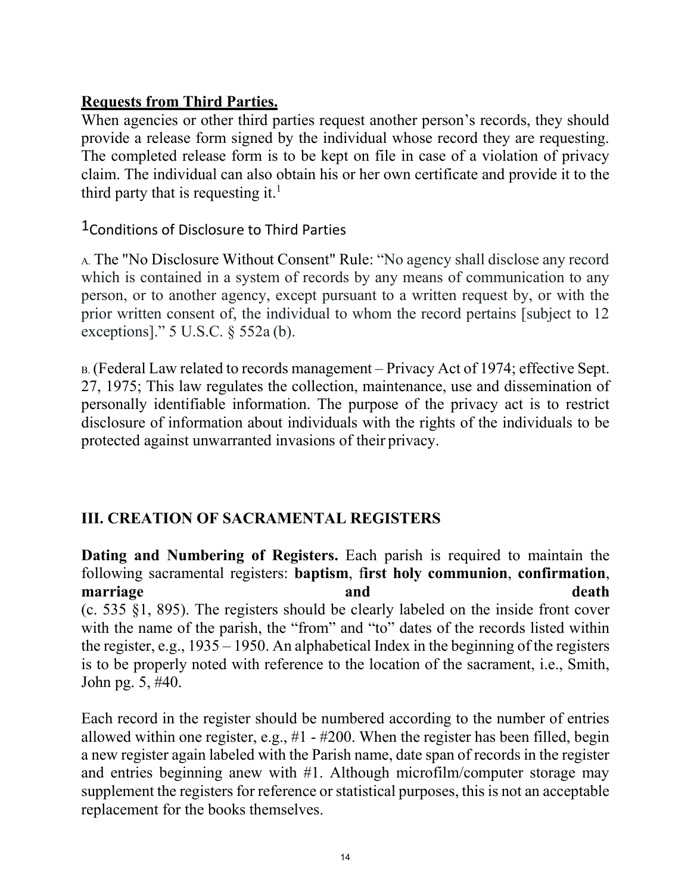**Requests from Third Parties.**

When agencies or other third parties request another person's records, they should provide a release form signed by the individual whose record they are requesting. The completed release form is to be kept on file in case of a violation of privacy claim. The individual can also obtain his or her own certificate and provide it to the third party that is requesting it.[1]

[1]Conditions of Disclosure to Third Parties

A. The "No Disclosure Without Consent" Rule: "No agency shall disclose any record which is contained in a system of records by any means of communication to any person, or to another agency, except pursuant to a written request by, or with the prior written consent of, the individual to whom the record pertains [subject to 12 exceptions]." 5 U.S.C. § 552a (b).

B. (Federal Law related to records management – Privacy Act of 1974; effective Sept. 27, 1975; This law regulates the collection, maintenance, use and dissemination of personally identifiable information. The purpose of the privacy act is to restrict disclosure of information about individuals with the rights of the individuals to be protected against unwarranted invasions of their privacy.

## III. CREATION OF SACRAMENTAL REGISTERS

**Dating and Numbering of Registers.** Each parish is required to maintain the following sacramental registers: **baptism**, **first holy communion**, **confirmation**, **marriage and death** (c. 535 §1, 895). The registers should be clearly labeled on the inside front cover with the name of the parish, the "from" and "to" dates of the records listed within the register, e.g., 1935 – 1950. An alphabetical Index in the beginning of the registers is to be properly noted with reference to the location of the sacrament, i.e., Smith, John pg. 5, #40.

Each record in the register should be numbered according to the number of entries allowed within one register, e.g., #1 - #200. When the register has been filled, begin a new register again labeled with the Parish name, date span of records in the register and entries beginning anew with #1. Although microfilm/computer storage may supplement the registers for reference or statistical purposes, this is not an acceptable replacement for the books themselves.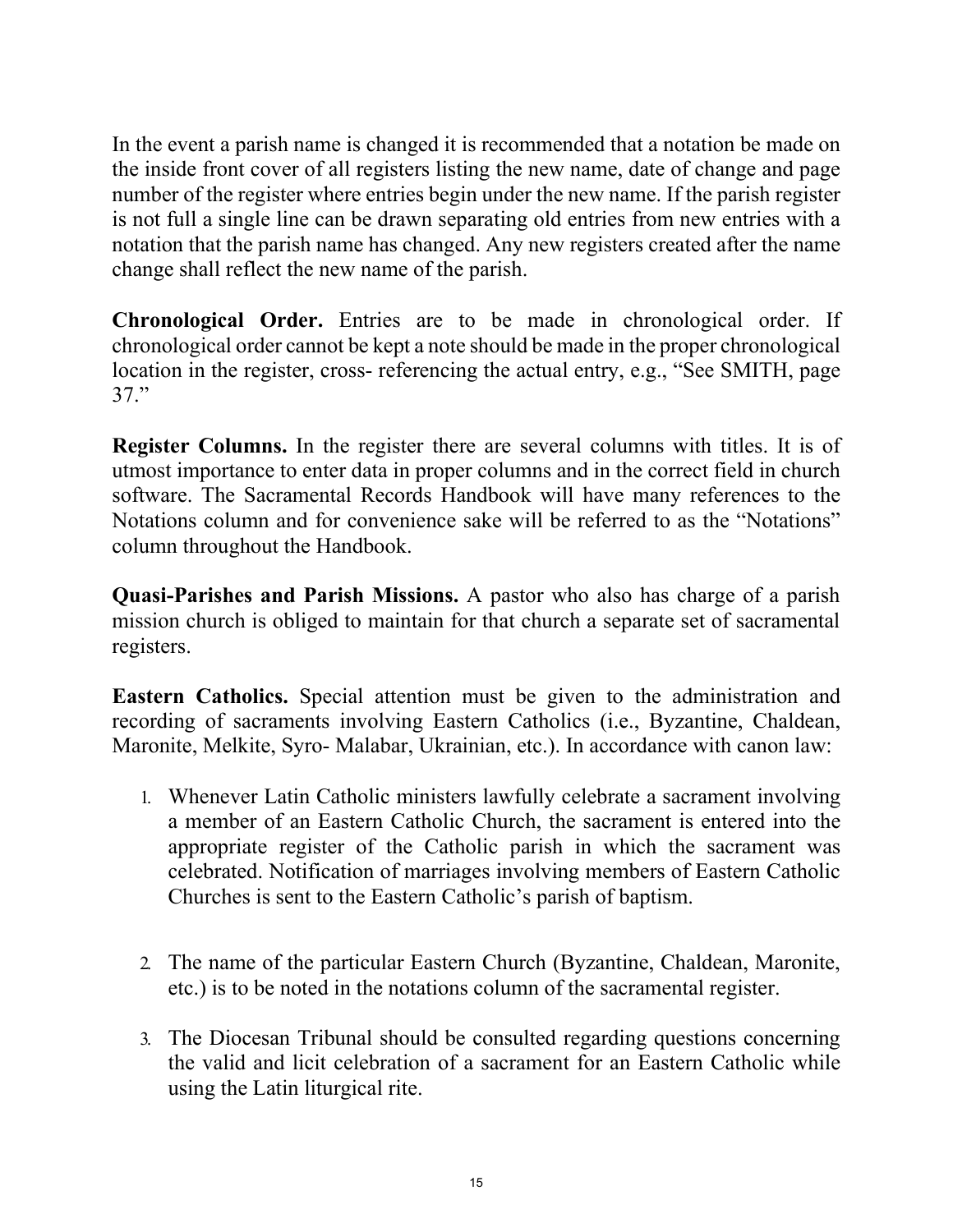In the event a parish name is changed it is recommended that a notation be made on the inside front cover of all registers listing the new name, date of change and page number of the register where entries begin under the new name. If the parish register is not full a single line can be drawn separating old entries from new entries with a notation that the parish name has changed. Any new registers created after the name change shall reflect the new name of the parish.

**Chronological Order.** Entries are to be made in chronological order. If chronological order cannot be kept a note should be made in the proper chronological location in the register, cross- referencing the actual entry, e.g., "See SMITH, page 37."

**Register Columns.** In the register there are several columns with titles. It is of utmost importance to enter data in proper columns and in the correct field in church software. The Sacramental Records Handbook will have many references to the Notations column and for convenience sake will be referred to as the "Notations" column throughout the Handbook.

**Quasi-Parishes and Parish Missions.** A pastor who also has charge of a parish mission church is obliged to maintain for that church a separate set of sacramental registers.

**Eastern Catholics.** Special attention must be given to the administration and recording of sacraments involving Eastern Catholics (i.e., Byzantine, Chaldean, Maronite, Melkite, Syro- Malabar, Ukrainian, etc.). In accordance with canon law:

1. Whenever Latin Catholic ministers lawfully celebrate a sacrament involving a member of an Eastern Catholic Church, the sacrament is entered into the appropriate register of the Catholic parish in which the sacrament was celebrated. Notification of marriages involving members of Eastern Catholic Churches is sent to the Eastern Catholic's parish of baptism.

2. The name of the particular Eastern Church (Byzantine, Chaldean, Maronite, etc.) is to be noted in the notations column of the sacramental register.

3. The Diocesan Tribunal should be consulted regarding questions concerning the valid and licit celebration of a sacrament for an Eastern Catholic while using the Latin liturgical rite.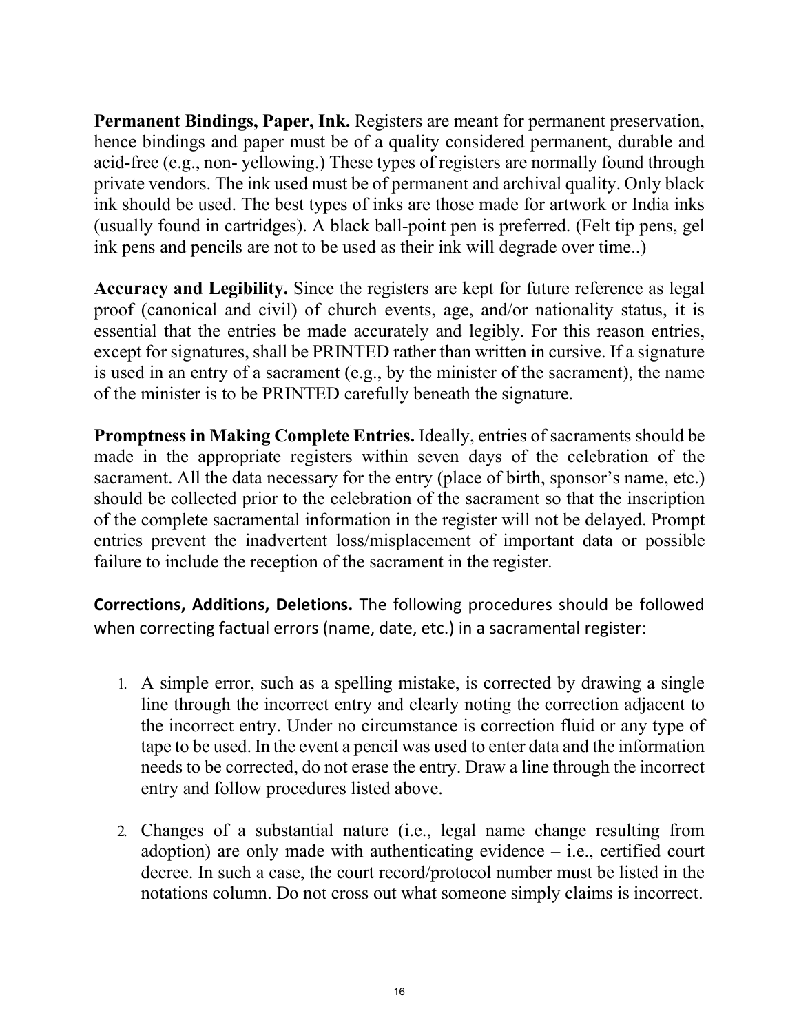**Permanent Bindings, Paper, Ink.** Registers are meant for permanent preservation, hence bindings and paper must be of a quality considered permanent, durable and acid-free (e.g., non- yellowing.) These types of registers are normally found through private vendors. The ink used must be of permanent and archival quality. Only black ink should be used. The best types of inks are those made for artwork or India inks (usually found in cartridges). A black ball-point pen is preferred. (Felt tip pens, gel ink pens and pencils are not to be used as their ink will degrade over time..)

**Accuracy and Legibility.** Since the registers are kept for future reference as legal proof (canonical and civil) of church events, age, and/or nationality status, it is essential that the entries be made accurately and legibly. For this reason entries, except for signatures, shall be PRINTED rather than written in cursive. If a signature is used in an entry of a sacrament (e.g., by the minister of the sacrament), the name of the minister is to be PRINTED carefully beneath the signature.

**Promptness in Making Complete Entries.** Ideally, entries of sacraments should be made in the appropriate registers within seven days of the celebration of the sacrament. All the data necessary for the entry (place of birth, sponsor's name, etc.) should be collected prior to the celebration of the sacrament so that the inscription of the complete sacramental information in the register will not be delayed. Prompt entries prevent the inadvertent loss/misplacement of important data or possible failure to include the reception of the sacrament in the register.

**Corrections, Additions, Deletions.** The following procedures should be followed when correcting factual errors (name, date, etc.) in a sacramental register:

1. A simple error, such as a spelling mistake, is corrected by drawing a single line through the incorrect entry and clearly noting the correction adjacent to the incorrect entry. Under no circumstance is correction fluid or any type of tape to be used. In the event a pencil was used to enter data and the information needs to be corrected, do not erase the entry. Draw a line through the incorrect entry and follow procedures listed above.

2. Changes of a substantial nature (i.e., legal name change resulting from adoption) are only made with authenticating evidence – i.e., certified court decree. In such a case, the court record/protocol number must be listed in the notations column. Do not cross out what someone simply claims is incorrect.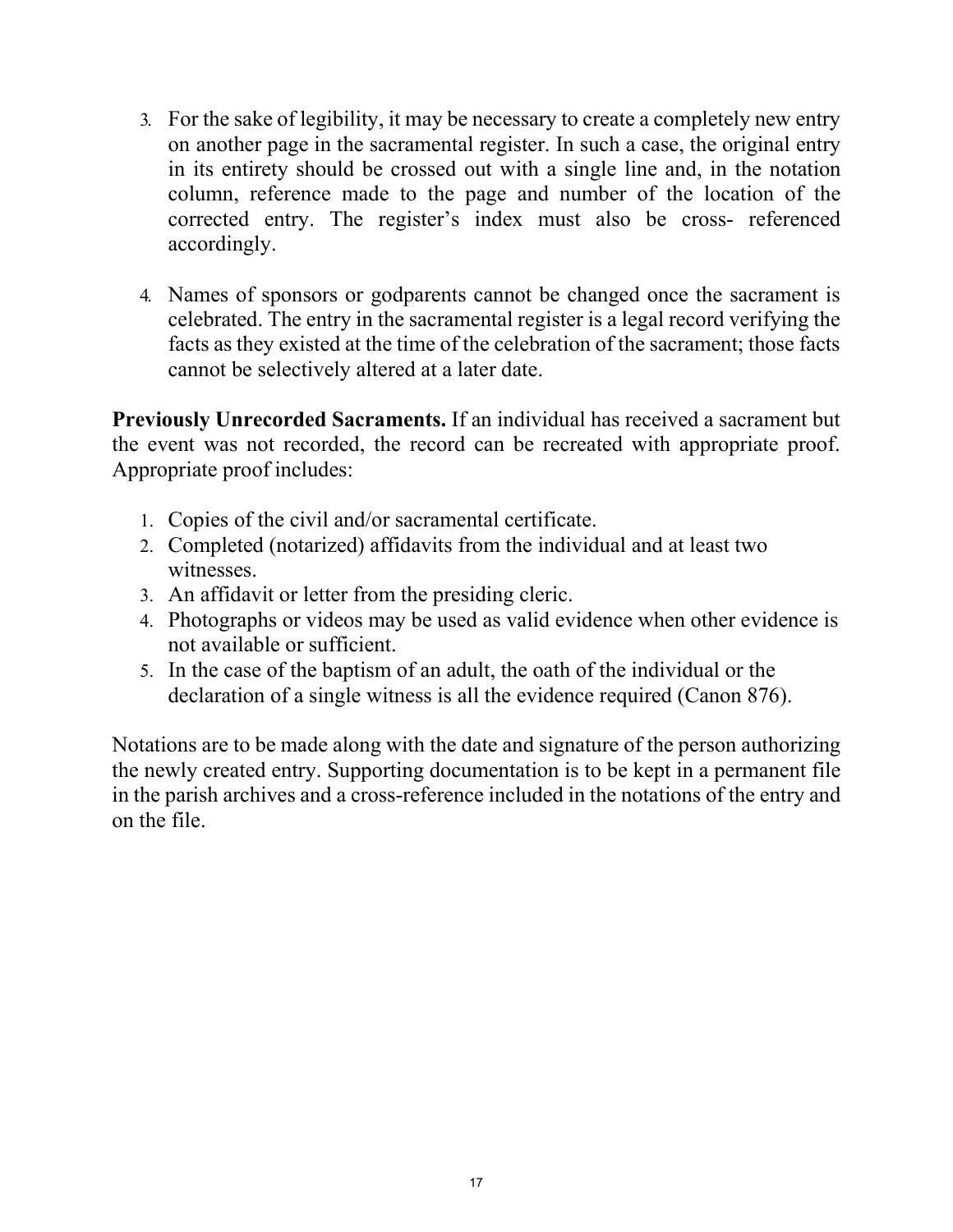3. For the sake of legibility, it may be necessary to create a completely new entry on another page in the sacramental register. In such a case, the original entry in its entirety should be crossed out with a single line and, in the notation column, reference made to the page and number of the location of the corrected entry. The register's index must also be cross- referenced accordingly.
4. Names of sponsors or godparents cannot be changed once the sacrament is celebrated. The entry in the sacramental register is a legal record verifying the facts as they existed at the time of the celebration of the sacrament; those facts cannot be selectively altered at a later date.

**Previously Unrecorded Sacraments.** If an individual has received a sacrament but the event was not recorded, the record can be recreated with appropriate proof. Appropriate proof includes:

1. Copies of the civil and/or sacramental certificate.
2. Completed (notarized) affidavits from the individual and at least two witnesses.
3. An affidavit or letter from the presiding cleric.
4. Photographs or videos may be used as valid evidence when other evidence is not available or sufficient.
5. In the case of the baptism of an adult, the oath of the individual or the declaration of a single witness is all the evidence required (Canon 876).

Notations are to be made along with the date and signature of the person authorizing the newly created entry. Supporting documentation is to be kept in a permanent file in the parish archives and a cross-reference included in the notations of the entry and on the file.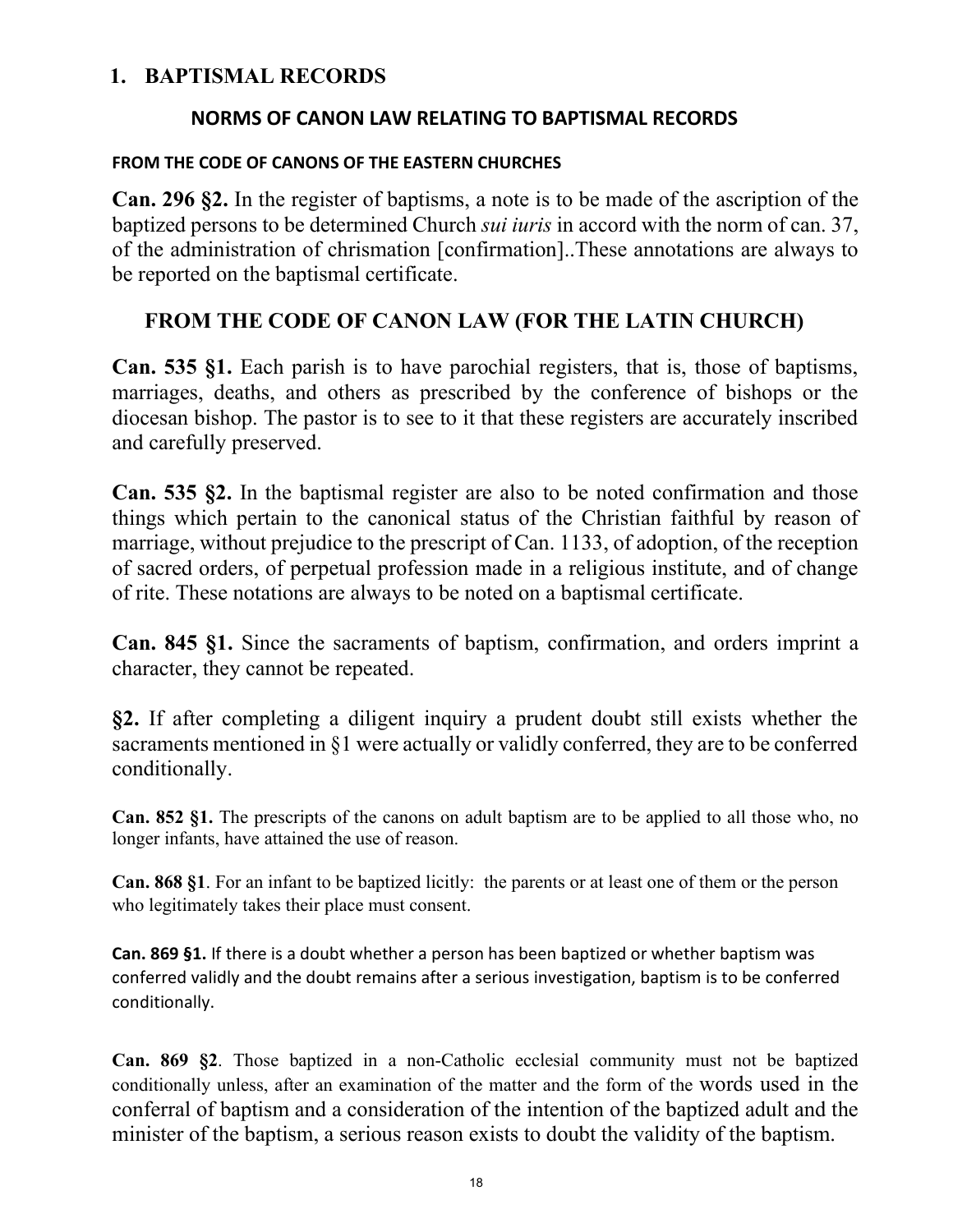## 1. BAPTISMAL RECORDS

### NORMS OF CANON LAW RELATING TO BAPTISMAL RECORDS

#### FROM THE CODE OF CANONS OF THE EASTERN CHURCHES

**Can. 296 §2.** In the register of baptisms, a note is to be made of the ascription of the baptized persons to be determined Church *sui iuris* in accord with the norm of can. 37, of the administration of chrismation [confirmation]..These annotations are always to be reported on the baptismal certificate.

### FROM THE CODE OF CANON LAW (FOR THE LATIN CHURCH)

**Can. 535 §1.** Each parish is to have parochial registers, that is, those of baptisms, marriages, deaths, and others as prescribed by the conference of bishops or the diocesan bishop. The pastor is to see to it that these registers are accurately inscribed and carefully preserved.

**Can. 535 §2.** In the baptismal register are also to be noted confirmation and those things which pertain to the canonical status of the Christian faithful by reason of marriage, without prejudice to the prescript of Can. 1133, of adoption, of the reception of sacred orders, of perpetual profession made in a religious institute, and of change of rite. These notations are always to be noted on a baptismal certificate.

**Can. 845 §1.** Since the sacraments of baptism, confirmation, and orders imprint a character, they cannot be repeated.

**§2.** If after completing a diligent inquiry a prudent doubt still exists whether the sacraments mentioned in §1 were actually or validly conferred, they are to be conferred conditionally.

**Can. 852 §1.** The prescripts of the canons on adult baptism are to be applied to all those who, no longer infants, have attained the use of reason.

**Can. 868 §1**. For an infant to be baptized licitly: the parents or at least one of them or the person who legitimately takes their place must consent.

**Can. 869 §1.** If there is a doubt whether a person has been baptized or whether baptism was conferred validly and the doubt remains after a serious investigation, baptism is to be conferred conditionally.

**Can. 869 §2**. Those baptized in a non-Catholic ecclesial community must not be baptized conditionally unless, after an examination of the matter and the form of the words used in the conferral of baptism and a consideration of the intention of the baptized adult and the minister of the baptism, a serious reason exists to doubt the validity of the baptism.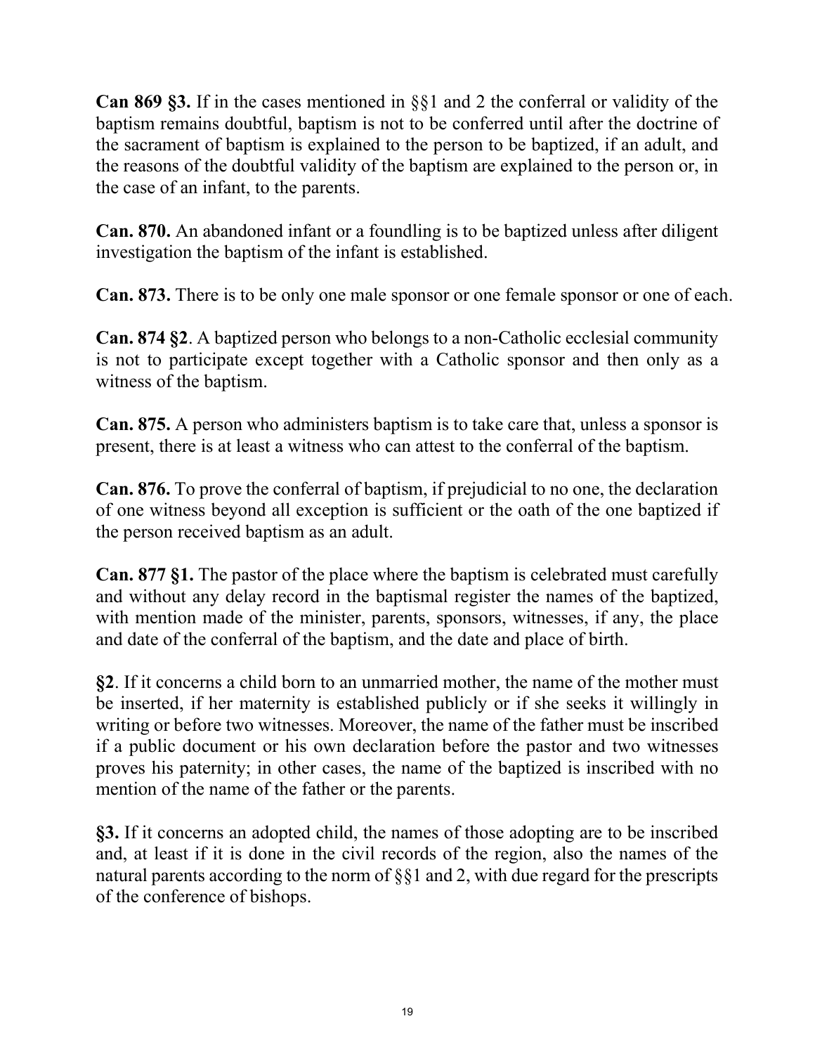**Can 869 §3.** If in the cases mentioned in §§1 and 2 the conferral or validity of the baptism remains doubtful, baptism is not to be conferred until after the doctrine of the sacrament of baptism is explained to the person to be baptized, if an adult, and the reasons of the doubtful validity of the baptism are explained to the person or, in the case of an infant, to the parents.

**Can. 870.** An abandoned infant or a foundling is to be baptized unless after diligent investigation the baptism of the infant is established.

**Can. 873.** There is to be only one male sponsor or one female sponsor or one of each.

**Can. 874 §2**. A baptized person who belongs to a non-Catholic ecclesial community is not to participate except together with a Catholic sponsor and then only as a witness of the baptism.

**Can. 875.** A person who administers baptism is to take care that, unless a sponsor is present, there is at least a witness who can attest to the conferral of the baptism.

**Can. 876.** To prove the conferral of baptism, if prejudicial to no one, the declaration of one witness beyond all exception is sufficient or the oath of the one baptized if the person received baptism as an adult.

**Can. 877 §1.** The pastor of the place where the baptism is celebrated must carefully and without any delay record in the baptismal register the names of the baptized, with mention made of the minister, parents, sponsors, witnesses, if any, the place and date of the conferral of the baptism, and the date and place of birth.

**§2**. If it concerns a child born to an unmarried mother, the name of the mother must be inserted, if her maternity is established publicly or if she seeks it willingly in writing or before two witnesses. Moreover, the name of the father must be inscribed if a public document or his own declaration before the pastor and two witnesses proves his paternity; in other cases, the name of the baptized is inscribed with no mention of the name of the father or the parents.

**§3.** If it concerns an adopted child, the names of those adopting are to be inscribed and, at least if it is done in the civil records of the region, also the names of the natural parents according to the norm of §§1 and 2, with due regard for the prescripts of the conference of bishops.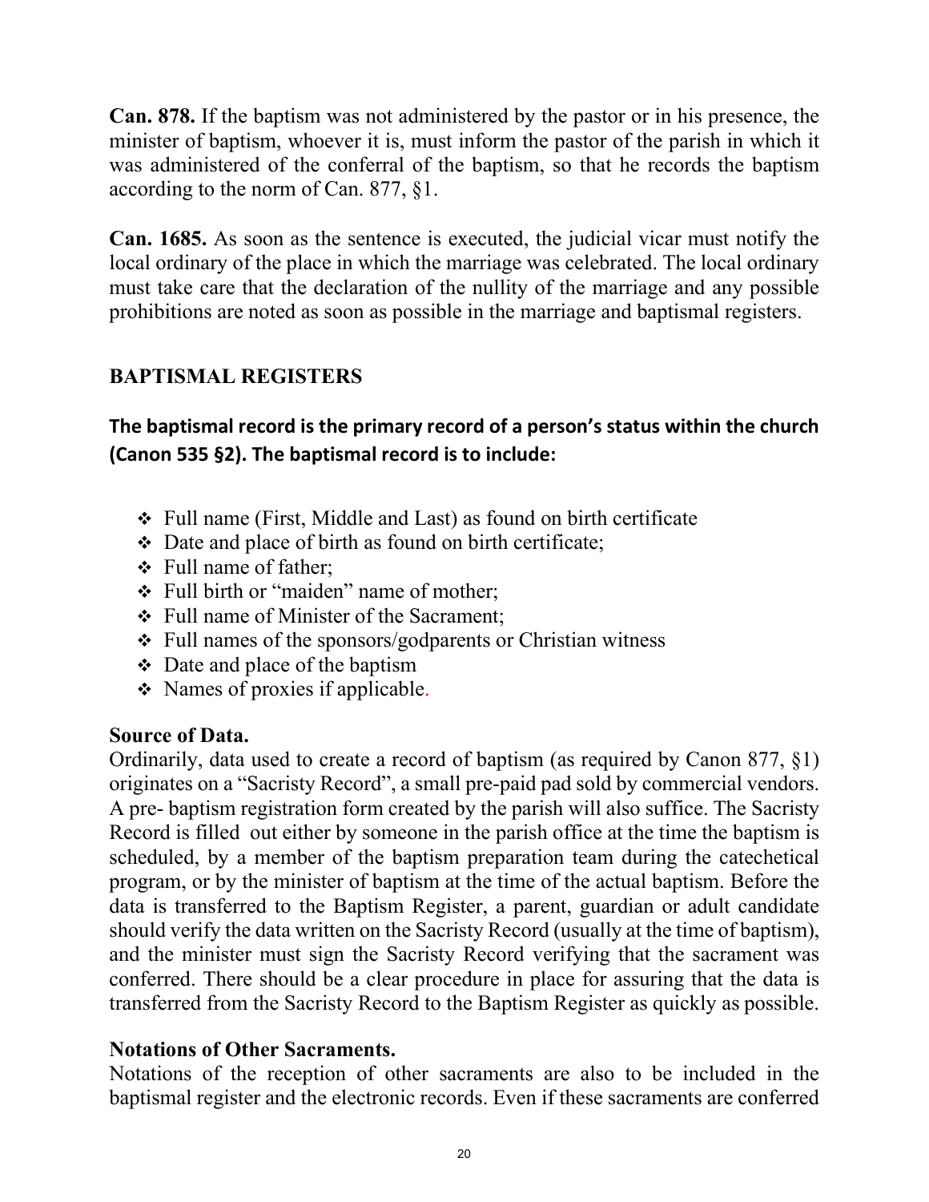**Can. 878.** If the baptism was not administered by the pastor or in his presence, the minister of baptism, whoever it is, must inform the pastor of the parish in which it was administered of the conferral of the baptism, so that he records the baptism according to the norm of Can. 877, §1.

**Can. 1685.** As soon as the sentence is executed, the judicial vicar must notify the local ordinary of the place in which the marriage was celebrated. The local ordinary must take care that the declaration of the nullity of the marriage and any possible prohibitions are noted as soon as possible in the marriage and baptismal registers.

## BAPTISMAL REGISTERS

### The baptismal record is the primary record of a person's status within the church (Canon 535 §2). The baptismal record is to include:

- Full name (First, Middle and Last) as found on birth certificate
- Date and place of birth as found on birth certificate;
- Full name of father;
- Full birth or "maiden" name of mother;
- Full name of Minister of the Sacrament;
- Full names of the sponsors/godparents or Christian witness
- Date and place of the baptism
- Names of proxies if applicable.

**Source of Data.**
Ordinarily, data used to create a record of baptism (as required by Canon 877, §1) originates on a "Sacristy Record", a small pre-paid pad sold by commercial vendors. A pre- baptism registration form created by the parish will also suffice. The Sacristy Record is filled out either by someone in the parish office at the time the baptism is scheduled, by a member of the baptism preparation team during the catechetical program, or by the minister of baptism at the time of the actual baptism. Before the data is transferred to the Baptism Register, a parent, guardian or adult candidate should verify the data written on the Sacristy Record (usually at the time of baptism), and the minister must sign the Sacristy Record verifying that the sacrament was conferred. There should be a clear procedure in place for assuring that the data is transferred from the Sacristy Record to the Baptism Register as quickly as possible.

**Notations of Other Sacraments.**
Notations of the reception of other sacraments are also to be included in the baptismal register and the electronic records. Even if these sacraments are conferred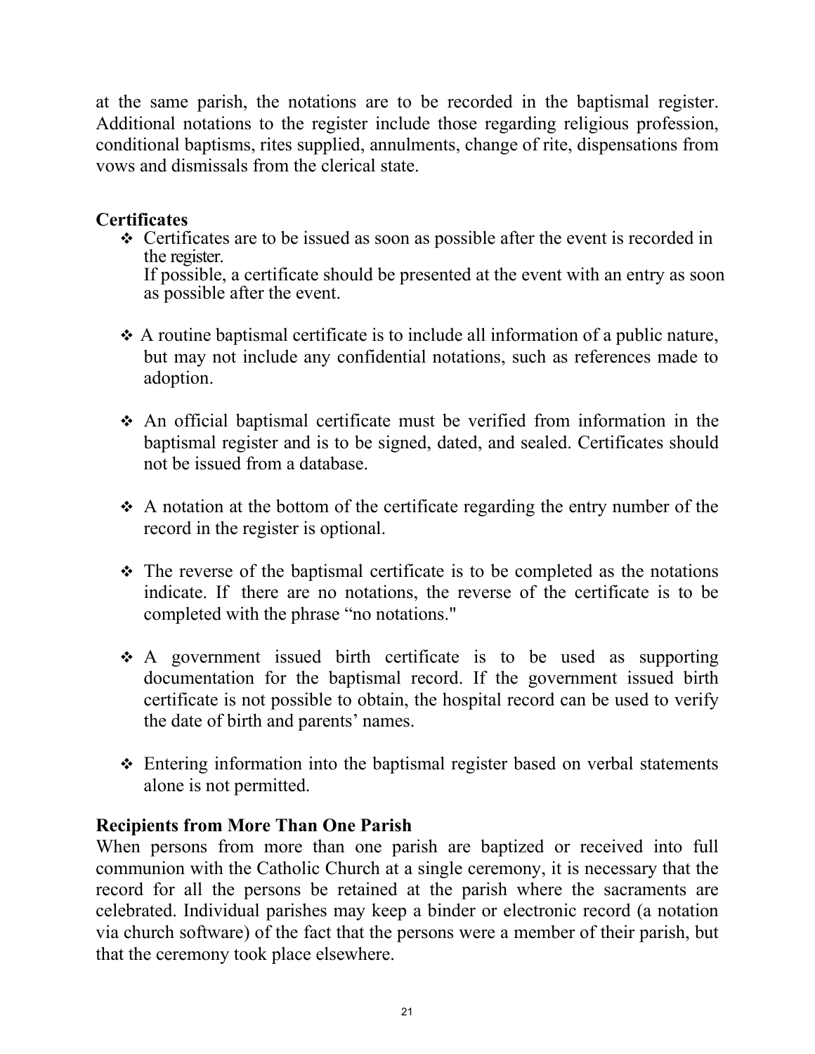at the same parish, the notations are to be recorded in the baptismal register. Additional notations to the register include those regarding religious profession, conditional baptisms, rites supplied, annulments, change of rite, dispensations from vows and dismissals from the clerical state.

**Certificates**

- Certificates are to be issued as soon as possible after the event is recorded in the register.
  If possible, a certificate should be presented at the event with an entry as soon as possible after the event.

- A routine baptismal certificate is to include all information of a public nature, but may not include any confidential notations, such as references made to adoption.

- An official baptismal certificate must be verified from information in the baptismal register and is to be signed, dated, and sealed. Certificates should not be issued from a database.

- A notation at the bottom of the certificate regarding the entry number of the record in the register is optional.

- The reverse of the baptismal certificate is to be completed as the notations indicate. If there are no notations, the reverse of the certificate is to be completed with the phrase "no notations."

- A government issued birth certificate is to be used as supporting documentation for the baptismal record. If the government issued birth certificate is not possible to obtain, the hospital record can be used to verify the date of birth and parents' names.

- Entering information into the baptismal register based on verbal statements alone is not permitted.

**Recipients from More Than One Parish**

When persons from more than one parish are baptized or received into full communion with the Catholic Church at a single ceremony, it is necessary that the record for all the persons be retained at the parish where the sacraments are celebrated. Individual parishes may keep a binder or electronic record (a notation via church software) of the fact that the persons were a member of their parish, but that the ceremony took place elsewhere.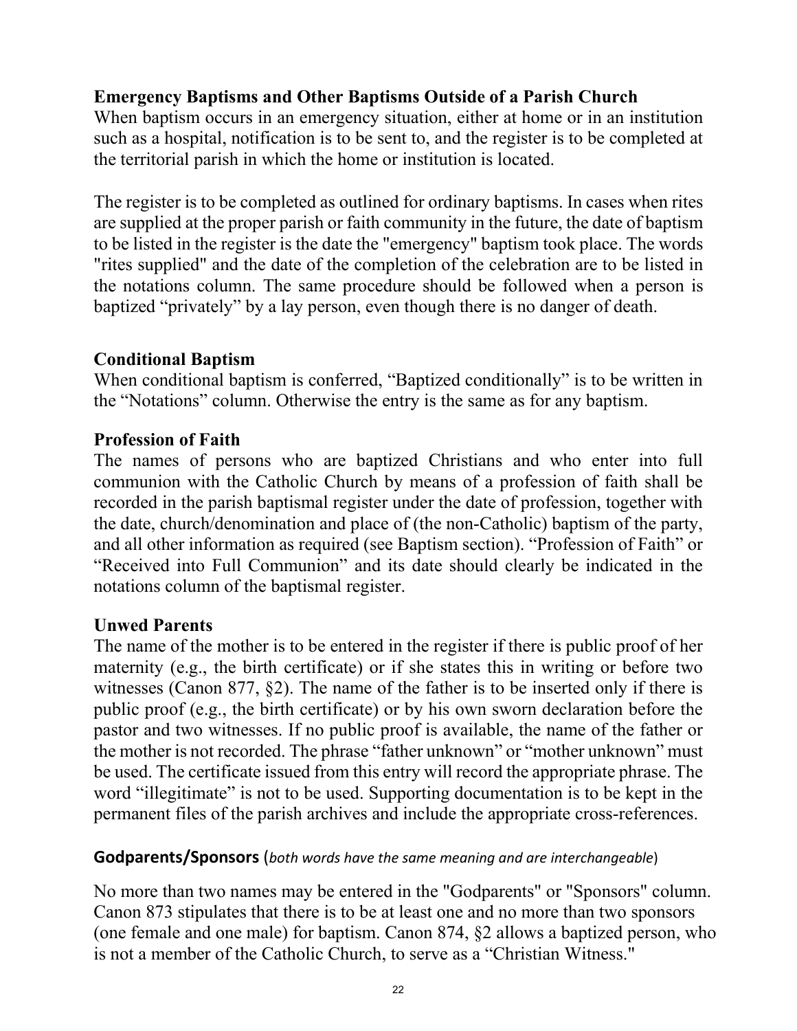## Emergency Baptisms and Other Baptisms Outside of a Parish Church

When baptism occurs in an emergency situation, either at home or in an institution such as a hospital, notification is to be sent to, and the register is to be completed at the territorial parish in which the home or institution is located.

The register is to be completed as outlined for ordinary baptisms. In cases when rites are supplied at the proper parish or faith community in the future, the date of baptism to be listed in the register is the date the "emergency" baptism took place. The words "rites supplied" and the date of the completion of the celebration are to be listed in the notations column. The same procedure should be followed when a person is baptized "privately" by a lay person, even though there is no danger of death.

## Conditional Baptism

When conditional baptism is conferred, "Baptized conditionally" is to be written in the "Notations" column. Otherwise the entry is the same as for any baptism.

## Profession of Faith

The names of persons who are baptized Christians and who enter into full communion with the Catholic Church by means of a profession of faith shall be recorded in the parish baptismal register under the date of profession, together with the date, church/denomination and place of (the non-Catholic) baptism of the party, and all other information as required (see Baptism section). "Profession of Faith" or "Received into Full Communion" and its date should clearly be indicated in the notations column of the baptismal register.

## Unwed Parents

The name of the mother is to be entered in the register if there is public proof of her maternity (e.g., the birth certificate) or if she states this in writing or before two witnesses (Canon 877, §2). The name of the father is to be inserted only if there is public proof (e.g., the birth certificate) or by his own sworn declaration before the pastor and two witnesses. If no public proof is available, the name of the father or the mother is not recorded. The phrase "father unknown" or "mother unknown" must be used. The certificate issued from this entry will record the appropriate phrase. The word "illegitimate" is not to be used. Supporting documentation is to be kept in the permanent files of the parish archives and include the appropriate cross-references.

## Godparents/Sponsors (*both words have the same meaning and are interchangeable*)

No more than two names may be entered in the "Godparents" or "Sponsors" column. Canon 873 stipulates that there is to be at least one and no more than two sponsors (one female and one male) for baptism. Canon 874, §2 allows a baptized person, who is not a member of the Catholic Church, to serve as a "Christian Witness."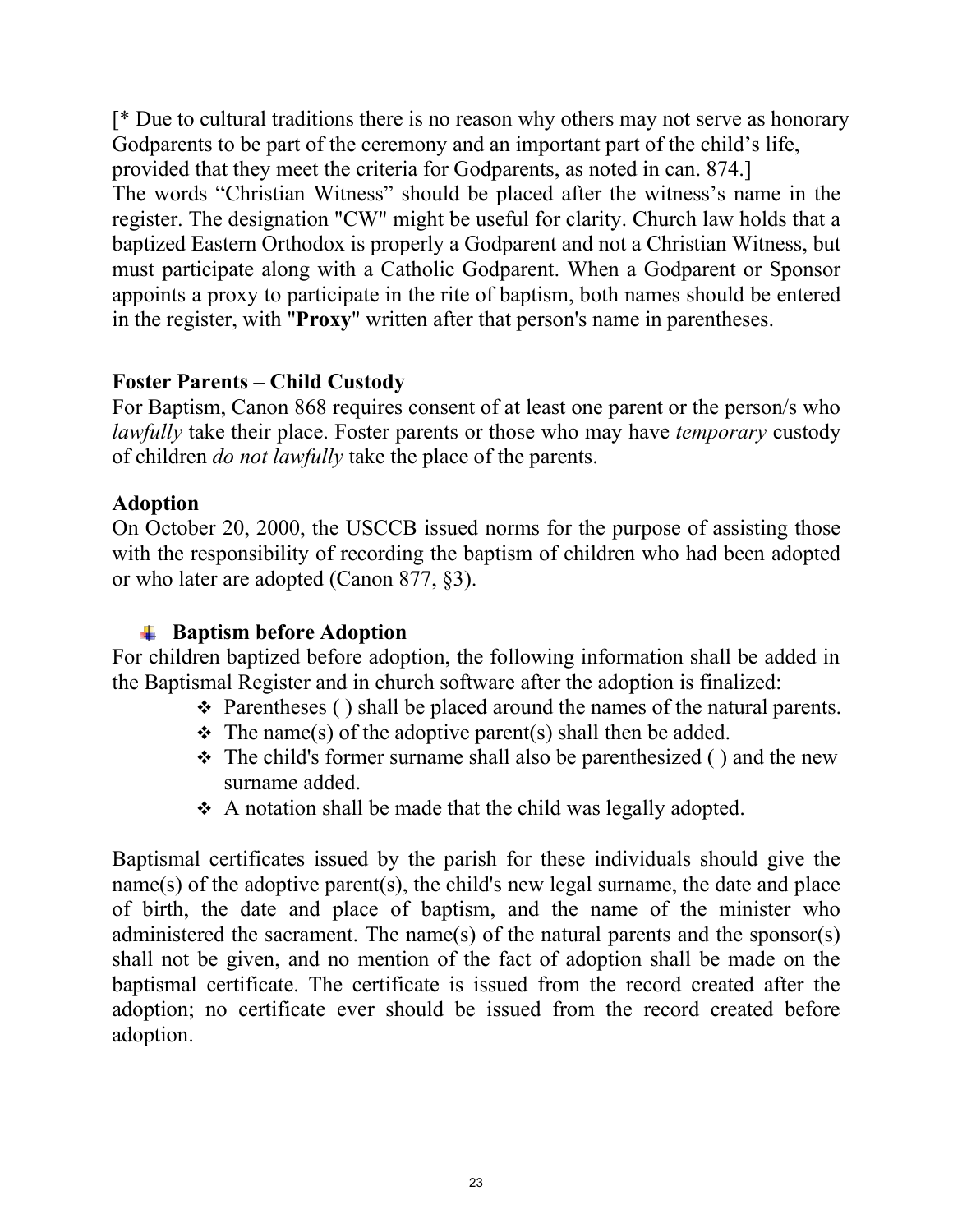[* Due to cultural traditions there is no reason why others may not serve as honorary Godparents to be part of the ceremony and an important part of the child's life, provided that they meet the criteria for Godparents, as noted in can. 874.]

The words "Christian Witness" should be placed after the witness's name in the register. The designation "CW" might be useful for clarity. Church law holds that a baptized Eastern Orthodox is properly a Godparent and not a Christian Witness, but must participate along with a Catholic Godparent. When a Godparent or Sponsor appoints a proxy to participate in the rite of baptism, both names should be entered in the register, with "**Proxy**" written after that person's name in parentheses.

### Foster Parents – Child Custody

For Baptism, Canon 868 requires consent of at least one parent or the person/s who *lawfully* take their place. Foster parents or those who may have *temporary* custody of children *do not lawfully* take the place of the parents.

### Adoption

On October 20, 2000, the USCCB issued norms for the purpose of assisting those with the responsibility of recording the baptism of children who had been adopted or who later are adopted (Canon 877, §3).

#### Baptism before Adoption

For children baptized before adoption, the following information shall be added in the Baptismal Register and in church software after the adoption is finalized:

- Parentheses ( ) shall be placed around the names of the natural parents.
- The name(s) of the adoptive parent(s) shall then be added.
- The child's former surname shall also be parenthesized ( ) and the new surname added.
- A notation shall be made that the child was legally adopted.

Baptismal certificates issued by the parish for these individuals should give the name(s) of the adoptive parent(s), the child's new legal surname, the date and place of birth, the date and place of baptism, and the name of the minister who administered the sacrament. The name(s) of the natural parents and the sponsor(s) shall not be given, and no mention of the fact of adoption shall be made on the baptismal certificate. The certificate is issued from the record created after the adoption; no certificate ever should be issued from the record created before adoption.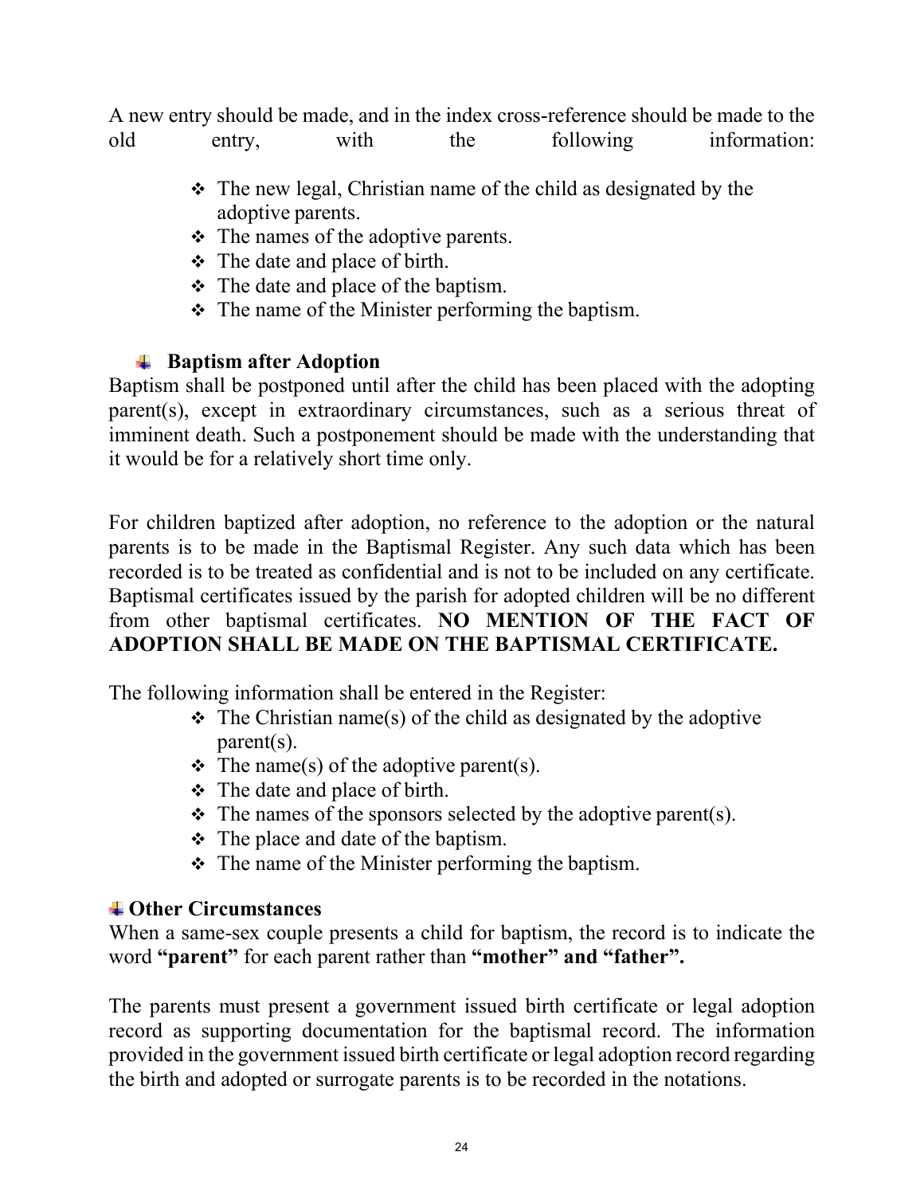A new entry should be made, and in the index cross-reference should be made to the old entry, with the following information:

- The new legal, Christian name of the child as designated by the adoptive parents.
- The names of the adoptive parents.
- The date and place of birth.
- The date and place of the baptism.
- The name of the Minister performing the baptism.

### Baptism after Adoption

Baptism shall be postponed until after the child has been placed with the adopting parent(s), except in extraordinary circumstances, such as a serious threat of imminent death. Such a postponement should be made with the understanding that it would be for a relatively short time only.

For children baptized after adoption, no reference to the adoption or the natural parents is to be made in the Baptismal Register. Any such data which has been recorded is to be treated as confidential and is not to be included on any certificate. Baptismal certificates issued by the parish for adopted children will be no different from other baptismal certificates. **NO MENTION OF THE FACT OF ADOPTION SHALL BE MADE ON THE BAPTISMAL CERTIFICATE.**

The following information shall be entered in the Register:

- The Christian name(s) of the child as designated by the adoptive parent(s).
- The name(s) of the adoptive parent(s).
- The date and place of birth.
- The names of the sponsors selected by the adoptive parent(s).
- The place and date of the baptism.
- The name of the Minister performing the baptism.

### Other Circumstances

When a same-sex couple presents a child for baptism, the record is to indicate the word **"parent"** for each parent rather than **"mother" and "father".**

The parents must present a government issued birth certificate or legal adoption record as supporting documentation for the baptismal record. The information provided in the government issued birth certificate or legal adoption record regarding the birth and adopted or surrogate parents is to be recorded in the notations.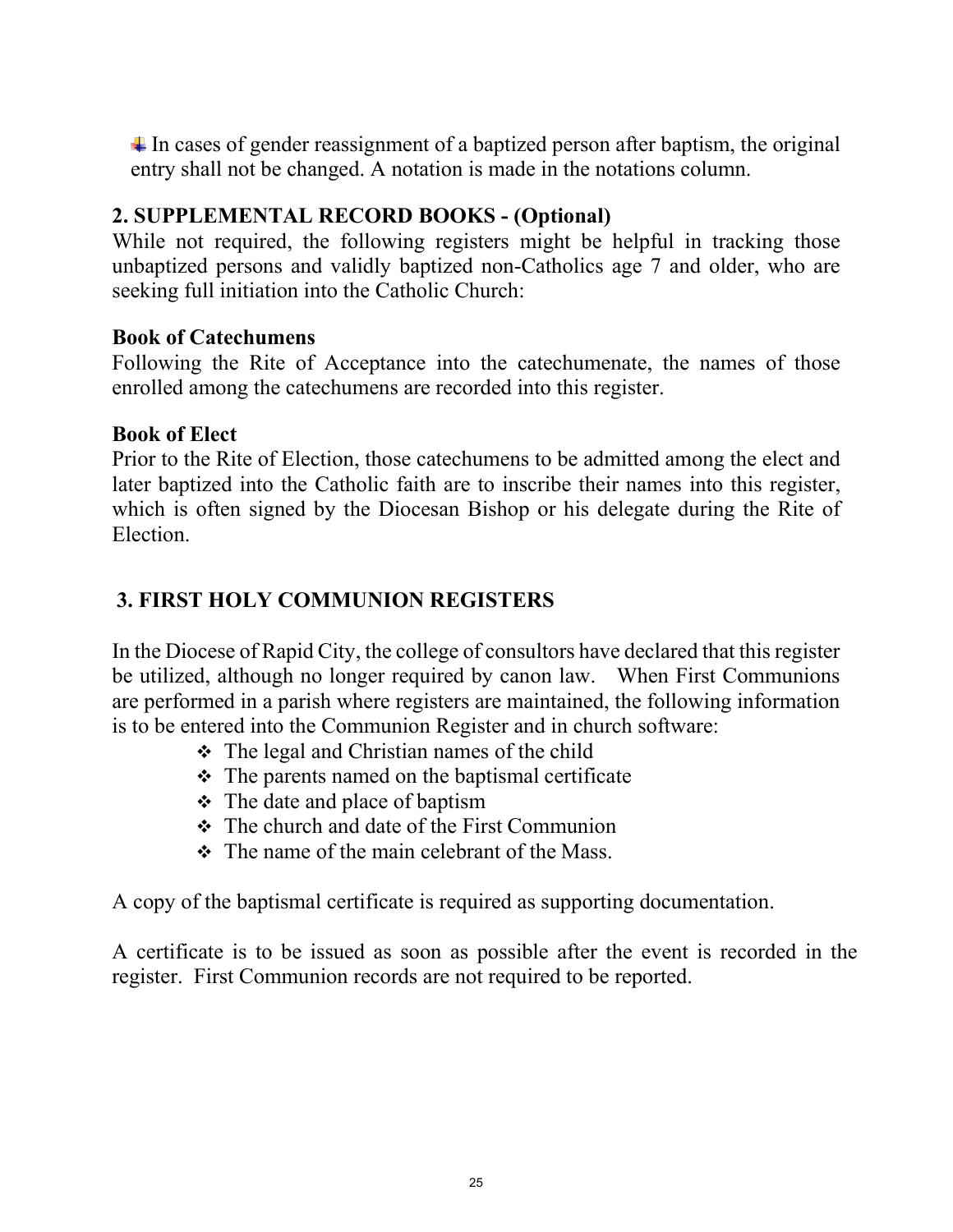- In cases of gender reassignment of a baptized person after baptism, the original entry shall not be changed. A notation is made in the notations column.

## 2. SUPPLEMENTAL RECORD BOOKS - (Optional)

While not required, the following registers might be helpful in tracking those unbaptized persons and validly baptized non-Catholics age 7 and older, who are seeking full initiation into the Catholic Church:

### Book of Catechumens

Following the Rite of Acceptance into the catechumenate, the names of those enrolled among the catechumens are recorded into this register.

### Book of Elect

Prior to the Rite of Election, those catechumens to be admitted among the elect and later baptized into the Catholic faith are to inscribe their names into this register, which is often signed by the Diocesan Bishop or his delegate during the Rite of Election.

## 3. FIRST HOLY COMMUNION REGISTERS

In the Diocese of Rapid City, the college of consultors have declared that this register be utilized, although no longer required by canon law. When First Communions are performed in a parish where registers are maintained, the following information is to be entered into the Communion Register and in church software:

- The legal and Christian names of the child
- The parents named on the baptismal certificate
- The date and place of baptism
- The church and date of the First Communion
- The name of the main celebrant of the Mass.

A copy of the baptismal certificate is required as supporting documentation.

A certificate is to be issued as soon as possible after the event is recorded in the register. First Communion records are not required to be reported.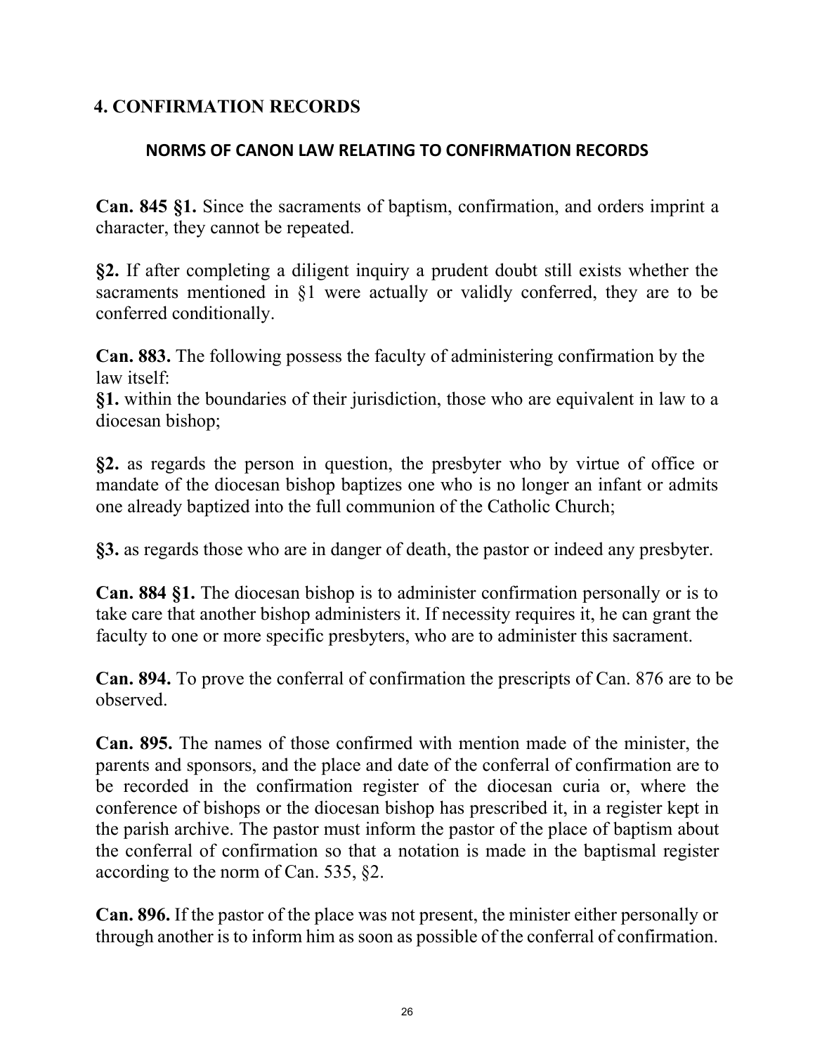## 4. CONFIRMATION RECORDS

### NORMS OF CANON LAW RELATING TO CONFIRMATION RECORDS

**Can. 845 §1.** Since the sacraments of baptism, confirmation, and orders imprint a character, they cannot be repeated.

**§2.** If after completing a diligent inquiry a prudent doubt still exists whether the sacraments mentioned in §1 were actually or validly conferred, they are to be conferred conditionally.

**Can. 883.** The following possess the faculty of administering confirmation by the law itself:

**§1.** within the boundaries of their jurisdiction, those who are equivalent in law to a diocesan bishop;

**§2.** as regards the person in question, the presbyter who by virtue of office or mandate of the diocesan bishop baptizes one who is no longer an infant or admits one already baptized into the full communion of the Catholic Church;

**§3.** as regards those who are in danger of death, the pastor or indeed any presbyter.

**Can. 884 §1.** The diocesan bishop is to administer confirmation personally or is to take care that another bishop administers it. If necessity requires it, he can grant the faculty to one or more specific presbyters, who are to administer this sacrament.

**Can. 894.** To prove the conferral of confirmation the prescripts of Can. 876 are to be observed.

**Can. 895.** The names of those confirmed with mention made of the minister, the parents and sponsors, and the place and date of the conferral of confirmation are to be recorded in the confirmation register of the diocesan curia or, where the conference of bishops or the diocesan bishop has prescribed it, in a register kept in the parish archive. The pastor must inform the pastor of the place of baptism about the conferral of confirmation so that a notation is made in the baptismal register according to the norm of Can. 535, §2.

**Can. 896.** If the pastor of the place was not present, the minister either personally or through another is to inform him as soon as possible of the conferral of confirmation.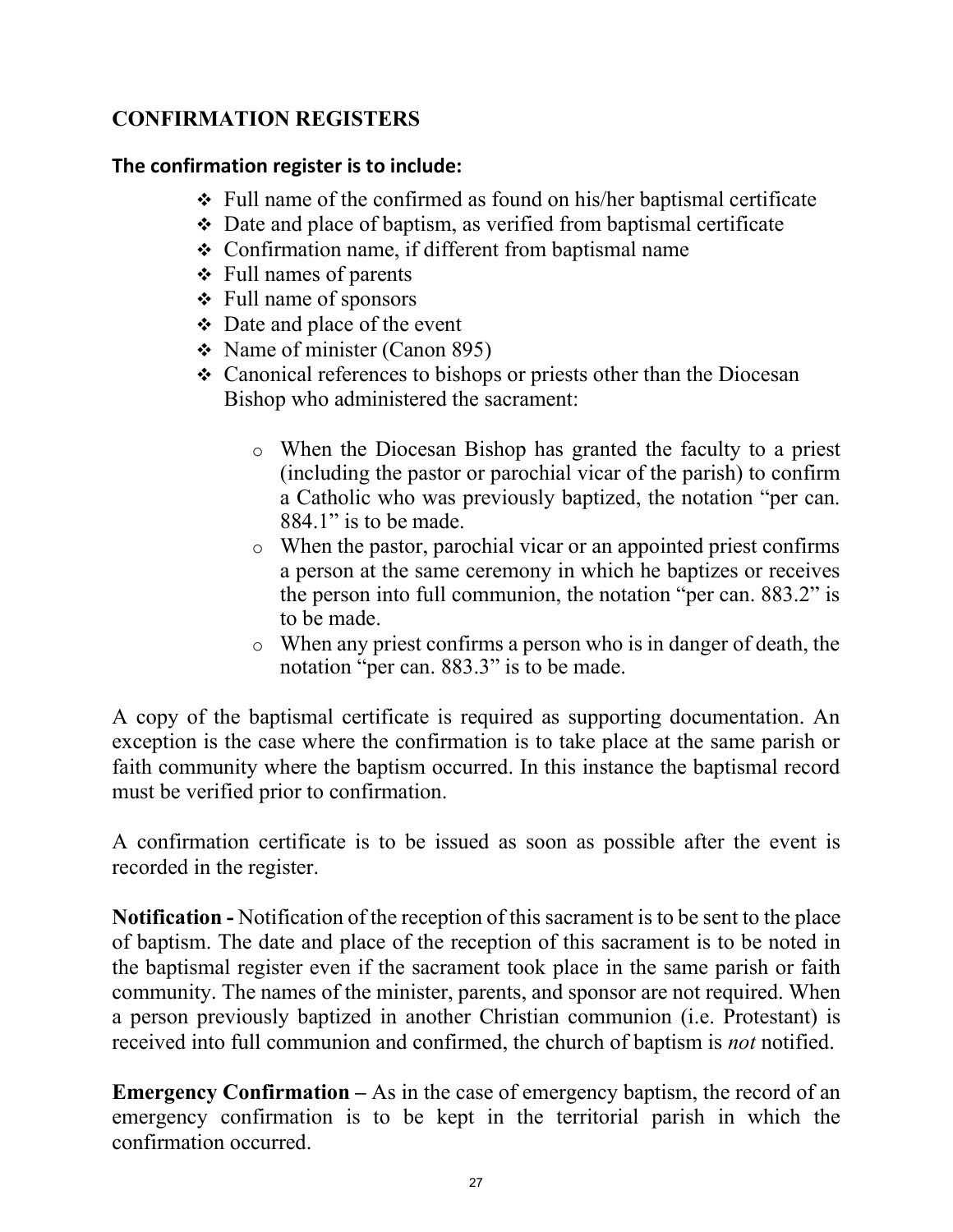## CONFIRMATION REGISTERS

### The confirmation register is to include:

- Full name of the confirmed as found on his/her baptismal certificate
- Date and place of baptism, as verified from baptismal certificate
- Confirmation name, if different from baptismal name
- Full names of parents
- Full name of sponsors
- Date and place of the event
- Name of minister (Canon 895)
- Canonical references to bishops or priests other than the Diocesan Bishop who administered the sacrament:
  - When the Diocesan Bishop has granted the faculty to a priest (including the pastor or parochial vicar of the parish) to confirm a Catholic who was previously baptized, the notation "per can. 884.1" is to be made.
  - When the pastor, parochial vicar or an appointed priest confirms a person at the same ceremony in which he baptizes or receives the person into full communion, the notation "per can. 883.2" is to be made.
  - When any priest confirms a person who is in danger of death, the notation "per can. 883.3" is to be made.

A copy of the baptismal certificate is required as supporting documentation. An exception is the case where the confirmation is to take place at the same parish or faith community where the baptism occurred. In this instance the baptismal record must be verified prior to confirmation.

A confirmation certificate is to be issued as soon as possible after the event is recorded in the register.

**Notification -** Notification of the reception of this sacrament is to be sent to the place of baptism. The date and place of the reception of this sacrament is to be noted in the baptismal register even if the sacrament took place in the same parish or faith community. The names of the minister, parents, and sponsor are not required. When a person previously baptized in another Christian communion (i.e. Protestant) is received into full communion and confirmed, the church of baptism is *not* notified.

**Emergency Confirmation –** As in the case of emergency baptism, the record of an emergency confirmation is to be kept in the territorial parish in which the confirmation occurred.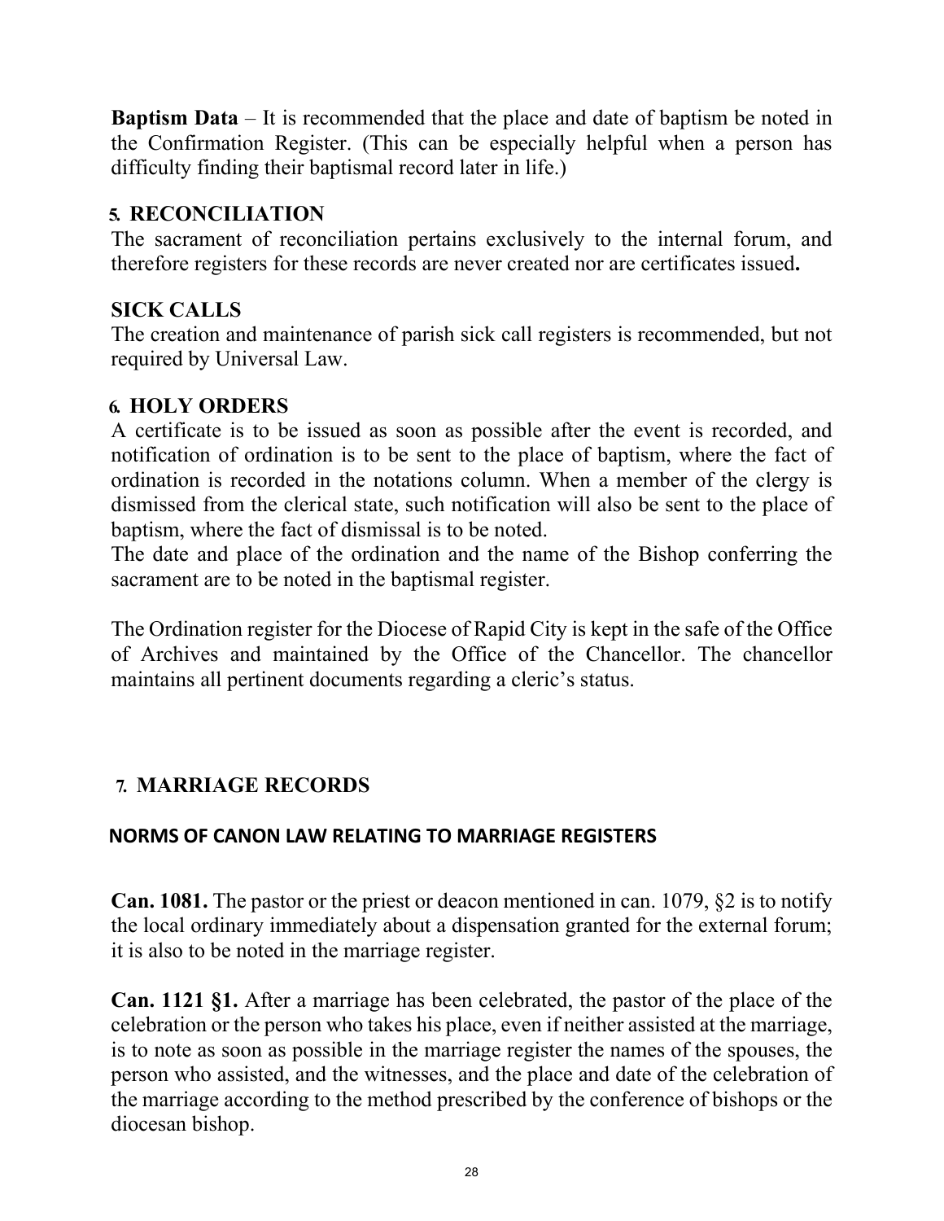**Baptism Data** – It is recommended that the place and date of baptism be noted in the Confirmation Register. (This can be especially helpful when a person has difficulty finding their baptismal record later in life.)

## 5. RECONCILIATION

The sacrament of reconciliation pertains exclusively to the internal forum, and therefore registers for these records are never created nor are certificates issued**.**

## SICK CALLS

The creation and maintenance of parish sick call registers is recommended, but not required by Universal Law.

## 6. HOLY ORDERS

A certificate is to be issued as soon as possible after the event is recorded, and notification of ordination is to be sent to the place of baptism, where the fact of ordination is recorded in the notations column. When a member of the clergy is dismissed from the clerical state, such notification will also be sent to the place of baptism, where the fact of dismissal is to be noted.
The date and place of the ordination and the name of the Bishop conferring the sacrament are to be noted in the baptismal register.

The Ordination register for the Diocese of Rapid City is kept in the safe of the Office of Archives and maintained by the Office of the Chancellor. The chancellor maintains all pertinent documents regarding a cleric's status.

## 7. MARRIAGE RECORDS

### NORMS OF CANON LAW RELATING TO MARRIAGE REGISTERS

**Can. 1081.** The pastor or the priest or deacon mentioned in can. 1079, §2 is to notify the local ordinary immediately about a dispensation granted for the external forum; it is also to be noted in the marriage register.

**Can. 1121 §1.** After a marriage has been celebrated, the pastor of the place of the celebration or the person who takes his place, even if neither assisted at the marriage, is to note as soon as possible in the marriage register the names of the spouses, the person who assisted, and the witnesses, and the place and date of the celebration of the marriage according to the method prescribed by the conference of bishops or the diocesan bishop.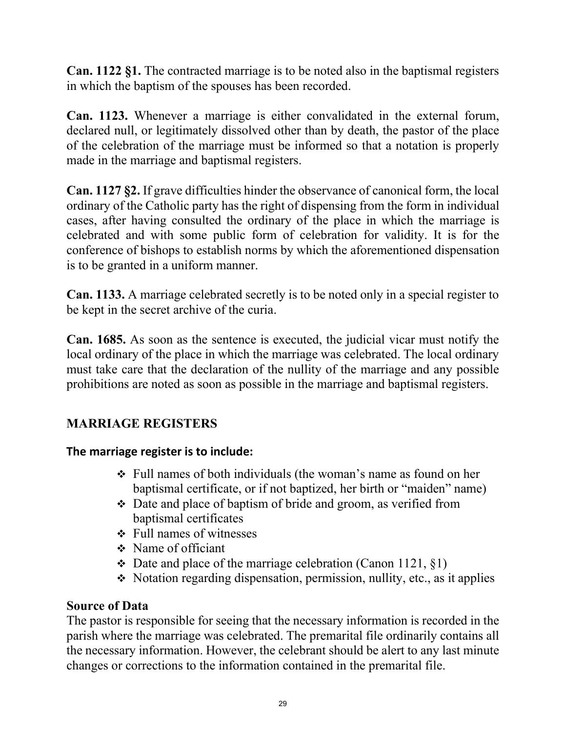**Can. 1122 §1.** The contracted marriage is to be noted also in the baptismal registers in which the baptism of the spouses has been recorded.

**Can. 1123.** Whenever a marriage is either convalidated in the external forum, declared null, or legitimately dissolved other than by death, the pastor of the place of the celebration of the marriage must be informed so that a notation is properly made in the marriage and baptismal registers.

**Can. 1127 §2.** If grave difficulties hinder the observance of canonical form, the local ordinary of the Catholic party has the right of dispensing from the form in individual cases, after having consulted the ordinary of the place in which the marriage is celebrated and with some public form of celebration for validity. It is for the conference of bishops to establish norms by which the aforementioned dispensation is to be granted in a uniform manner.

**Can. 1133.** A marriage celebrated secretly is to be noted only in a special register to be kept in the secret archive of the curia.

**Can. 1685.** As soon as the sentence is executed, the judicial vicar must notify the local ordinary of the place in which the marriage was celebrated. The local ordinary must take care that the declaration of the nullity of the marriage and any possible prohibitions are noted as soon as possible in the marriage and baptismal registers.

## MARRIAGE REGISTERS

**The marriage register is to include:**

- Full names of both individuals (the woman's name as found on her baptismal certificate, or if not baptized, her birth or "maiden" name)
- Date and place of baptism of bride and groom, as verified from baptismal certificates
- Full names of witnesses
- Name of officiant
- Date and place of the marriage celebration (Canon 1121, §1)
- Notation regarding dispensation, permission, nullity, etc., as it applies

### Source of Data

The pastor is responsible for seeing that the necessary information is recorded in the parish where the marriage was celebrated. The premarital file ordinarily contains all the necessary information. However, the celebrant should be alert to any last minute changes or corrections to the information contained in the premarital file.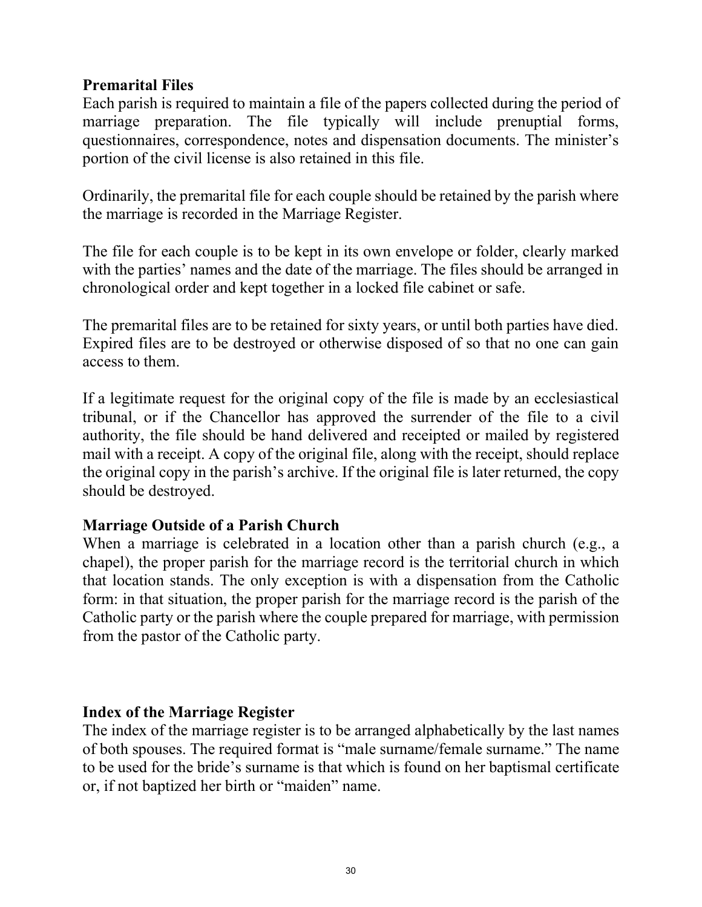### Premarital Files

Each parish is required to maintain a file of the papers collected during the period of marriage preparation. The file typically will include prenuptial forms, questionnaires, correspondence, notes and dispensation documents. The minister's portion of the civil license is also retained in this file.

Ordinarily, the premarital file for each couple should be retained by the parish where the marriage is recorded in the Marriage Register.

The file for each couple is to be kept in its own envelope or folder, clearly marked with the parties' names and the date of the marriage. The files should be arranged in chronological order and kept together in a locked file cabinet or safe.

The premarital files are to be retained for sixty years, or until both parties have died. Expired files are to be destroyed or otherwise disposed of so that no one can gain access to them.

If a legitimate request for the original copy of the file is made by an ecclesiastical tribunal, or if the Chancellor has approved the surrender of the file to a civil authority, the file should be hand delivered and receipted or mailed by registered mail with a receipt. A copy of the original file, along with the receipt, should replace the original copy in the parish's archive. If the original file is later returned, the copy should be destroyed.

### Marriage Outside of a Parish Church

When a marriage is celebrated in a location other than a parish church (e.g., a chapel), the proper parish for the marriage record is the territorial church in which that location stands. The only exception is with a dispensation from the Catholic form: in that situation, the proper parish for the marriage record is the parish of the Catholic party or the parish where the couple prepared for marriage, with permission from the pastor of the Catholic party.

### Index of the Marriage Register

The index of the marriage register is to be arranged alphabetically by the last names of both spouses. The required format is "male surname/female surname." The name to be used for the bride's surname is that which is found on her baptismal certificate or, if not baptized her birth or "maiden" name.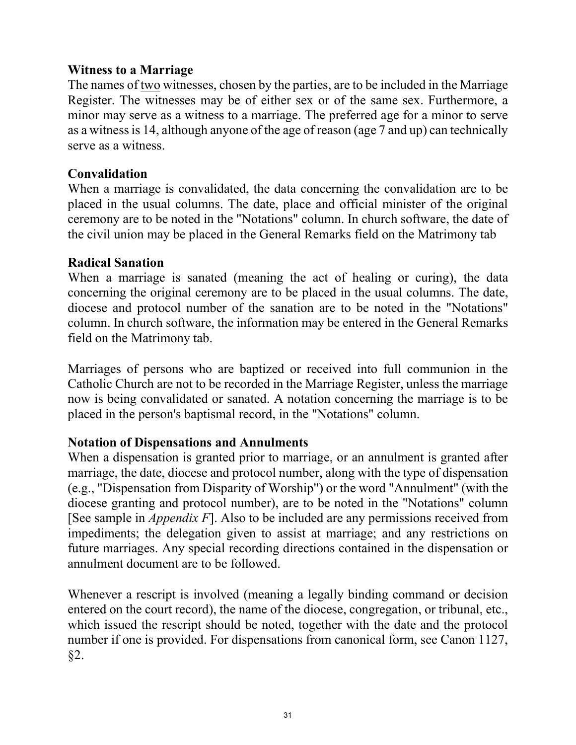**Witness to a Marriage**

The names of two witnesses, chosen by the parties, are to be included in the Marriage Register. The witnesses may be of either sex or of the same sex. Furthermore, a minor may serve as a witness to a marriage. The preferred age for a minor to serve as a witness is 14, although anyone of the age of reason (age 7 and up) can technically serve as a witness.

**Convalidation**

When a marriage is convalidated, the data concerning the convalidation are to be placed in the usual columns. The date, place and official minister of the original ceremony are to be noted in the "Notations" column. In church software, the date of the civil union may be placed in the General Remarks field on the Matrimony tab

**Radical Sanation**

When a marriage is sanated (meaning the act of healing or curing), the data concerning the original ceremony are to be placed in the usual columns. The date, diocese and protocol number of the sanation are to be noted in the "Notations" column. In church software, the information may be entered in the General Remarks field on the Matrimony tab.

Marriages of persons who are baptized or received into full communion in the Catholic Church are not to be recorded in the Marriage Register, unless the marriage now is being convalidated or sanated. A notation concerning the marriage is to be placed in the person's baptismal record, in the "Notations" column.

**Notation of Dispensations and Annulments**

When a dispensation is granted prior to marriage, or an annulment is granted after marriage, the date, diocese and protocol number, along with the type of dispensation (e.g., "Dispensation from Disparity of Worship") or the word "Annulment" (with the diocese granting and protocol number), are to be noted in the "Notations" column [See sample in *Appendix F*]. Also to be included are any permissions received from impediments; the delegation given to assist at marriage; and any restrictions on future marriages. Any special recording directions contained in the dispensation or annulment document are to be followed.

Whenever a rescript is involved (meaning a legally binding command or decision entered on the court record), the name of the diocese, congregation, or tribunal, etc., which issued the rescript should be noted, together with the date and the protocol number if one is provided. For dispensations from canonical form, see Canon 1127, §2.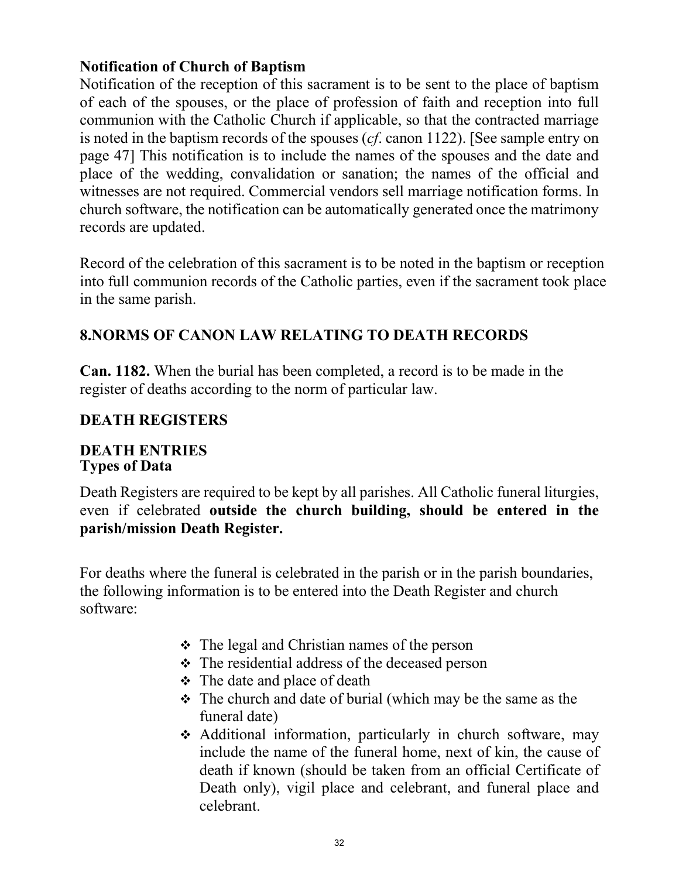**Notification of Church of Baptism**

Notification of the reception of this sacrament is to be sent to the place of baptism of each of the spouses, or the place of profession of faith and reception into full communion with the Catholic Church if applicable, so that the contracted marriage is noted in the baptism records of the spouses (*cf*. canon 1122). [See sample entry on page 47] This notification is to include the names of the spouses and the date and place of the wedding, convalidation or sanation; the names of the official and witnesses are not required. Commercial vendors sell marriage notification forms. In church software, the notification can be automatically generated once the matrimony records are updated.

Record of the celebration of this sacrament is to be noted in the baptism or reception into full communion records of the Catholic parties, even if the sacrament took place in the same parish.

## 8.NORMS OF CANON LAW RELATING TO DEATH RECORDS

**Can. 1182.** When the burial has been completed, a record is to be made in the register of deaths according to the norm of particular law.

## DEATH REGISTERS

### DEATH ENTRIES

**Types of Data**

Death Registers are required to be kept by all parishes. All Catholic funeral liturgies, even if celebrated **outside the church building, should be entered in the parish/mission Death Register.**

For deaths where the funeral is celebrated in the parish or in the parish boundaries, the following information is to be entered into the Death Register and church software:

- The legal and Christian names of the person
- The residential address of the deceased person
- The date and place of death
- The church and date of burial (which may be the same as the funeral date)
- Additional information, particularly in church software, may include the name of the funeral home, next of kin, the cause of death if known (should be taken from an official Certificate of Death only), vigil place and celebrant, and funeral place and celebrant.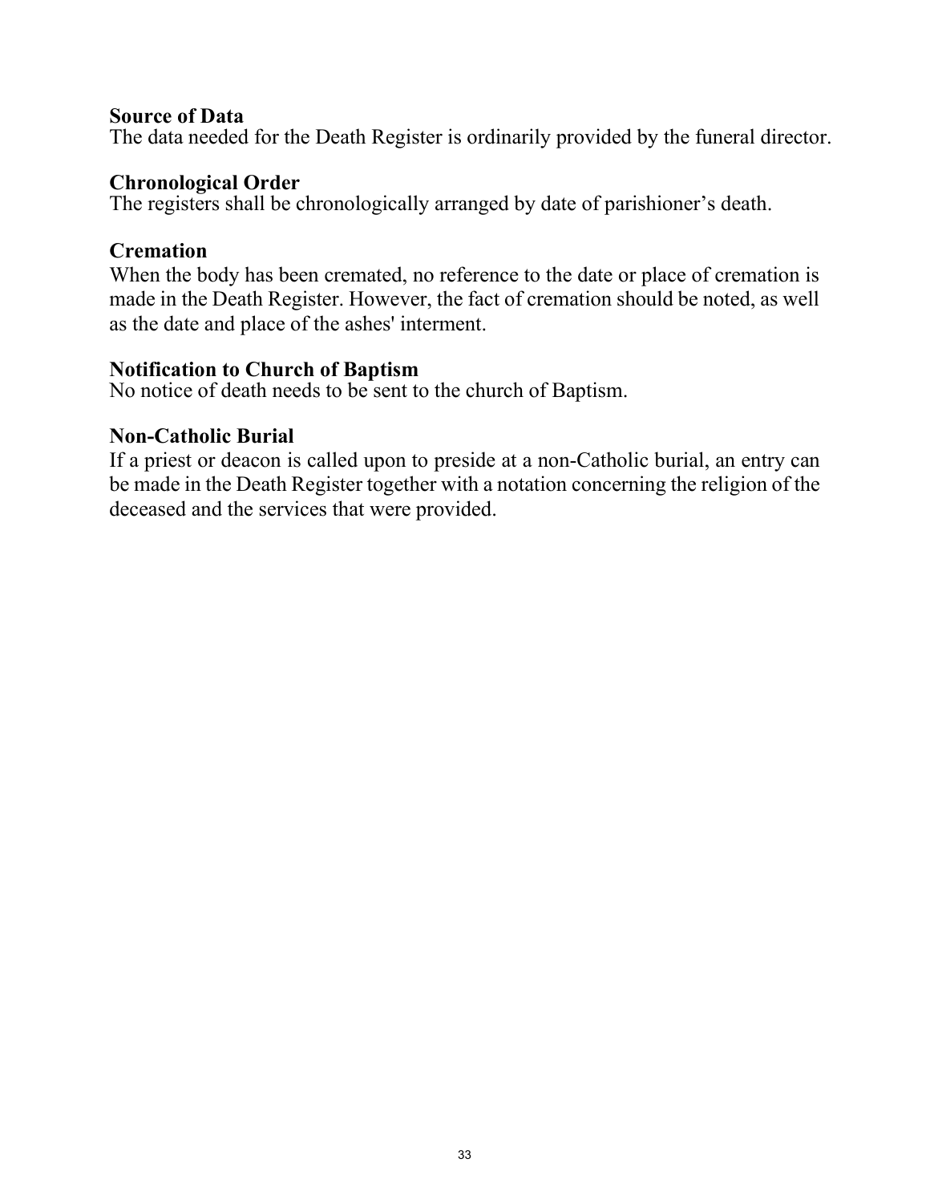**Source of Data**
The data needed for the Death Register is ordinarily provided by the funeral director.

**Chronological Order**
The registers shall be chronologically arranged by date of parishioner's death.

**Cremation**
When the body has been cremated, no reference to the date or place of cremation is made in the Death Register. However, the fact of cremation should be noted, as well as the date and place of the ashes' interment.

**Notification to Church of Baptism**
No notice of death needs to be sent to the church of Baptism.

**Non-Catholic Burial**
If a priest or deacon is called upon to preside at a non-Catholic burial, an entry can be made in the Death Register together with a notation concerning the religion of the deceased and the services that were provided.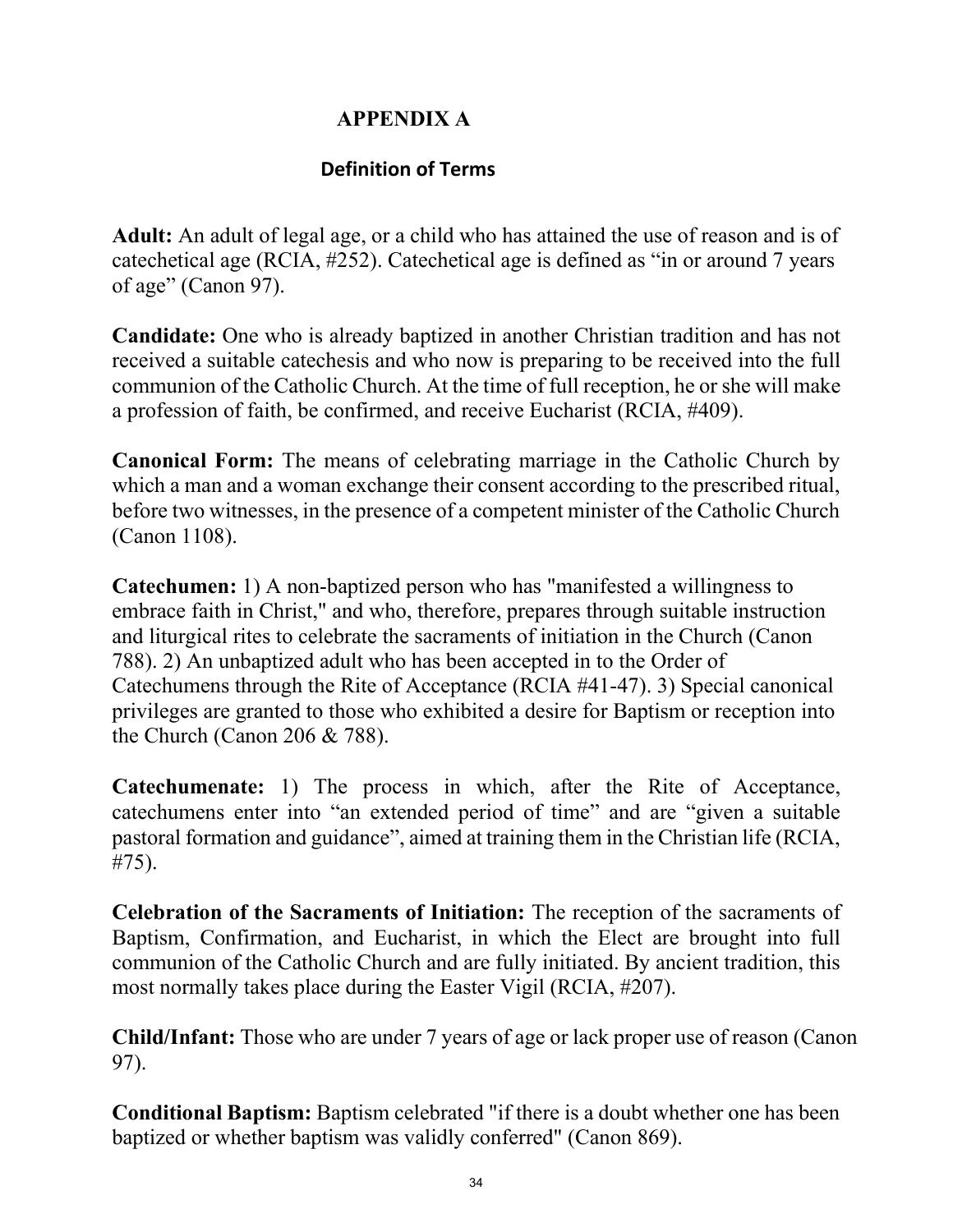# APPENDIX A

## Definition of Terms

**Adult:** An adult of legal age, or a child who has attained the use of reason and is of catechetical age (RCIA, #252). Catechetical age is defined as "in or around 7 years of age" (Canon 97).

**Candidate:** One who is already baptized in another Christian tradition and has not received a suitable catechesis and who now is preparing to be received into the full communion of the Catholic Church. At the time of full reception, he or she will make a profession of faith, be confirmed, and receive Eucharist (RCIA, #409).

**Canonical Form:** The means of celebrating marriage in the Catholic Church by which a man and a woman exchange their consent according to the prescribed ritual, before two witnesses, in the presence of a competent minister of the Catholic Church (Canon 1108).

**Catechumen:** 1) A non-baptized person who has "manifested a willingness to embrace faith in Christ," and who, therefore, prepares through suitable instruction and liturgical rites to celebrate the sacraments of initiation in the Church (Canon 788). 2) An unbaptized adult who has been accepted in to the Order of Catechumens through the Rite of Acceptance (RCIA #41-47). 3) Special canonical privileges are granted to those who exhibited a desire for Baptism or reception into the Church (Canon 206 & 788).

**Catechumenate:** 1) The process in which, after the Rite of Acceptance, catechumens enter into "an extended period of time" and are "given a suitable pastoral formation and guidance", aimed at training them in the Christian life (RCIA, #75).

**Celebration of the Sacraments of Initiation:** The reception of the sacraments of Baptism, Confirmation, and Eucharist, in which the Elect are brought into full communion of the Catholic Church and are fully initiated. By ancient tradition, this most normally takes place during the Easter Vigil (RCIA, #207).

**Child/Infant:** Those who are under 7 years of age or lack proper use of reason (Canon 97).

**Conditional Baptism:** Baptism celebrated "if there is a doubt whether one has been baptized or whether baptism was validly conferred" (Canon 869).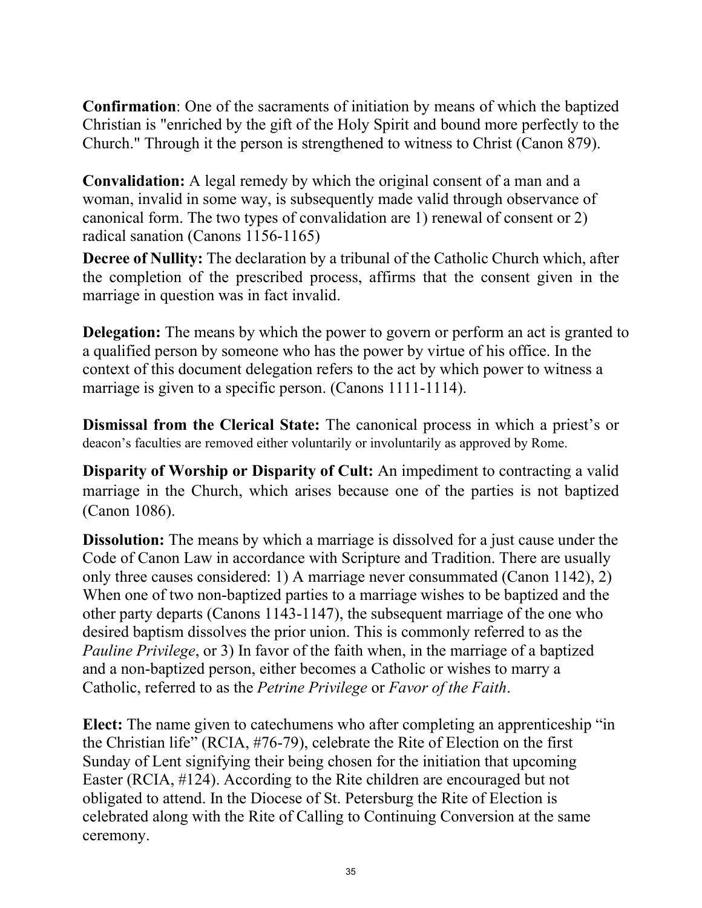**Confirmation**: One of the sacraments of initiation by means of which the baptized Christian is "enriched by the gift of the Holy Spirit and bound more perfectly to the Church." Through it the person is strengthened to witness to Christ (Canon 879).

**Convalidation:** A legal remedy by which the original consent of a man and a woman, invalid in some way, is subsequently made valid through observance of canonical form. The two types of convalidation are 1) renewal of consent or 2) radical sanation (Canons 1156-1165)

**Decree of Nullity:** The declaration by a tribunal of the Catholic Church which, after the completion of the prescribed process, affirms that the consent given in the marriage in question was in fact invalid.

**Delegation:** The means by which the power to govern or perform an act is granted to a qualified person by someone who has the power by virtue of his office. In the context of this document delegation refers to the act by which power to witness a marriage is given to a specific person. (Canons 1111-1114).

**Dismissal from the Clerical State:** The canonical process in which a priest's or deacon's faculties are removed either voluntarily or involuntarily as approved by Rome.

**Disparity of Worship or Disparity of Cult:** An impediment to contracting a valid marriage in the Church, which arises because one of the parties is not baptized (Canon 1086).

**Dissolution:** The means by which a marriage is dissolved for a just cause under the Code of Canon Law in accordance with Scripture and Tradition. There are usually only three causes considered: 1) A marriage never consummated (Canon 1142), 2) When one of two non-baptized parties to a marriage wishes to be baptized and the other party departs (Canons 1143-1147), the subsequent marriage of the one who desired baptism dissolves the prior union. This is commonly referred to as the *Pauline Privilege*, or 3) In favor of the faith when, in the marriage of a baptized and a non-baptized person, either becomes a Catholic or wishes to marry a Catholic, referred to as the *Petrine Privilege* or *Favor of the Faith*.

**Elect:** The name given to catechumens who after completing an apprenticeship "in the Christian life" (RCIA, #76-79), celebrate the Rite of Election on the first Sunday of Lent signifying their being chosen for the initiation that upcoming Easter (RCIA, #124). According to the Rite children are encouraged but not obligated to attend. In the Diocese of St. Petersburg the Rite of Election is celebrated along with the Rite of Calling to Continuing Conversion at the same ceremony.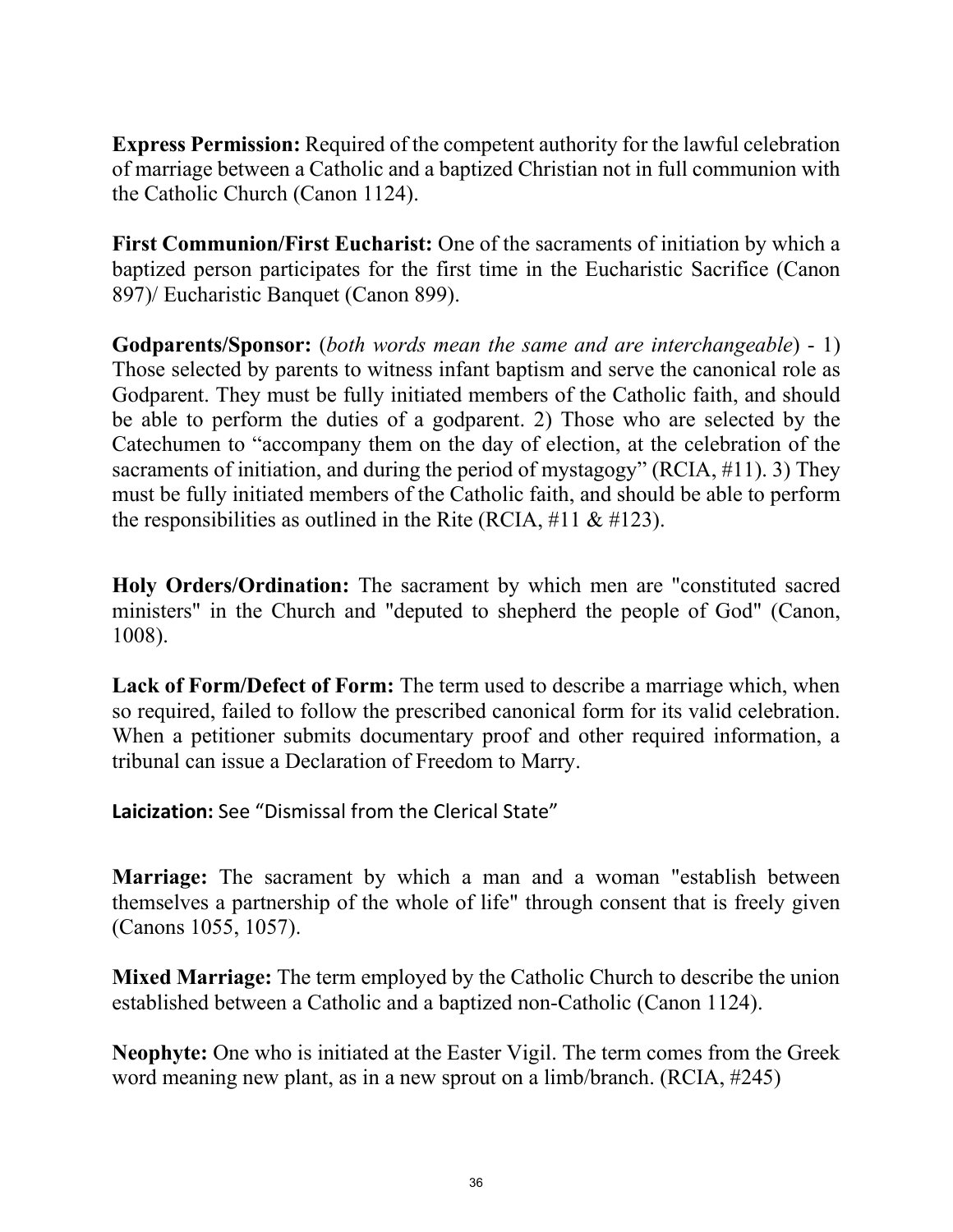**Express Permission:** Required of the competent authority for the lawful celebration of marriage between a Catholic and a baptized Christian not in full communion with the Catholic Church (Canon 1124).

**First Communion/First Eucharist:** One of the sacraments of initiation by which a baptized person participates for the first time in the Eucharistic Sacrifice (Canon 897)/ Eucharistic Banquet (Canon 899).

**Godparents/Sponsor:** (*both words mean the same and are interchangeable*) - 1) Those selected by parents to witness infant baptism and serve the canonical role as Godparent. They must be fully initiated members of the Catholic faith, and should be able to perform the duties of a godparent. 2) Those who are selected by the Catechumen to "accompany them on the day of election, at the celebration of the sacraments of initiation, and during the period of mystagogy" (RCIA, #11). 3) They must be fully initiated members of the Catholic faith, and should be able to perform the responsibilities as outlined in the Rite (RCIA, #11 & #123).

**Holy Orders/Ordination:** The sacrament by which men are "constituted sacred ministers" in the Church and "deputed to shepherd the people of God" (Canon, 1008).

**Lack of Form/Defect of Form:** The term used to describe a marriage which, when so required, failed to follow the prescribed canonical form for its valid celebration. When a petitioner submits documentary proof and other required information, a tribunal can issue a Declaration of Freedom to Marry.

**Laicization:** See "Dismissal from the Clerical State"

**Marriage:** The sacrament by which a man and a woman "establish between themselves a partnership of the whole of life" through consent that is freely given (Canons 1055, 1057).

**Mixed Marriage:** The term employed by the Catholic Church to describe the union established between a Catholic and a baptized non-Catholic (Canon 1124).

**Neophyte:** One who is initiated at the Easter Vigil. The term comes from the Greek word meaning new plant, as in a new sprout on a limb/branch. (RCIA, #245)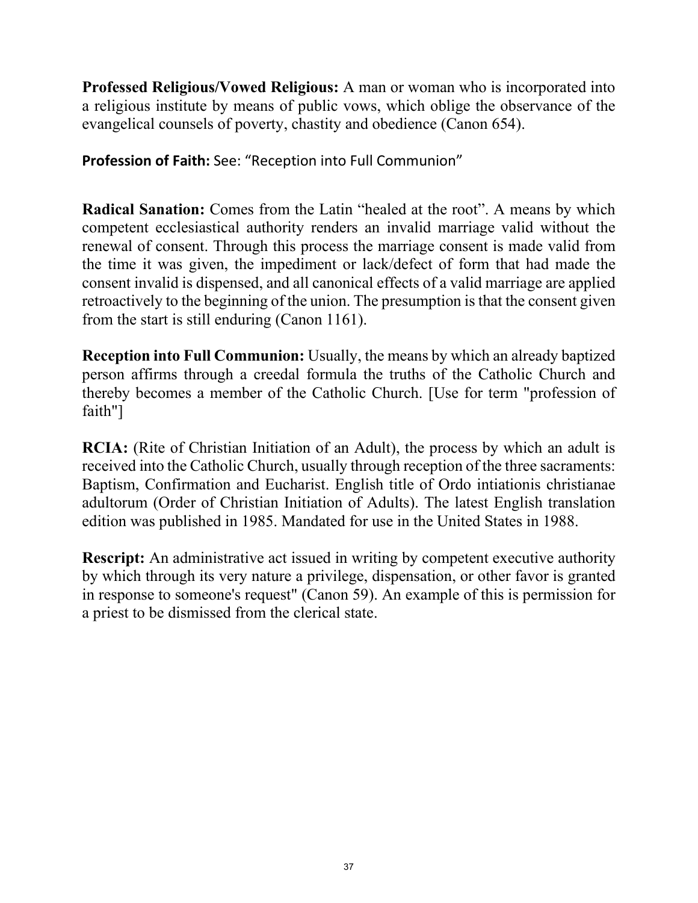**Professed Religious/Vowed Religious:** A man or woman who is incorporated into a religious institute by means of public vows, which oblige the observance of the evangelical counsels of poverty, chastity and obedience (Canon 654).

**Profession of Faith:** See: “Reception into Full Communion”

**Radical Sanation:** Comes from the Latin “healed at the root”. A means by which competent ecclesiastical authority renders an invalid marriage valid without the renewal of consent. Through this process the marriage consent is made valid from the time it was given, the impediment or lack/defect of form that had made the consent invalid is dispensed, and all canonical effects of a valid marriage are applied retroactively to the beginning of the union. The presumption is that the consent given from the start is still enduring (Canon 1161).

**Reception into Full Communion:** Usually, the means by which an already baptized person affirms through a creedal formula the truths of the Catholic Church and thereby becomes a member of the Catholic Church. [Use for term "profession of faith"]

**RCIA:** (Rite of Christian Initiation of an Adult), the process by which an adult is received into the Catholic Church, usually through reception of the three sacraments: Baptism, Confirmation and Eucharist. English title of Ordo intiationis christianae adultorum (Order of Christian Initiation of Adults). The latest English translation edition was published in 1985. Mandated for use in the United States in 1988.

**Rescript:** An administrative act issued in writing by competent executive authority by which through its very nature a privilege, dispensation, or other favor is granted in response to someone's request" (Canon 59). An example of this is permission for a priest to be dismissed from the clerical state.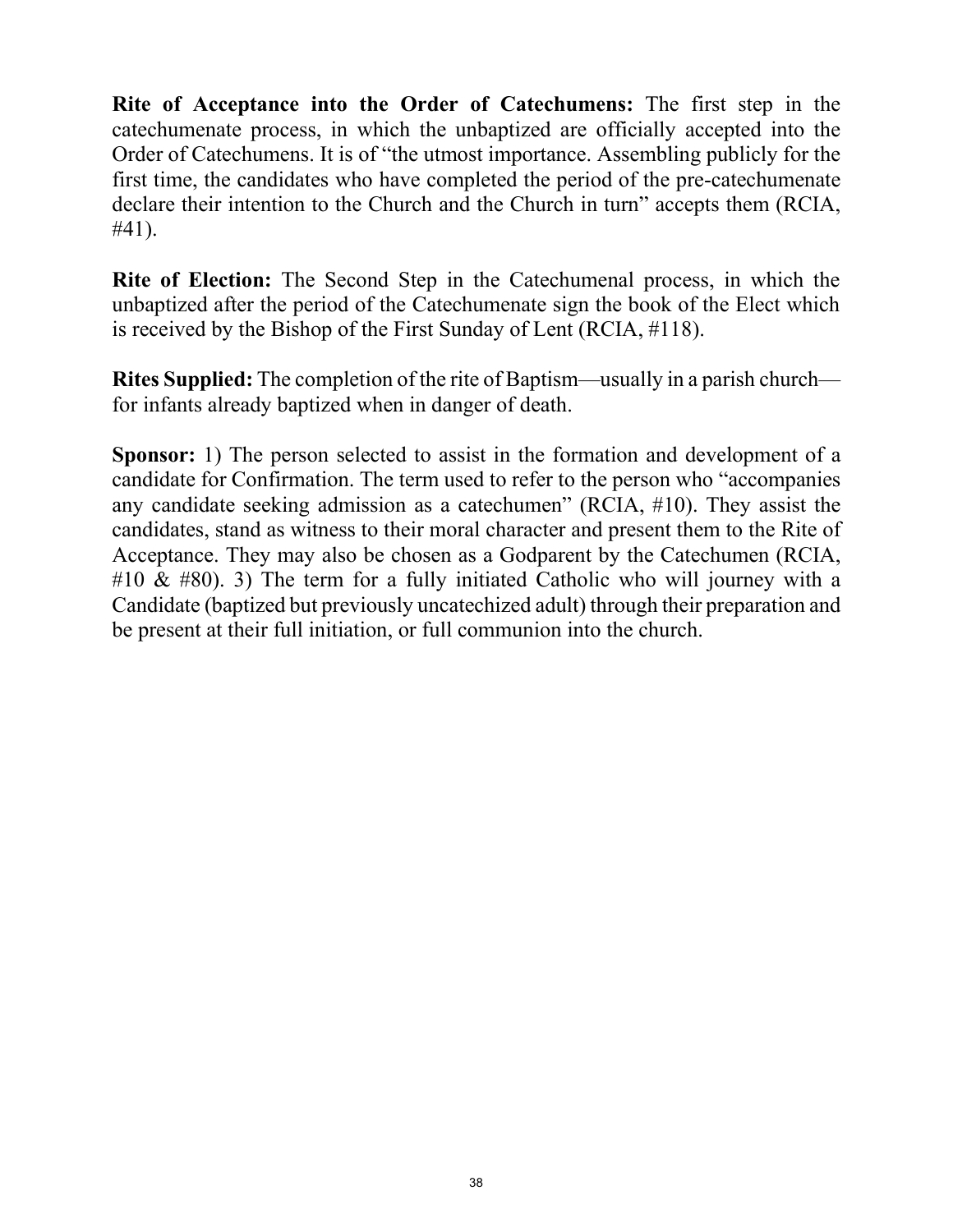**Rite of Acceptance into the Order of Catechumens:** The first step in the catechumenate process, in which the unbaptized are officially accepted into the Order of Catechumens. It is of "the utmost importance. Assembling publicly for the first time, the candidates who have completed the period of the pre-catechumenate declare their intention to the Church and the Church in turn" accepts them (RCIA, #41).

**Rite of Election:** The Second Step in the Catechumenal process, in which the unbaptized after the period of the Catechumenate sign the book of the Elect which is received by the Bishop of the First Sunday of Lent (RCIA, #118).

**Rites Supplied:** The completion of the rite of Baptism—usually in a parish church—for infants already baptized when in danger of death.

**Sponsor:** 1) The person selected to assist in the formation and development of a candidate for Confirmation. The term used to refer to the person who "accompanies any candidate seeking admission as a catechumen" (RCIA, #10). They assist the candidates, stand as witness to their moral character and present them to the Rite of Acceptance. They may also be chosen as a Godparent by the Catechumen (RCIA, #10 & #80). 3) The term for a fully initiated Catholic who will journey with a Candidate (baptized but previously uncatechized adult) through their preparation and be present at their full initiation, or full communion into the church.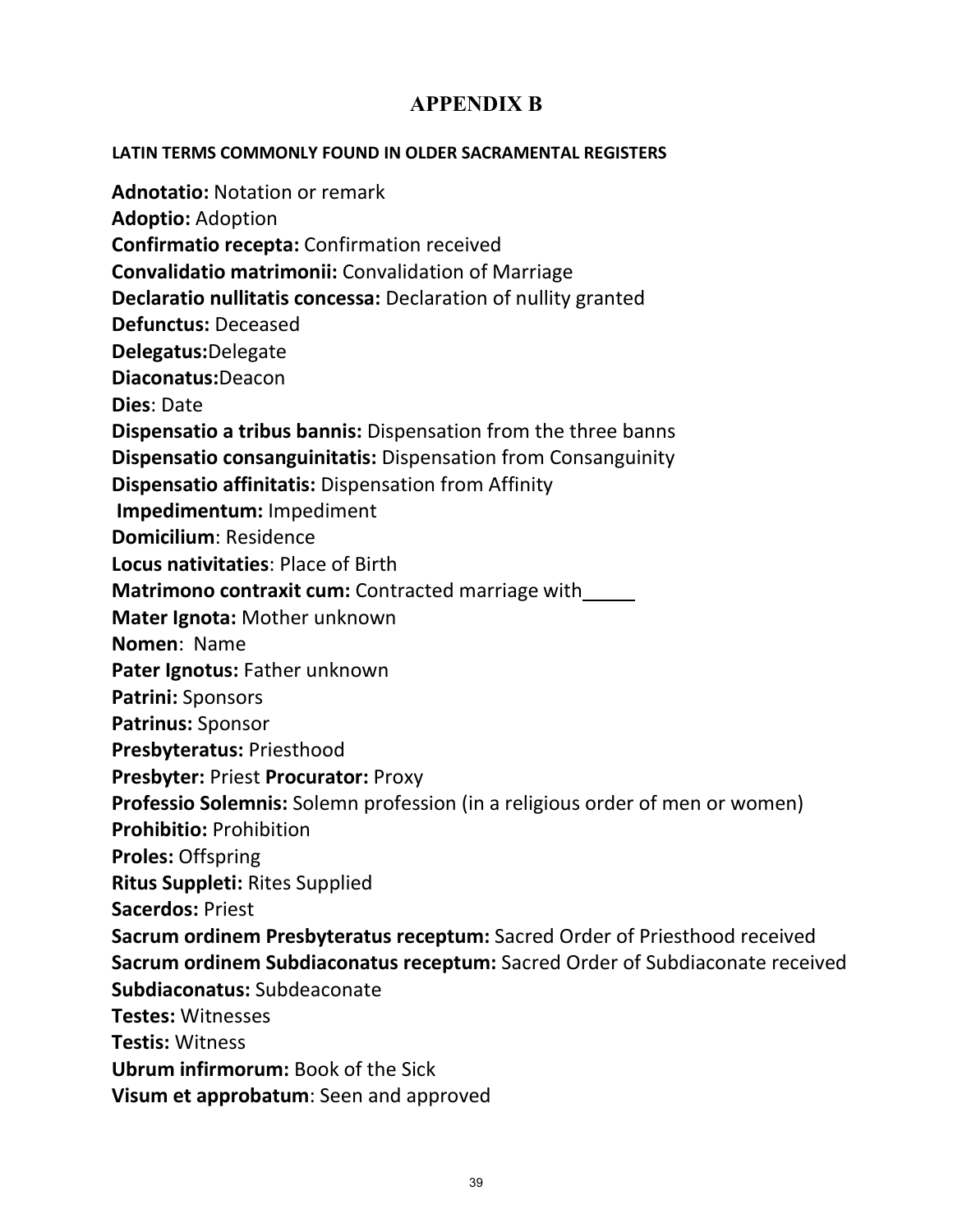# APPENDIX B

**LATIN TERMS COMMONLY FOUND IN OLDER SACRAMENTAL REGISTERS**

**Adnotatio:** Notation or remark  
**Adoptio:** Adoption  
**Confirmatio recepta:** Confirmation received  
**Convalidatio matrimonii:** Convalidation of Marriage  
**Declaratio nullitatis concessa:** Declaration of nullity granted  
**Defunctus:** Deceased  
**Delegatus:**Delegate  
**Diaconatus:**Deacon  
**Dies**: Date  
**Dispensatio a tribus bannis:** Dispensation from the three banns  
**Dispensatio consanguinitatis:** Dispensation from Consanguinity  
**Dispensatio affinitatis:** Dispensation from Affinity  
**Impedimentum:** Impediment  
**Domicilium**: Residence  
**Locus nativitaties**: Place of Birth  
**Matrimono contraxit cum:** Contracted marriage with_____  
**Mater Ignota:** Mother unknown  
**Nomen**: Name  
**Pater Ignotus:** Father unknown  
**Patrini:** Sponsors  
**Patrinus:** Sponsor  
**Presbyteratus:** Priesthood  
**Presbyter:** Priest **Procurator:** Proxy  
**Professio Solemnis:** Solemn profession (in a religious order of men or women)  
**Prohibitio:** Prohibition  
**Proles:** Offspring  
**Ritus Suppleti:** Rites Supplied  
**Sacerdos:** Priest  
**Sacrum ordinem Presbyteratus receptum:** Sacred Order of Priesthood received  
**Sacrum ordinem Subdiaconatus receptum:** Sacred Order of Subdiaconate received  
**Subdiaconatus:** Subdeaconate  
**Testes:** Witnesses  
**Testis:** Witness  
**Ubrum infirmorum:** Book of the Sick  
**Visum et approbatum**: Seen and approved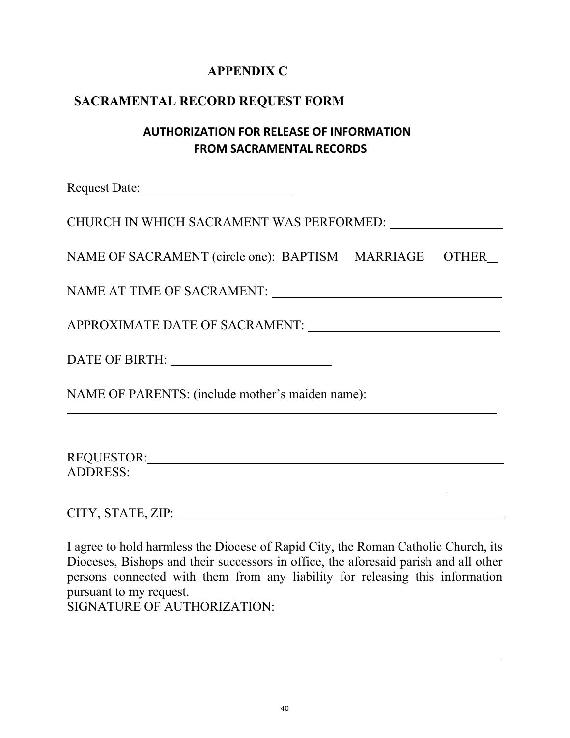# APPENDIX C

## SACRAMENTAL RECORD REQUEST FORM

### AUTHORIZATION FOR RELEASE OF INFORMATION FROM SACRAMENTAL RECORDS

Request Date:________________________

CHURCH IN WHICH SACRAMENT WAS PERFORMED: _________________

NAME OF SACRAMENT (circle one): BAPTISM MARRIAGE OTHER__

NAME AT TIME OF SACRAMENT: ____________________________________

APPROXIMATE DATE OF SACRAMENT: ______________________________

DATE OF BIRTH: _________________________

NAME OF PARENTS: (include mother's maiden name):

_____________________________________________________________________

REQUESTOR:___________________________________________________________

ADDRESS:

_______________________________________________________________

CITY, STATE, ZIP: ____________________________________________________

I agree to hold harmless the Diocese of Rapid City, the Roman Catholic Church, its Dioceses, Bishops and their successors in office, the aforesaid parish and all other persons connected with them from any liability for releasing this information pursuant to my request.

SIGNATURE OF AUTHORIZATION:

_____________________________________________________________________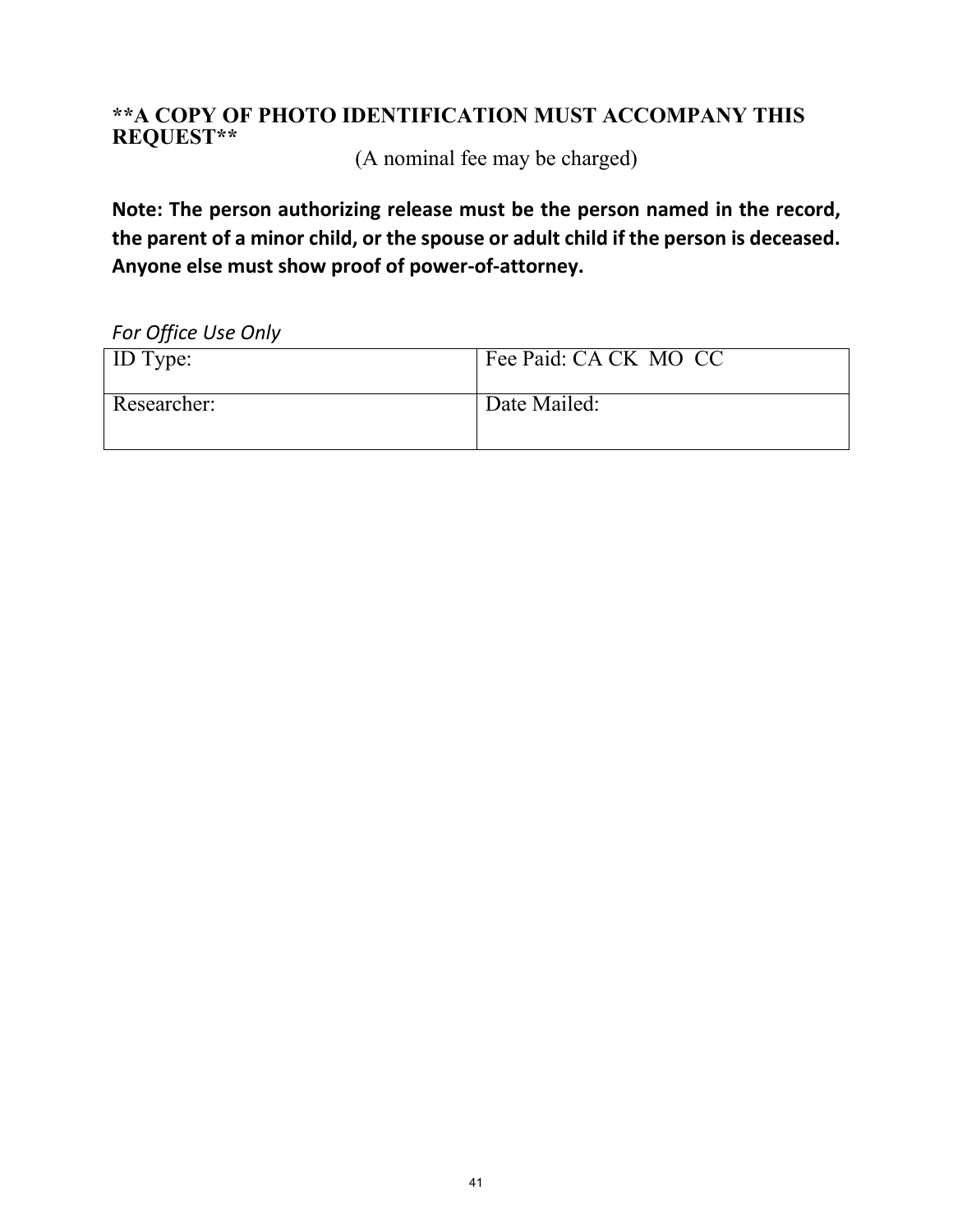**\*\*A COPY OF PHOTO IDENTIFICATION MUST ACCOMPANY THIS REQUEST\*\***

(A nominal fee may be charged)

**Note: The person authorizing release must be the person named in the record, the parent of a minor child, or the spouse or adult child if the person is deceased. Anyone else must show proof of power-of-attorney.**

*For Office Use Only*

| ID Type: | Fee Paid: CA CK MO CC |
|---|---|
| Researcher: | Date Mailed: |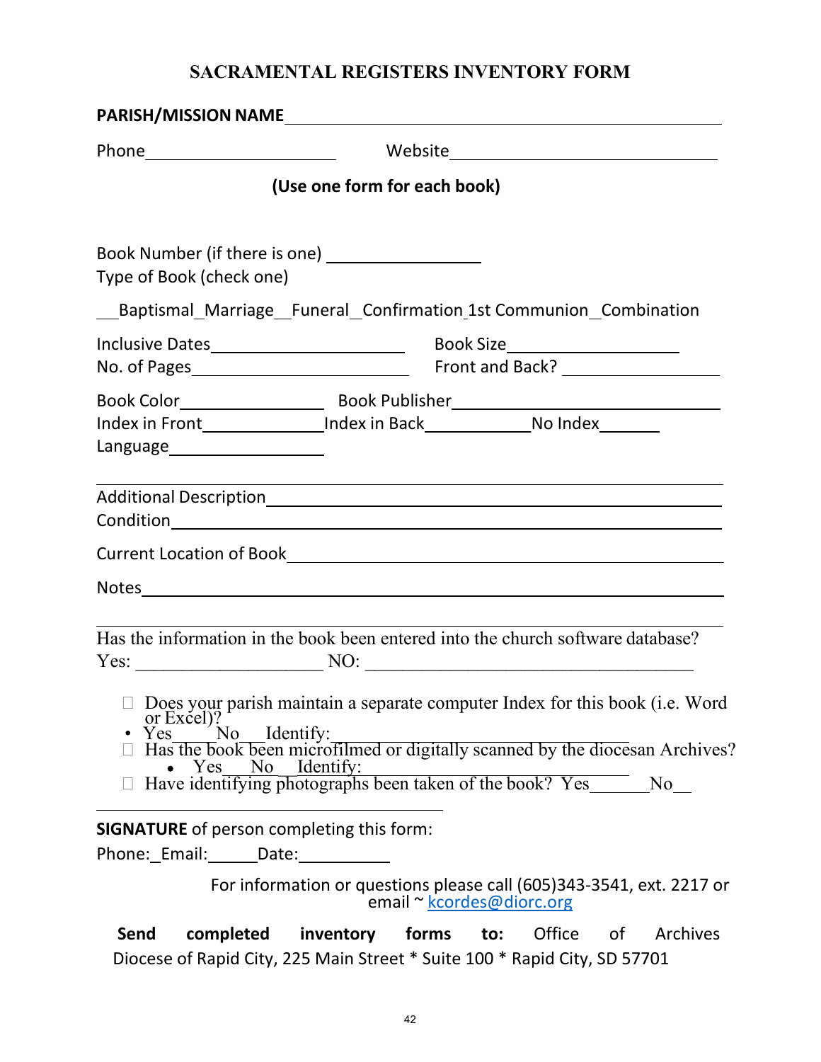# SACRAMENTAL REGISTERS INVENTORY FORM

**PARISH/MISSION NAME** ________________________________________

Phone ____________________ Website ____________________________

**(Use one form for each book)**

Book Number (if there is one) ______________

Type of Book (check one)

__Baptismal _Marriage __Funeral _Confirmation _1st Communion _Combination

Inclusive Dates ____________________ Book Size ________________

No. of Pages ______________________ Front and Back? ______________

Book Color ______________ Book Publisher ___________________________

Index in Front ____________ Index in Back ___________ No Index ______

Language ________________

Additional Description ___________________________________________

Condition _______________________________________________________

Current Location of Book _________________________________________

Notes ___________________________________________________________

Has the information in the book been entered into the church software database?

Yes: __________________ NO: ________________________________

- ☐ Does your parish maintain a separate computer Index for this book (i.e. Word or Excel)?
  - Yes____No__Identify: ______________________________
- ☐ Has the book been microfilmed or digitally scanned by the diocesan Archives?
  - Yes__No__Identify: ______________________________
- ☐ Have identifying photographs been taken of the book? Yes______No__

_______________________________________

**SIGNATURE** of person completing this form:

Phone: _Email: _____Date: __________

For information or questions please call (605)343-3541, ext. 2217 or email ~ kcordes@diorc.org

**Send completed inventory forms to:** Office of Archives Diocese of Rapid City, 225 Main Street * Suite 100 * Rapid City, SD 57701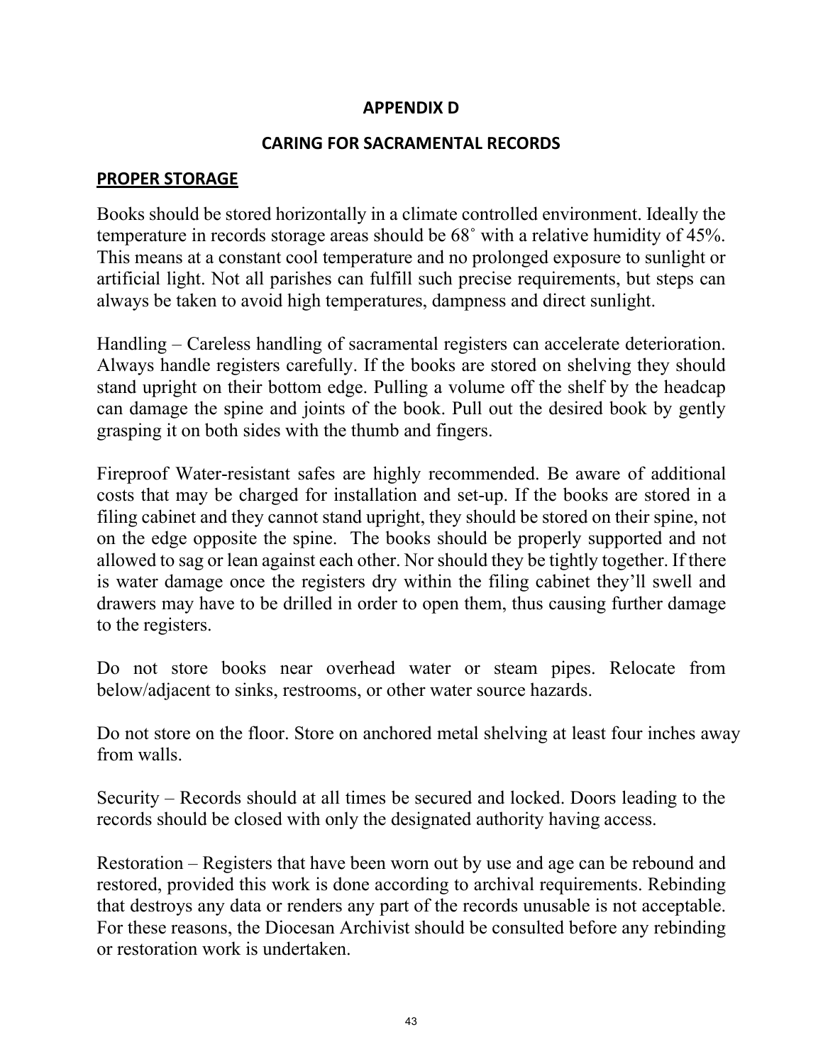# APPENDIX D

## CARING FOR SACRAMENTAL RECORDS

### PROPER STORAGE

Books should be stored horizontally in a climate controlled environment. Ideally the temperature in records storage areas should be 68˚ with a relative humidity of 45%. This means at a constant cool temperature and no prolonged exposure to sunlight or artificial light. Not all parishes can fulfill such precise requirements, but steps can always be taken to avoid high temperatures, dampness and direct sunlight.

Handling – Careless handling of sacramental registers can accelerate deterioration. Always handle registers carefully. If the books are stored on shelving they should stand upright on their bottom edge. Pulling a volume off the shelf by the headcap can damage the spine and joints of the book. Pull out the desired book by gently grasping it on both sides with the thumb and fingers.

Fireproof Water-resistant safes are highly recommended. Be aware of additional costs that may be charged for installation and set-up. If the books are stored in a filing cabinet and they cannot stand upright, they should be stored on their spine, not on the edge opposite the spine. The books should be properly supported and not allowed to sag or lean against each other. Nor should they be tightly together. If there is water damage once the registers dry within the filing cabinet they'll swell and drawers may have to be drilled in order to open them, thus causing further damage to the registers.

Do not store books near overhead water or steam pipes. Relocate from below/adjacent to sinks, restrooms, or other water source hazards.

Do not store on the floor. Store on anchored metal shelving at least four inches away from walls.

Security – Records should at all times be secured and locked. Doors leading to the records should be closed with only the designated authority having access.

Restoration – Registers that have been worn out by use and age can be rebound and restored, provided this work is done according to archival requirements. Rebinding that destroys any data or renders any part of the records unusable is not acceptable. For these reasons, the Diocesan Archivist should be consulted before any rebinding or restoration work is undertaken.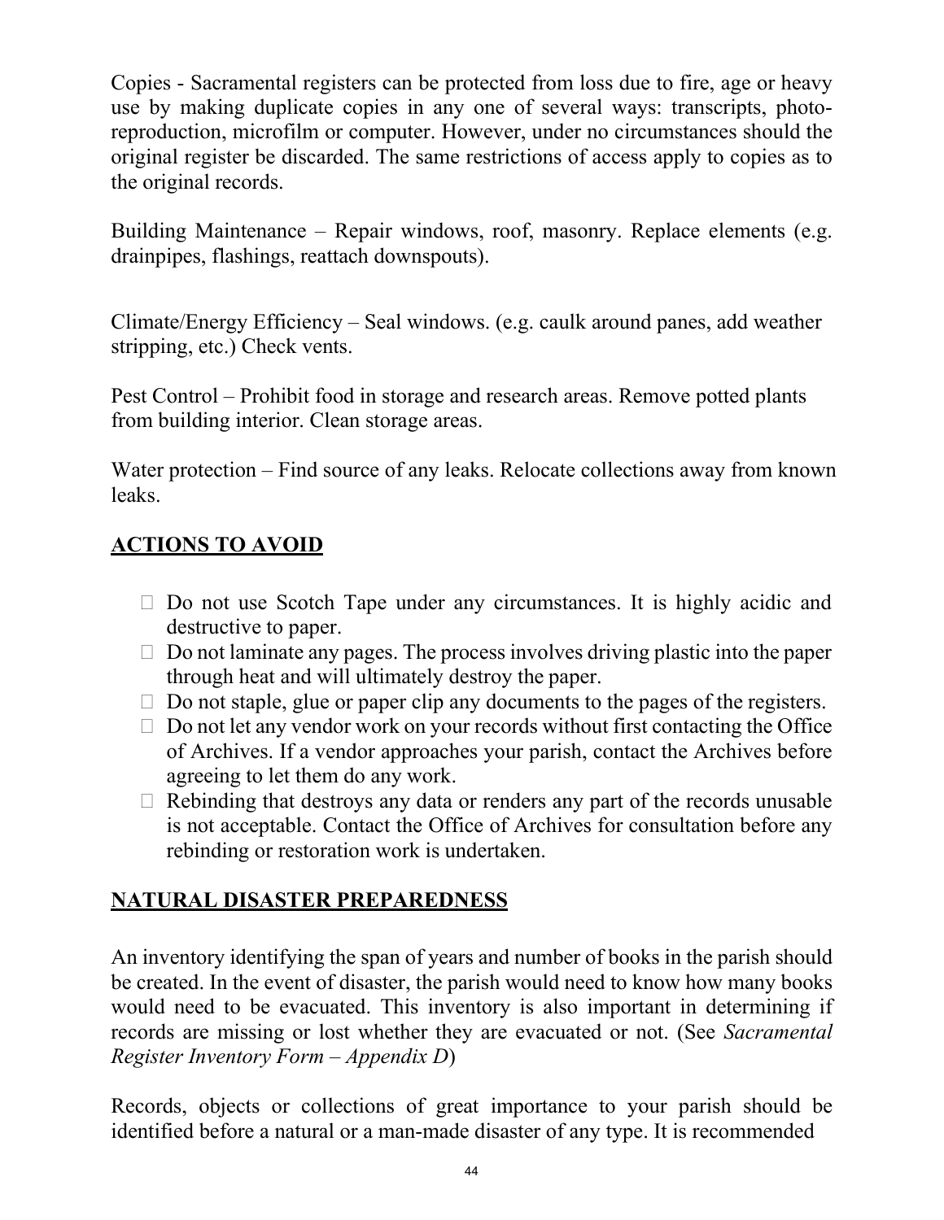Copies - Sacramental registers can be protected from loss due to fire, age or heavy use by making duplicate copies in any one of several ways: transcripts, photo-reproduction, microfilm or computer. However, under no circumstances should the original register be discarded. The same restrictions of access apply to copies as to the original records.

Building Maintenance – Repair windows, roof, masonry. Replace elements (e.g. drainpipes, flashings, reattach downspouts).

Climate/Energy Efficiency – Seal windows. (e.g. caulk around panes, add weather stripping, etc.) Check vents.

Pest Control – Prohibit food in storage and research areas. Remove potted plants from building interior. Clean storage areas.

Water protection – Find source of any leaks. Relocate collections away from known leaks.

## ACTIONS TO AVOID

- Do not use Scotch Tape under any circumstances. It is highly acidic and destructive to paper.
- Do not laminate any pages. The process involves driving plastic into the paper through heat and will ultimately destroy the paper.
- Do not staple, glue or paper clip any documents to the pages of the registers.
- Do not let any vendor work on your records without first contacting the Office of Archives. If a vendor approaches your parish, contact the Archives before agreeing to let them do any work.
- Rebinding that destroys any data or renders any part of the records unusable is not acceptable. Contact the Office of Archives for consultation before any rebinding or restoration work is undertaken.

## NATURAL DISASTER PREPAREDNESS

An inventory identifying the span of years and number of books in the parish should be created. In the event of disaster, the parish would need to know how many books would need to be evacuated. This inventory is also important in determining if records are missing or lost whether they are evacuated or not. (See *Sacramental Register Inventory Form – Appendix D*)

Records, objects or collections of great importance to your parish should be identified before a natural or a man-made disaster of any type. It is recommended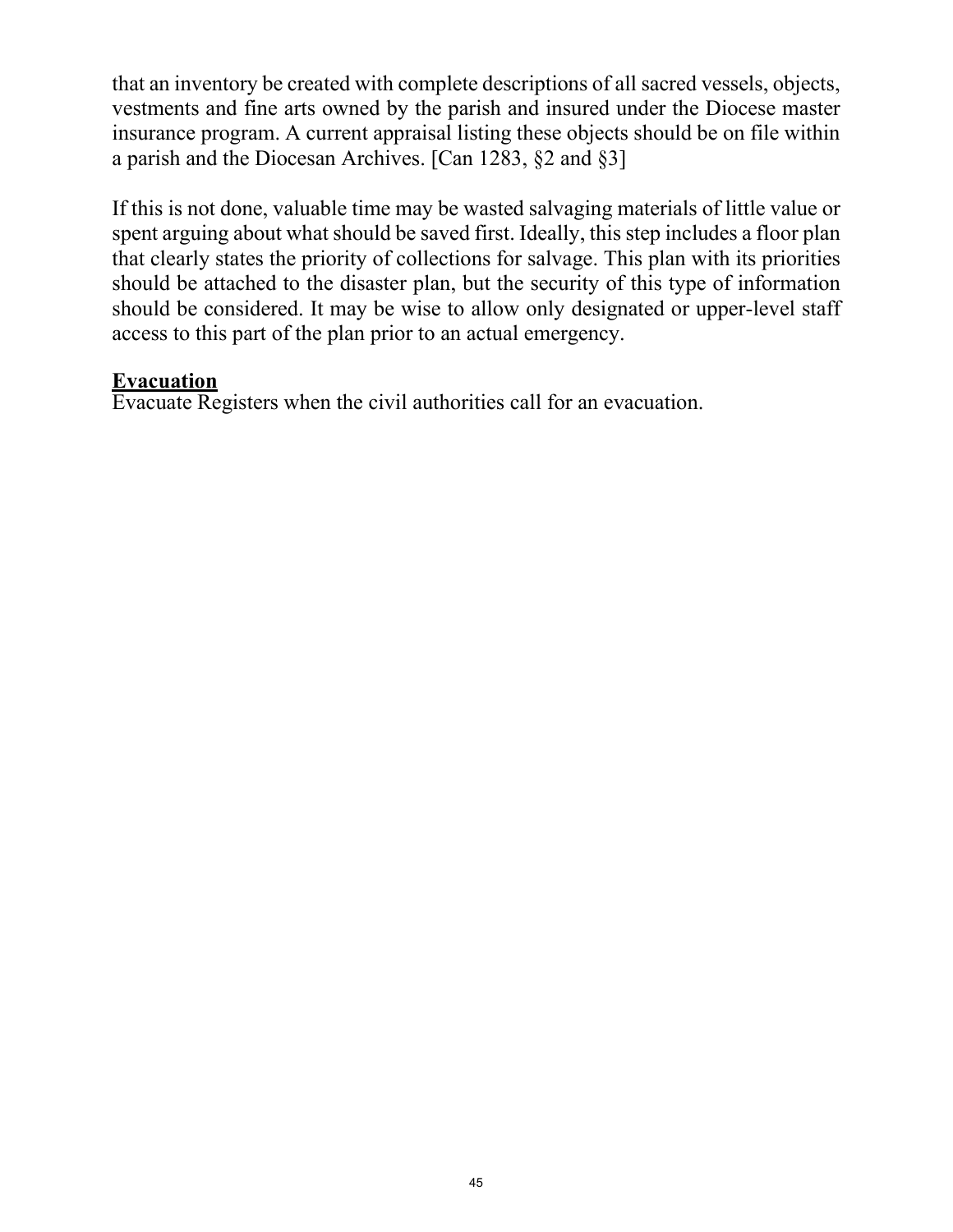that an inventory be created with complete descriptions of all sacred vessels, objects, vestments and fine arts owned by the parish and insured under the Diocese master insurance program. A current appraisal listing these objects should be on file within a parish and the Diocesan Archives. [Can 1283, §2 and §3]

If this is not done, valuable time may be wasted salvaging materials of little value or spent arguing about what should be saved first. Ideally, this step includes a floor plan that clearly states the priority of collections for salvage. This plan with its priorities should be attached to the disaster plan, but the security of this type of information should be considered. It may be wise to allow only designated or upper-level staff access to this part of the plan prior to an actual emergency.

**Evacuation**

Evacuate Registers when the civil authorities call for an evacuation.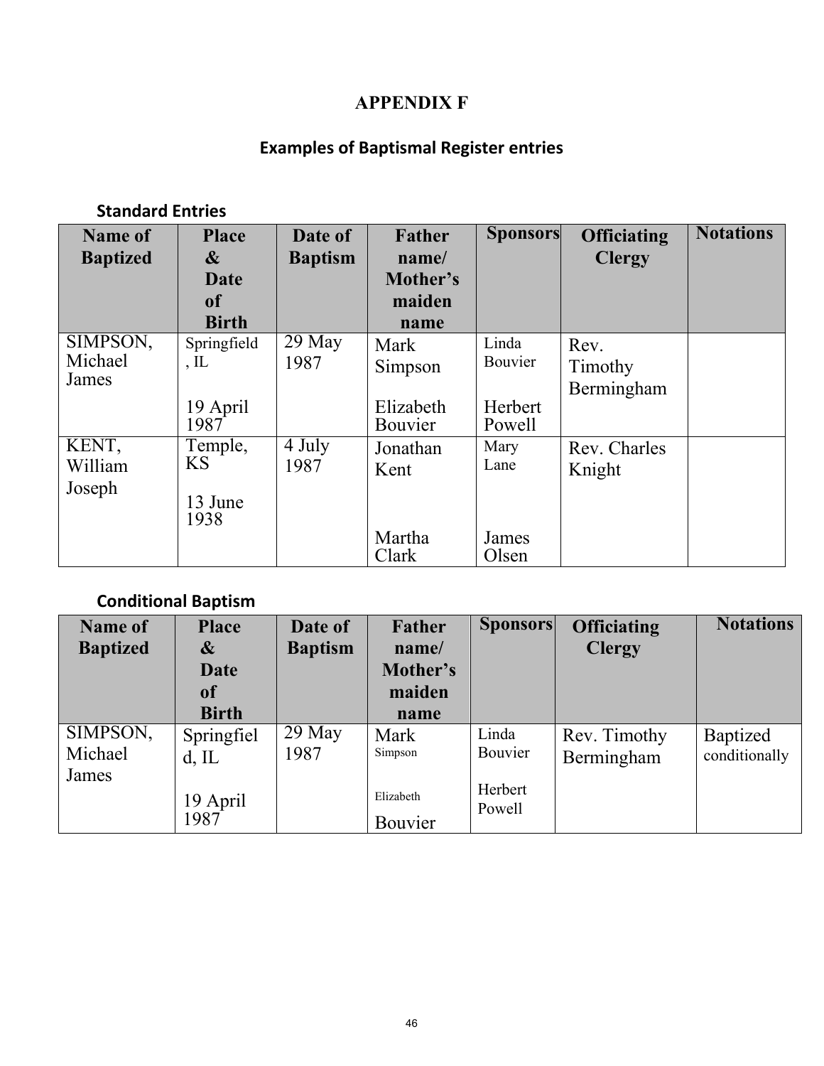# APPENDIX F

## Examples of Baptismal Register entries

### Standard Entries

| Name of Baptized | Place & Date of Birth | Date of Baptism | Father name/ Mother's maiden name | Sponsors | Officiating Clergy | Notations |
|---|---|---|---|---|---|---|
| SIMPSON, Michael James | Springfield, IL<br><br>19 April 1987 | 29 May 1987 | Mark Simpson<br><br>Elizabeth Bouvier | Linda Bouvier<br><br>Herbert Powell | Rev. Timothy Bermingham | |
| KENT, William Joseph | Temple, KS<br><br>13 June 1938 | 4 July 1987 | Jonathan Kent<br><br>Martha Clark | Mary Lane<br><br>James Olsen | Rev. Charles Knight | |

### Conditional Baptism

| Name of Baptized | Place & Date of Birth | Date of Baptism | Father name/ Mother's maiden name | Sponsors | Officiating Clergy | Notations |
|---|---|---|---|---|---|---|
| SIMPSON, Michael James | Springfield, IL<br><br>19 April 1987 | 29 May 1987 | Mark Simpson<br><br>Elizabeth Bouvier | Linda Bouvier<br><br>Herbert Powell | Rev. Timothy Bermingham | Baptized conditionally |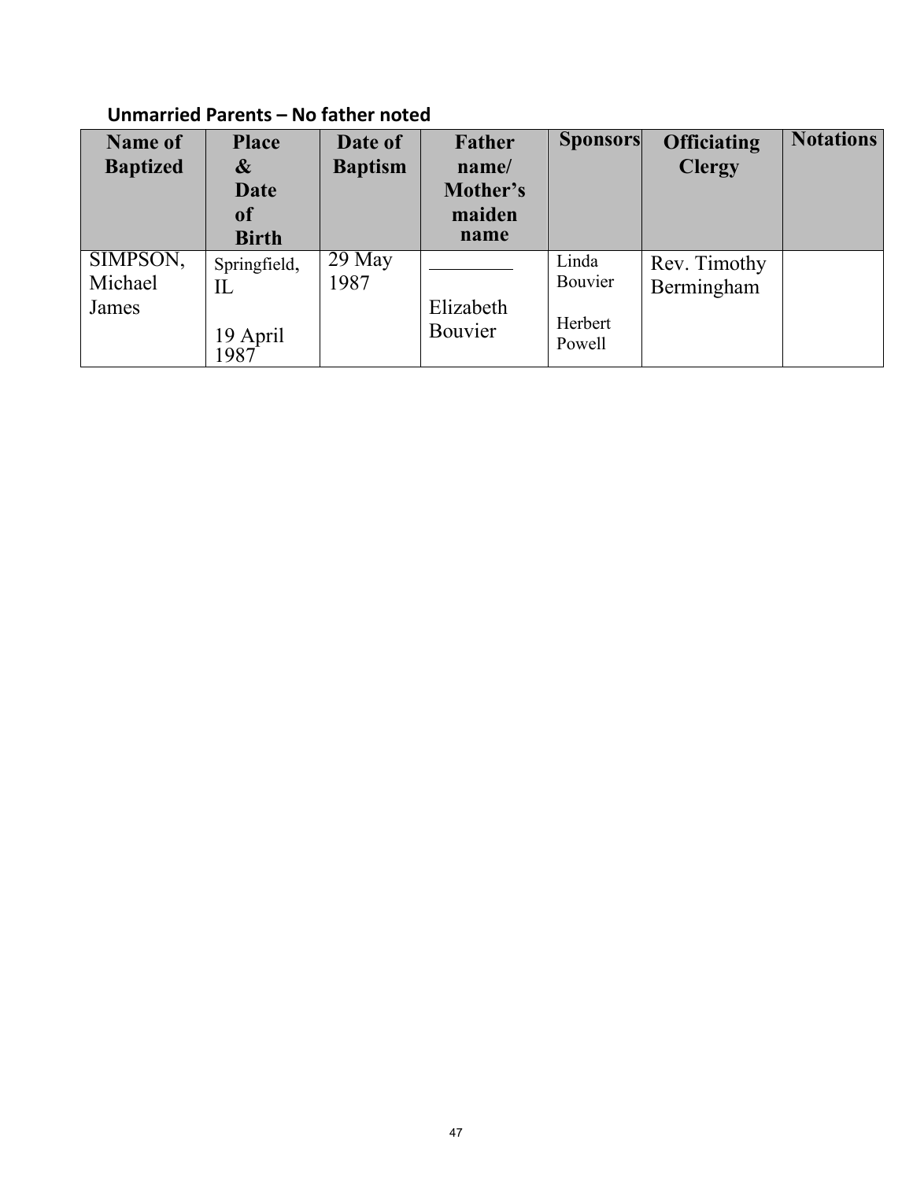### Unmarried Parents – No father noted

| Name of Baptized | Place & Date of Birth | Date of Baptism | Father name/ Mother's maiden name | Sponsors | Officiating Clergy | Notations |
|---|---|---|---|---|---|---|
| SIMPSON, Michael James | Springfield, IL<br><br>19 April 1987 | 29 May 1987 | ________<br><br>Elizabeth Bouvier | Linda Bouvier<br><br>Herbert Powell | Rev. Timothy Bermingham | |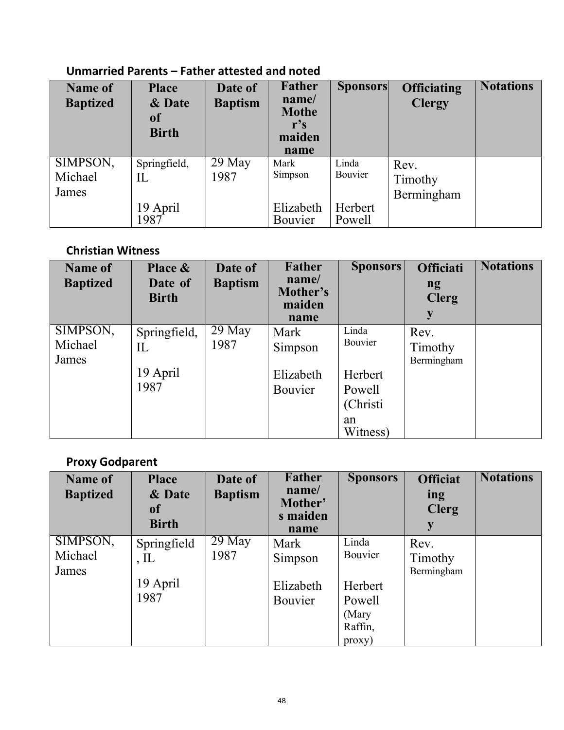### Unmarried Parents – Father attested and noted

| Name of Baptized | Place & Date of Birth | Date of Baptism | Father name/ Mother's maiden name | Sponsors | Officiating Clergy | Notations |
|---|---|---|---|---|---|---|
| SIMPSON, Michael James | Springfield, IL<br><br>19 April 1987 | 29 May 1987 | Mark Simpson<br><br>Elizabeth Bouvier | Linda Bouvier<br><br>Herbert Powell | Rev. Timothy Bermingham | |

### Christian Witness

| Name of Baptized | Place & Date of Birth | Date of Baptism | Father name/ Mother's maiden name | Sponsors | Officiating Clergy | Notations |
|---|---|---|---|---|---|---|
| SIMPSON, Michael James | Springfield, IL<br><br>19 April 1987 | 29 May 1987 | Mark Simpson<br><br>Elizabeth Bouvier | Linda Bouvier<br><br>Herbert Powell (Christian Witness) | Rev. Timothy Bermingham | |

### Proxy Godparent

| Name of Baptized | Place & Date of Birth | Date of Baptism | Father name/ Mother's maiden name | Sponsors | Officiating Clergy | Notations |
|---|---|---|---|---|---|---|
| SIMPSON, Michael James | Springfield, IL<br><br>19 April 1987 | 29 May 1987 | Mark Simpson<br><br>Elizabeth Bouvier | Linda Bouvier<br><br>Herbert Powell (Mary Raffin, proxy) | Rev. Timothy Bermingham | |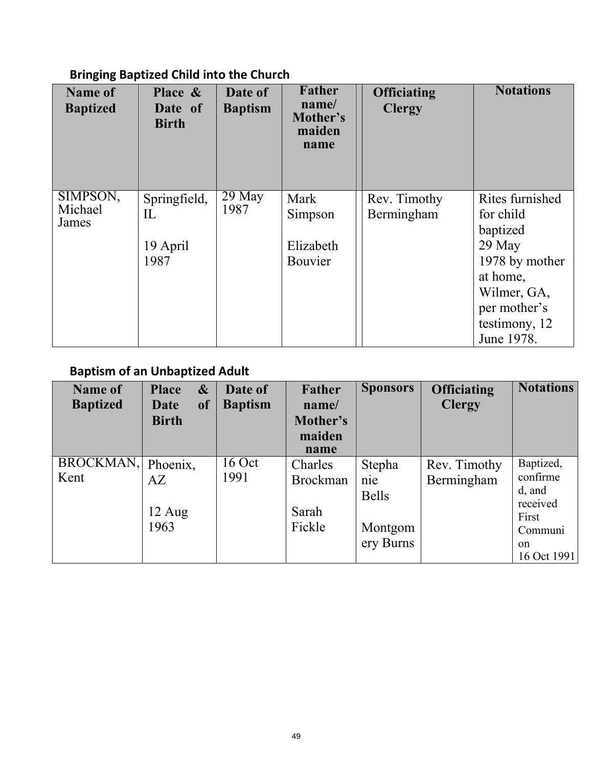### Bringing Baptized Child into the Church

| Name of Baptized | Place & Date of Birth | Date of Baptism | Father name/ Mother's maiden name | Officiating Clergy | Notations |
|---|---|---|---|---|---|
| SIMPSON, Michael James | Springfield, IL<br><br>19 April 1987 | 29 May 1987 | Mark Simpson<br><br>Elizabeth Bouvier | Rev. Timothy Bermingham | Rites furnished for child baptized 29 May 1978 by mother at home, Wilmer, GA, per mother's testimony, 12 June 1978. |

### Baptism of an Unbaptized Adult

| Name of Baptized | Place & Date of Birth | Date of Baptism | Father name/ Mother's maiden name | Sponsors | Officiating Clergy | Notations |
|---|---|---|---|---|---|---|
| BROCKMAN, Kent | Phoenix, AZ<br><br>12 Aug 1963 | 16 Oct 1991 | Charles Brockman<br><br>Sarah Fickle | Stephanie Bells<br><br>Montgomery Burns | Rev. Timothy Bermingham | Baptized, confirmed, and received First Communion 16 Oct 1991 |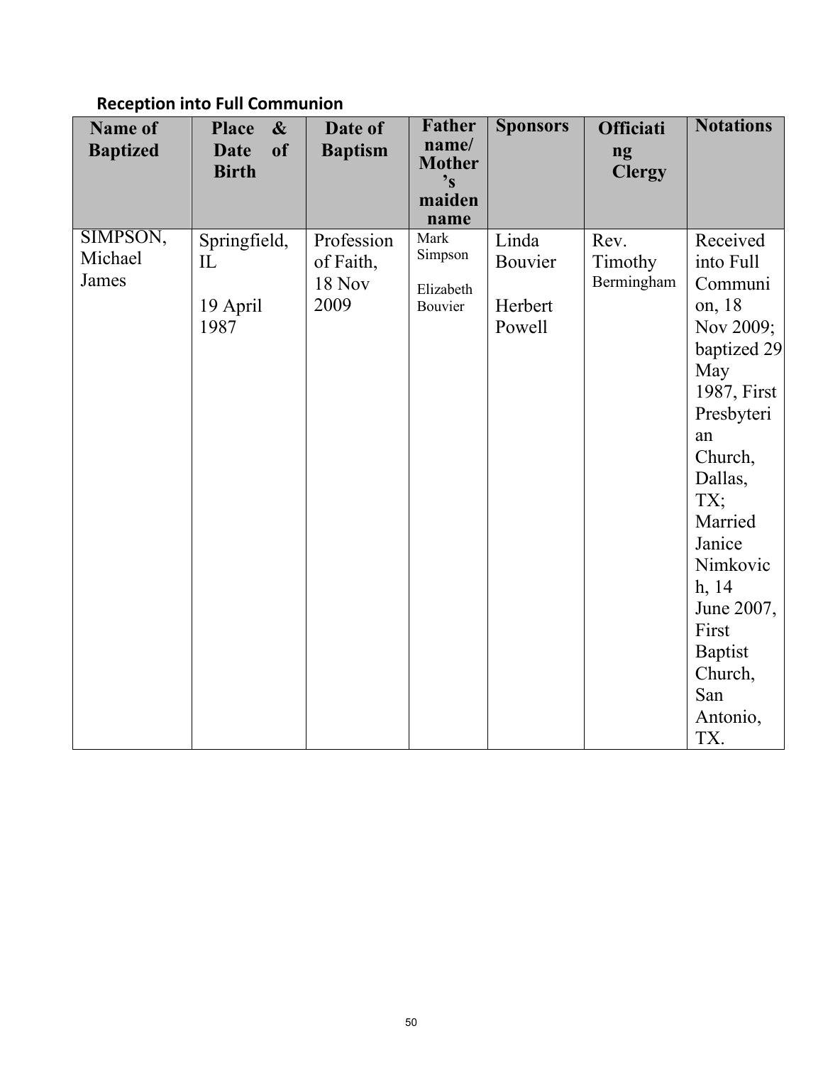## Reception into Full Communion

| Name of Baptized | Place & Date of Birth | Date of Baptism | Father name/ Mother's maiden name | Sponsors | Officiating Clergy | Notations |
|---|---|---|---|---|---|---|
| SIMPSON, Michael James | Springfield, IL<br><br>19 April 1987 | Profession of Faith, 18 Nov 2009 | Mark Simpson<br><br>Elizabeth Bouvier | Linda Bouvier<br><br>Herbert Powell | Rev. Timothy Bermingham | Received into Full Communion, 18 Nov 2009; baptized 29 May 1987, First Presbyterian Church, Dallas, TX; Married Janice Nimkovich, 14 June 2007, First Baptist Church, San Antonio, TX. |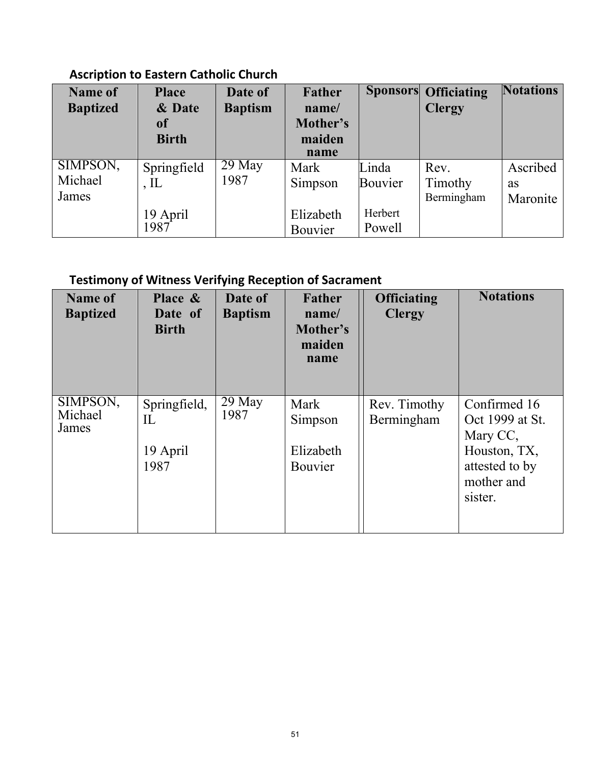### Ascription to Eastern Catholic Church

| Name of Baptized | Place & Date of Birth | Date of Baptism | Father name/ Mother's maiden name | Sponsors | Officiating Clergy | Notations |
|---|---|---|---|---|---|---|
| SIMPSON, Michael James | Springfield, IL<br><br>19 April 1987 | 29 May 1987 | Mark Simpson<br><br>Elizabeth Bouvier | Linda Bouvier<br><br>Herbert Powell | Rev. Timothy Bermingham | Ascribed as Maronite |

### Testimony of Witness Verifying Reception of Sacrament

| Name of Baptized | Place & Date of Birth | Date of Baptism | Father name/ Mother's maiden name | Officiating Clergy | Notations |
|---|---|---|---|---|---|
| SIMPSON, Michael James | Springfield, IL<br><br>19 April 1987 | 29 May 1987 | Mark Simpson<br><br>Elizabeth Bouvier | Rev. Timothy Bermingham | Confirmed 16 Oct 1999 at St. Mary CC, Houston, TX, attested to by mother and sister. |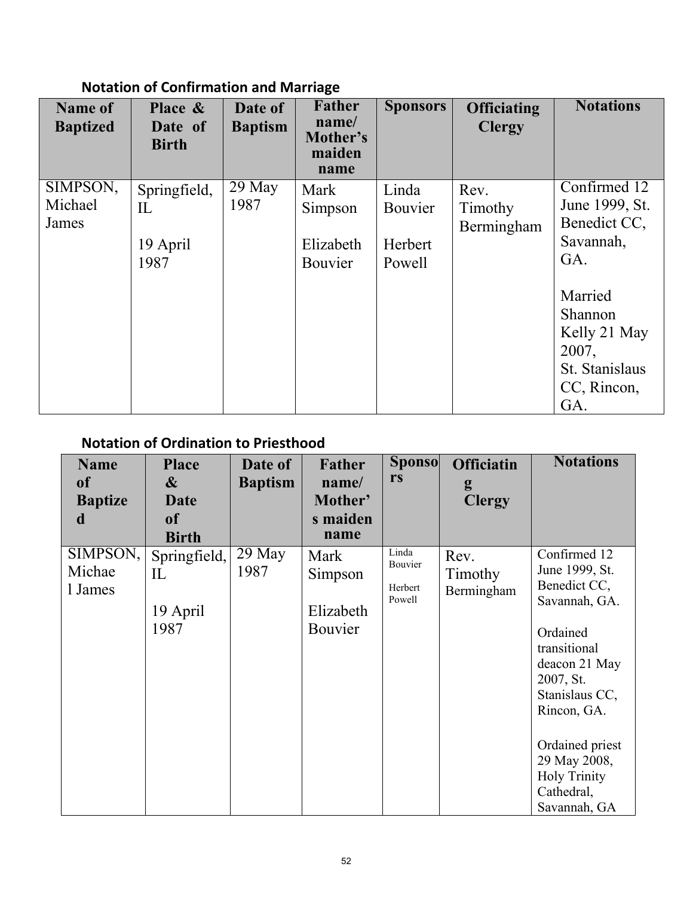### Notation of Confirmation and Marriage

| Name of Baptized | Place & Date of Birth | Date of Baptism | Father name/ Mother's maiden name | Sponsors | Officiating Clergy | Notations |
|---|---|---|---|---|---|---|
| SIMPSON, Michael James | Springfield, IL<br><br>19 April 1987 | 29 May 1987 | Mark Simpson<br><br>Elizabeth Bouvier | Linda Bouvier<br><br>Herbert Powell | Rev. Timothy Bermingham | Confirmed 12 June 1999, St. Benedict CC, Savannah, GA.<br><br>Married Shannon Kelly 21 May 2007, St. Stanislaus CC, Rincon, GA. |

### Notation of Ordination to Priesthood

| Name of Baptized | Place & Date of Birth | Date of Baptism | Father name/ Mother's maiden name | Sponsors | Officiating Clergy | Notations |
|---|---|---|---|---|---|---|
| SIMPSON, Michael James | Springfield, IL<br><br>19 April 1987 | 29 May 1987 | Mark Simpson<br><br>Elizabeth Bouvier | Linda Bouvier<br><br>Herbert Powell | Rev. Timothy Bermingham | Confirmed 12 June 1999, St. Benedict CC, Savannah, GA.<br><br>Ordained transitional deacon 21 May 2007, St. Stanislaus CC, Rincon, GA.<br><br>Ordained priest 29 May 2008, Holy Trinity Cathedral, Savannah, GA |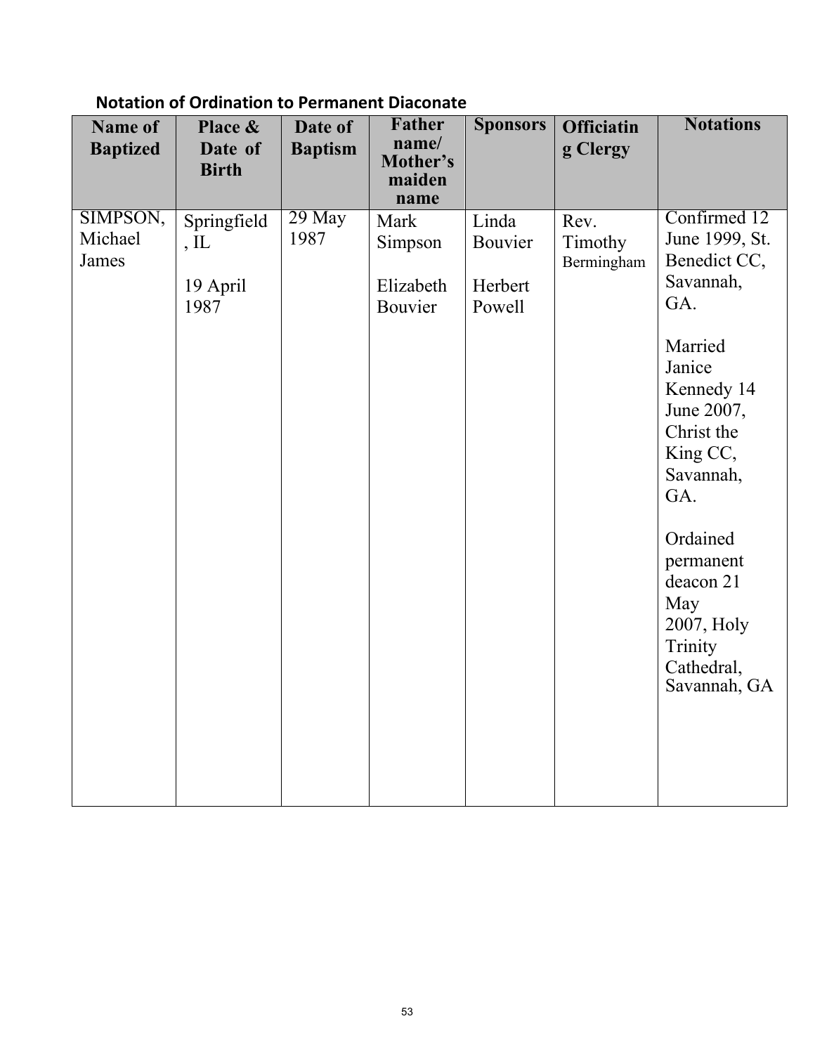**Notation of Ordination to Permanent Diaconate**

| Name of Baptized | Place & Date of Birth | Date of Baptism | Father name/ Mother's maiden name | Sponsors | Officiating Clergy | Notations |
|---|---|---|---|---|---|---|
| SIMPSON, Michael James | Springfield, IL<br><br>19 April 1987 | 29 May 1987 | Mark Simpson<br><br>Elizabeth Bouvier | Linda Bouvier<br><br>Herbert Powell | Rev. Timothy Bermingham | Confirmed 12 June 1999, St. Benedict CC, Savannah, GA.<br><br>Married Janice Kennedy 14 June 2007, Christ the King CC, Savannah, GA.<br><br>Ordained permanent deacon 21 May 2007, Holy Trinity Cathedral, Savannah, GA |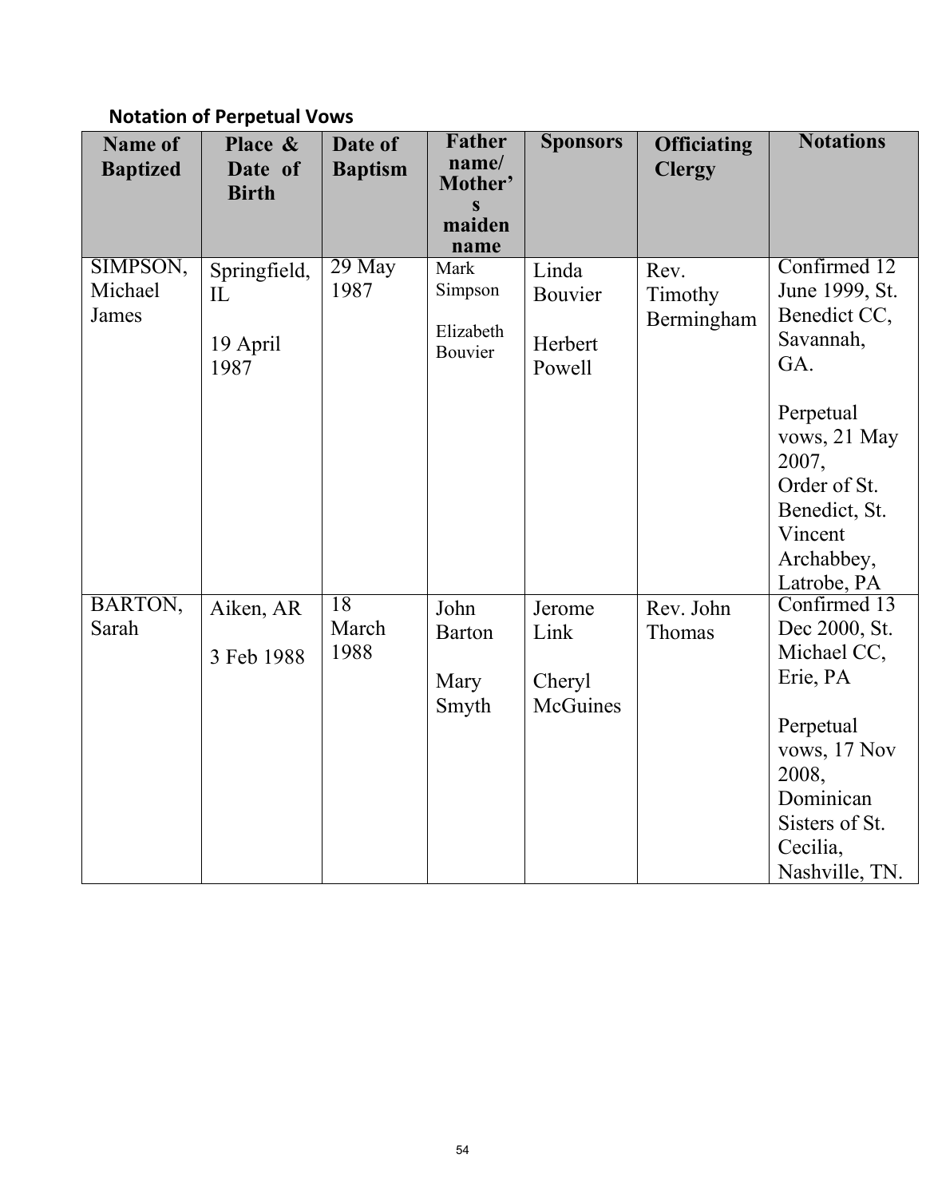**Notation of Perpetual Vows**

| Name of Baptized | Place & Date of Birth | Date of Baptism | Father name/ Mother's maiden name | Sponsors | Officiating Clergy | Notations |
|---|---|---|---|---|---|---|
| SIMPSON, Michael James | Springfield, IL<br><br>19 April 1987 | 29 May 1987 | Mark Simpson<br><br>Elizabeth Bouvier | Linda Bouvier<br><br>Herbert Powell | Rev. Timothy Bermingham | Confirmed 12 June 1999, St. Benedict CC, Savannah, GA.<br><br>Perpetual vows, 21 May 2007, Order of St. Benedict, St. Vincent Archabbey, Latrobe, PA |
| BARTON, Sarah | Aiken, AR<br><br>3 Feb 1988 | 18 March 1988 | John Barton<br><br>Mary Smyth | Jerome Link<br><br>Cheryl McGuines | Rev. John Thomas | Confirmed 13 Dec 2000, St. Michael CC, Erie, PA<br><br>Perpetual vows, 17 Nov 2008, Dominican Sisters of St. Cecilia, Nashville, TN. |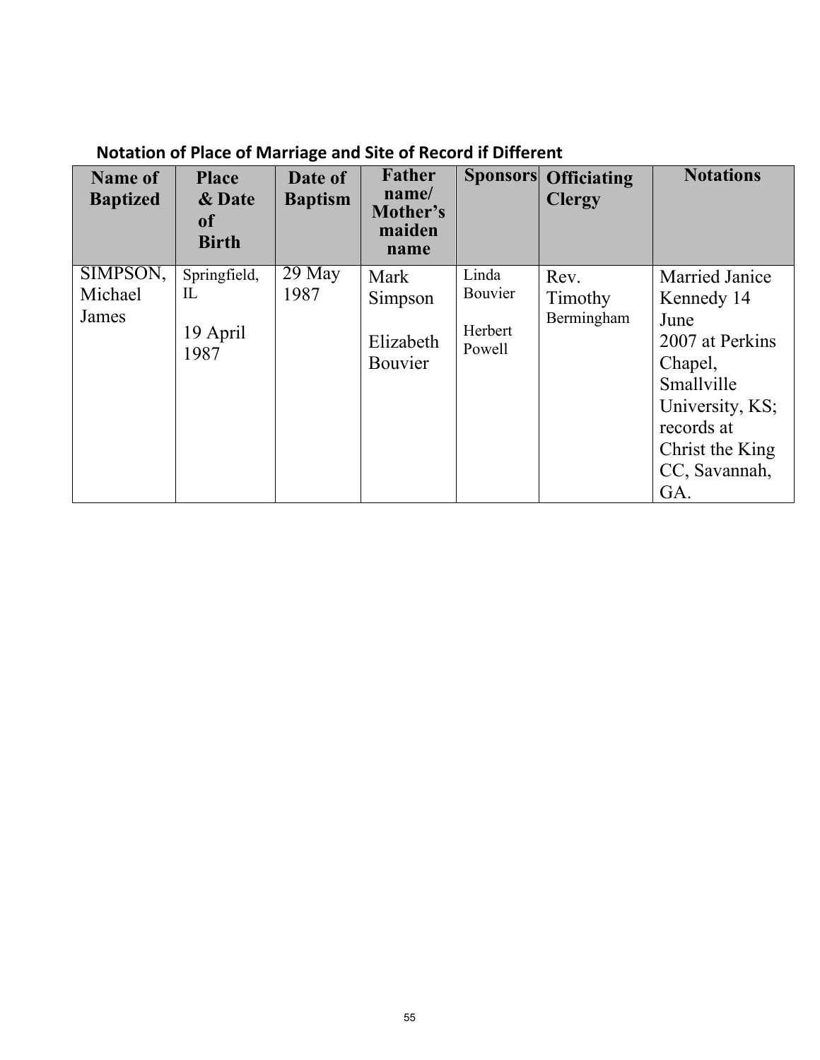**Notation of Place of Marriage and Site of Record if Different**

| Name of Baptized | Place & Date of Birth | Date of Baptism | Father name/ Mother's maiden name | Sponsors | Officiating Clergy | Notations |
|---|---|---|---|---|---|---|
| SIMPSON, Michael James | Springfield, IL<br><br>19 April 1987 | 29 May 1987 | Mark Simpson<br><br>Elizabeth Bouvier | Linda Bouvier<br><br>Herbert Powell | Rev. Timothy Bermingham | Married Janice Kennedy 14 June 2007 at Perkins Chapel, Smallville University, KS; records at Christ the King CC, Savannah, GA. |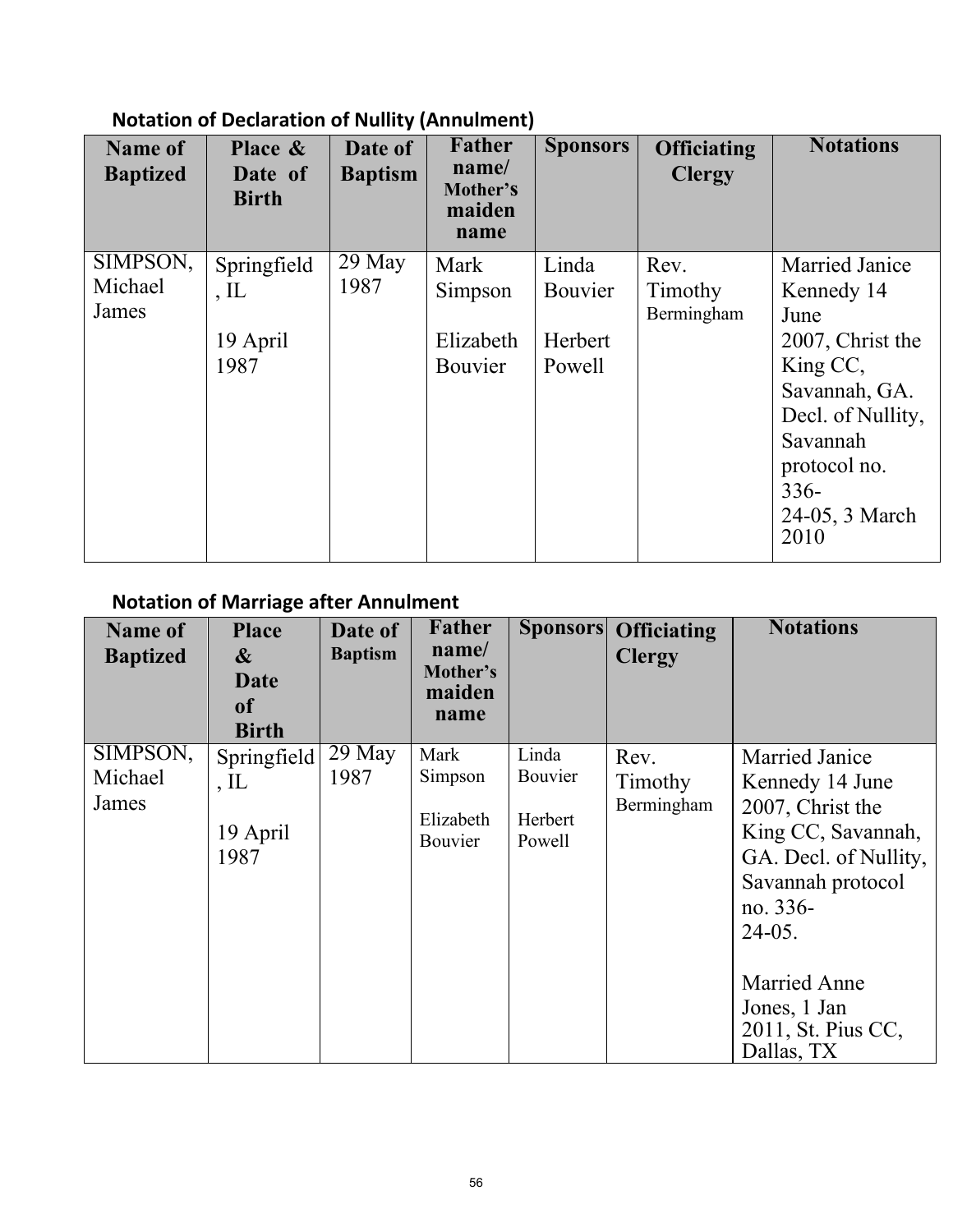### Notation of Declaration of Nullity (Annulment)

| Name of Baptized | Place & Date of Birth | Date of Baptism | Father name/ Mother's maiden name | Sponsors | Officiating Clergy | Notations |
|---|---|---|---|---|---|---|
| SIMPSON, Michael James | Springfield, IL<br><br>19 April 1987 | 29 May 1987 | Mark Simpson<br><br>Elizabeth Bouvier | Linda Bouvier<br><br>Herbert Powell | Rev. Timothy Bermingham | Married Janice Kennedy 14 June 2007, Christ the King CC, Savannah, GA. Decl. of Nullity, Savannah protocol no. 336-24-05, 3 March 2010 |

### Notation of Marriage after Annulment

| Name of Baptized | Place & Date of Birth | Date of Baptism | Father name/ Mother's maiden name | Sponsors | Officiating Clergy | Notations |
|---|---|---|---|---|---|---|
| SIMPSON, Michael James | Springfield, IL<br><br>19 April 1987 | 29 May 1987 | Mark Simpson<br><br>Elizabeth Bouvier | Linda Bouvier<br><br>Herbert Powell | Rev. Timothy Bermingham | Married Janice Kennedy 14 June 2007, Christ the King CC, Savannah, GA. Decl. of Nullity, Savannah protocol no. 336-24-05.<br><br>Married Anne Jones, 1 Jan 2011, St. Pius CC, Dallas, TX |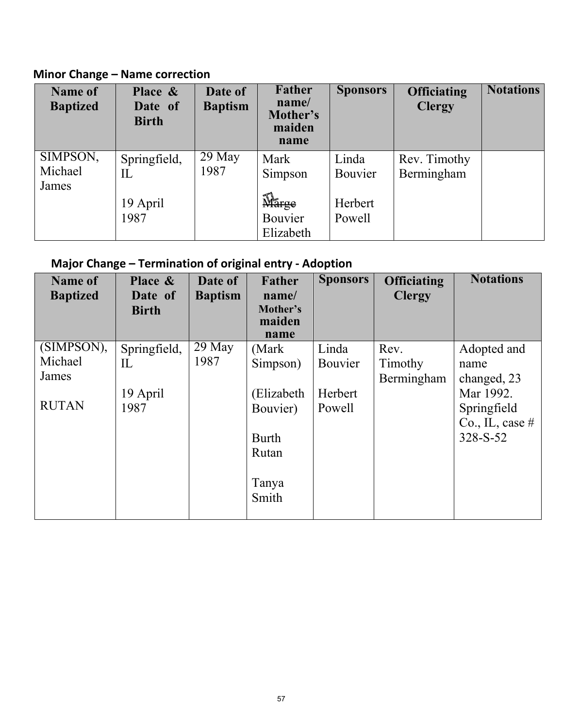**Minor Change – Name correction**

| Name of Baptized | Place & Date of Birth | Date of Baptism | Father name/ Mother's maiden name | Sponsors | Officiating Clergy | Notations |
|---|---|---|---|---|---|---|
| SIMPSON, Michael James | Springfield, IL<br><br>19 April 1987 | 29 May 1987 | Mark Simpson<br><br>~~Marge~~ TL Bouvier Elizabeth | Linda Bouvier<br><br>Herbert Powell | Rev. Timothy Bermingham | |

**Major Change – Termination of original entry - Adoption**

| Name of Baptized | Place & Date of Birth | Date of Baptism | Father name/ Mother's maiden name | Sponsors | Officiating Clergy | Notations |
|---|---|---|---|---|---|---|
| (SIMPSON), Michael James<br><br>RUTAN | Springfield, IL<br><br>19 April 1987 | 29 May 1987 | (Mark Simpson)<br><br>(Elizabeth Bouvier)<br><br>Burth Rutan<br><br>Tanya Smith | Linda Bouvier<br><br>Herbert Powell | Rev. Timothy Bermingham | Adopted and name changed, 23 Mar 1992. Springfield Co., IL, case # 328-S-52 |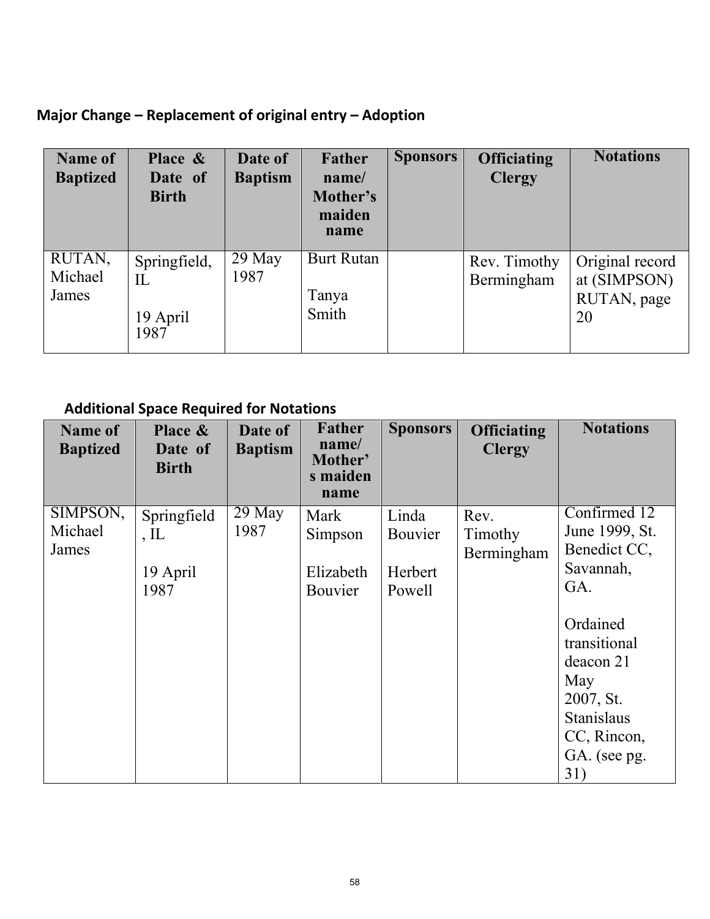## Major Change – Replacement of original entry – Adoption

| Name of Baptized | Place & Date of Birth | Date of Baptism | Father name/ Mother's maiden name | Sponsors | Officiating Clergy | Notations |
|---|---|---|---|---|---|---|
| RUTAN, Michael James | Springfield, IL<br><br>19 April 1987 | 29 May 1987 | Burt Rutan<br><br>Tanya Smith | | Rev. Timothy Bermingham | Original record at (SIMPSON) RUTAN, page 20 |

## Additional Space Required for Notations

| Name of Baptized | Place & Date of Birth | Date of Baptism | Father name/ Mother's maiden name | Sponsors | Officiating Clergy | Notations |
|---|---|---|---|---|---|---|
| SIMPSON, Michael James | Springfield, IL<br><br>19 April 1987 | 29 May 1987 | Mark Simpson<br><br>Elizabeth Bouvier | Linda Bouvier<br><br>Herbert Powell | Rev. Timothy Bermingham | Confirmed 12 June 1999, St. Benedict CC, Savannah, GA.<br><br>Ordained transitional deacon 21 May 2007, St. Stanislaus CC, Rincon, GA. (see pg. 31) |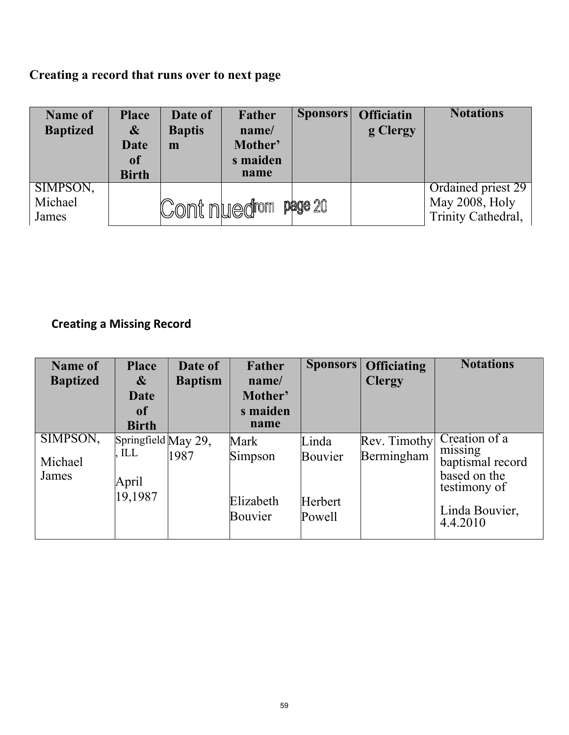## Creating a record that runs over to next page

| Name of Baptized | Place & Date of Birth | Date of Baptism | Father name/ Mother's maiden name | Sponsors | Officiating Clergy | Notations |
|---|---|---|---|---|---|---|
| SIMPSON, Michael James | | Continued from page 20 | | | | Ordained priest 29 May 2008, Holy Trinity Cathedral, |

## Creating a Missing Record

| Name of Baptized | Place & Date of Birth | Date of Baptism | Father name/ Mother's maiden name | Sponsors | Officiating Clergy | Notations |
|---|---|---|---|---|---|---|
| SIMPSON, Michael James | Springfield, ILL April 19,1987 | May 29, 1987 | Mark Simpson Elizabeth Bouvier | Linda Bouvier Herbert Powell | Rev. Timothy Bermingham | Creation of a missing baptismal record based on the testimony of Linda Bouvier, 4.4.2010 |